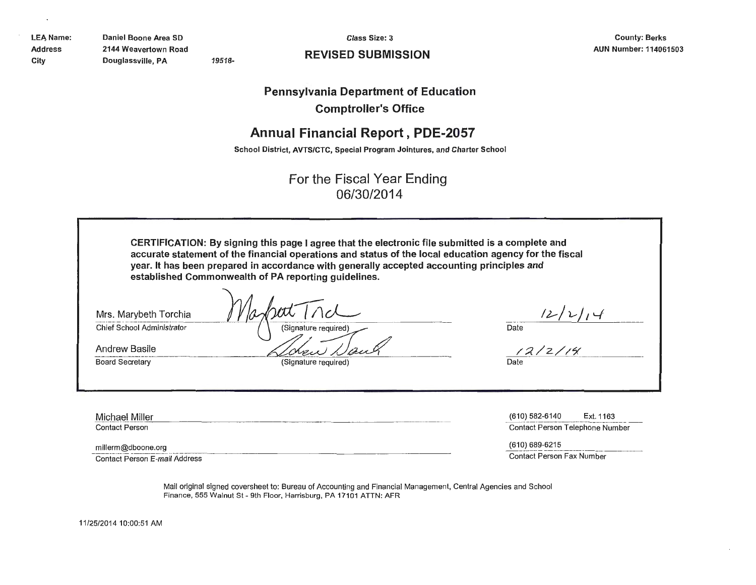| | | |
|---|---|---|
| LEA Name: | Daniel Boone Area SD | |
| Address | 2144 Weavertown Road | |
| City | Douglassville, PA | 19518- |

Class Size: 3

**REVISED SUBMISSION**

County: Berks
AUN Number: 114061503

## Pennsylvania Department of Education
## Comptroller's Office

# Annual Financial Report , PDE-2057

**School District, AVTS/CTC, Special Program Jointures, and Charter School**

For the Fiscal Year Ending
06/30/2014

**CERTIFICATION: By signing this page I agree that the electronic file submitted is a complete and accurate statement of the financial operations and status of the local education agency for the fiscal year. It has been prepared in accordance with generally accepted accounting principles and established Commonwealth of PA reporting guidelines.**

| Name | Signature | Date |
|---|---|---|
| Mrs. Marybeth Torchia<br>Chief School Administrator | Marybeth Torchia<br>(Signature required) | 12/2/14<br>Date |
| Andrew Basile<br>Board Secretary | Andrew Basile<br>(Signature required) | 12/2/14<br>Date |

Michael Miller
Contact Person

(610) 582-6140 Ext. 1163
Contact Person Telephone Number

millerm@dboone.org
Contact Person E-mail Address

(610) 689-6215
Contact Person Fax Number

Mail original signed coversheet to: Bureau of Accounting and Financial Management, Central Agencies and School Finance, 555 Walnut St - 9th Floor, Harrisburg, PA 17101 ATTN: AFR

11/25/2014 10:00:51 AM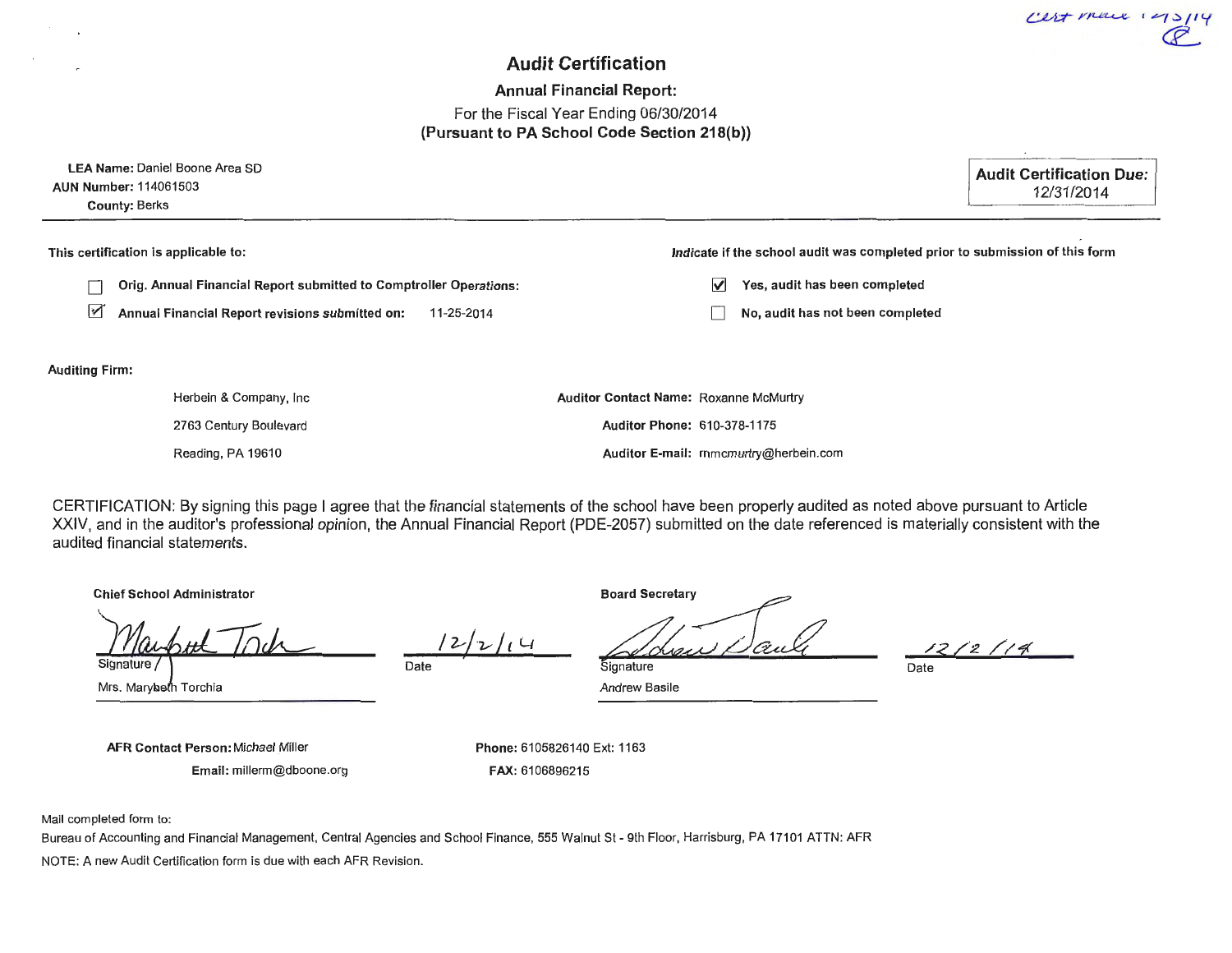cert mail 12/3/14

# Audit Certification

## Annual Financial Report:

For the Fiscal Year Ending 06/30/2014

**(Pursuant to PA School Code Section 218(b))**

**LEA Name:** Daniel Boone Area SD
**AUN Number:** 114061503
**County:** Berks

**Audit Certification Due:** 12/31/2014

**This certification is applicable to:**

- ☐ **Orig. Annual Financial Report submitted to Comptroller Operations:**
- ☑ **Annual Financial Report revisions submitted on:** 11-25-2014

**Indicate if the school audit was completed prior to submission of this form**

- ☑ **Yes, audit has been completed**
- ☐ **No, audit has not been completed**

**Auditing Firm:**

Herbein & Company, Inc
2763 Century Boulevard
Reading, PA 19610

**Auditor Contact Name:** Roxanne McMurtry
**Auditor Phone:** 610-378-1175
**Auditor E-mail:** rmcmurtry@herbein.com

CERTIFICATION: By signing this page I agree that the financial statements of the school have been properly audited as noted above pursuant to Article XXIV, and in the auditor's professional opinion, the Annual Financial Report (PDE-2057) submitted on the date referenced is materially consistent with the audited financial statements.

**Chief School Administrator**

Signature: Maribeth Torchia
Mrs. Marybeth Torchia
Date: 12/2/14

**Board Secretary**

Signature: Andrew Basile
Andrew Basile
Date: 12/2/14

**AFR Contact Person:** Michael Miller
**Email:** millerm@dboone.org

**Phone:** 6105826140 Ext: 1163
**FAX:** 6106896215

Mail completed form to:
Bureau of Accounting and Financial Management, Central Agencies and School Finance, 555 Walnut St - 9th Floor, Harrisburg, PA 17101 ATTN: AFR

NOTE: A new Audit Certification form is due with each AFR Revision.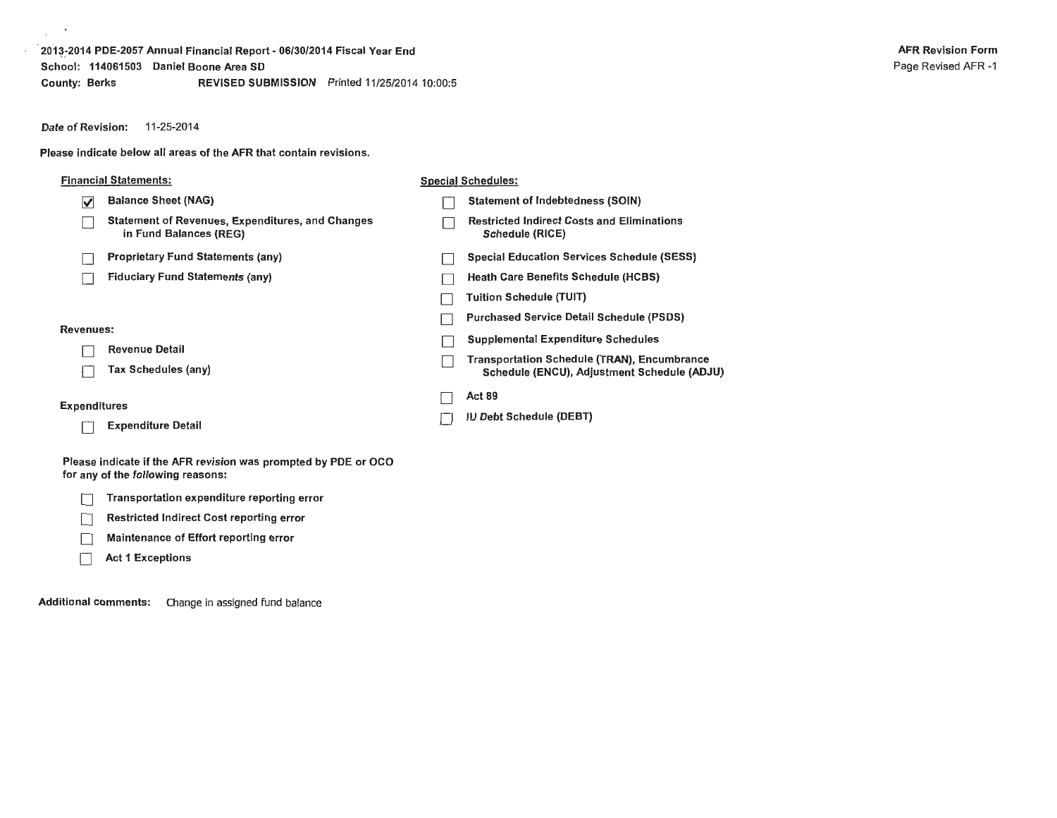2013-2014 PDE-2057 Annual Financial Report - 06/30/2014 Fiscal Year End
School: 114061503 Daniel Boone Area SD
County: Berks REVISED SUBMISSION Printed 11/25/2014 10:00:5

**AFR Revision Form**

**Date of Revision:** 11-25-2014

**Please indicate below all areas of the AFR that contain revisions.**

**Financial Statements:**

- [x] Balance Sheet (NAG)
- [ ] Statement of Revenues, Expenditures, and Changes in Fund Balances (REG)
- [ ] Proprietary Fund Statements (any)
- [ ] Fiduciary Fund Statements (any)

**Revenues:**

- [ ] Revenue Detail
- [ ] Tax Schedules (any)

**Expenditures**

- [ ] Expenditure Detail

**Special Schedules:**

- [ ] Statement of Indebtedness (SOIN)
- [ ] Restricted Indirect Costs and Eliminations Schedule (RICE)
- [ ] Special Education Services Schedule (SESS)
- [ ] Heath Care Benefits Schedule (HCBS)
- [ ] Tuition Schedule (TUIT)
- [ ] Purchased Service Detail Schedule (PSDS)
- [ ] Supplemental Expenditure Schedules
- [ ] Transportation Schedule (TRAN), Encumbrance Schedule (ENCU), Adjustment Schedule (ADJU)
- [ ] Act 89
- [ ] IU Debt Schedule (DEBT)

**Please indicate if the AFR revision was prompted by PDE or OCO for any of the following reasons:**

- [ ] Transportation expenditure reporting error
- [ ] Restricted Indirect Cost reporting error
- [ ] Maintenance of Effort reporting error
- [ ] Act 1 Exceptions

**Additional comments:** Change in assigned fund balance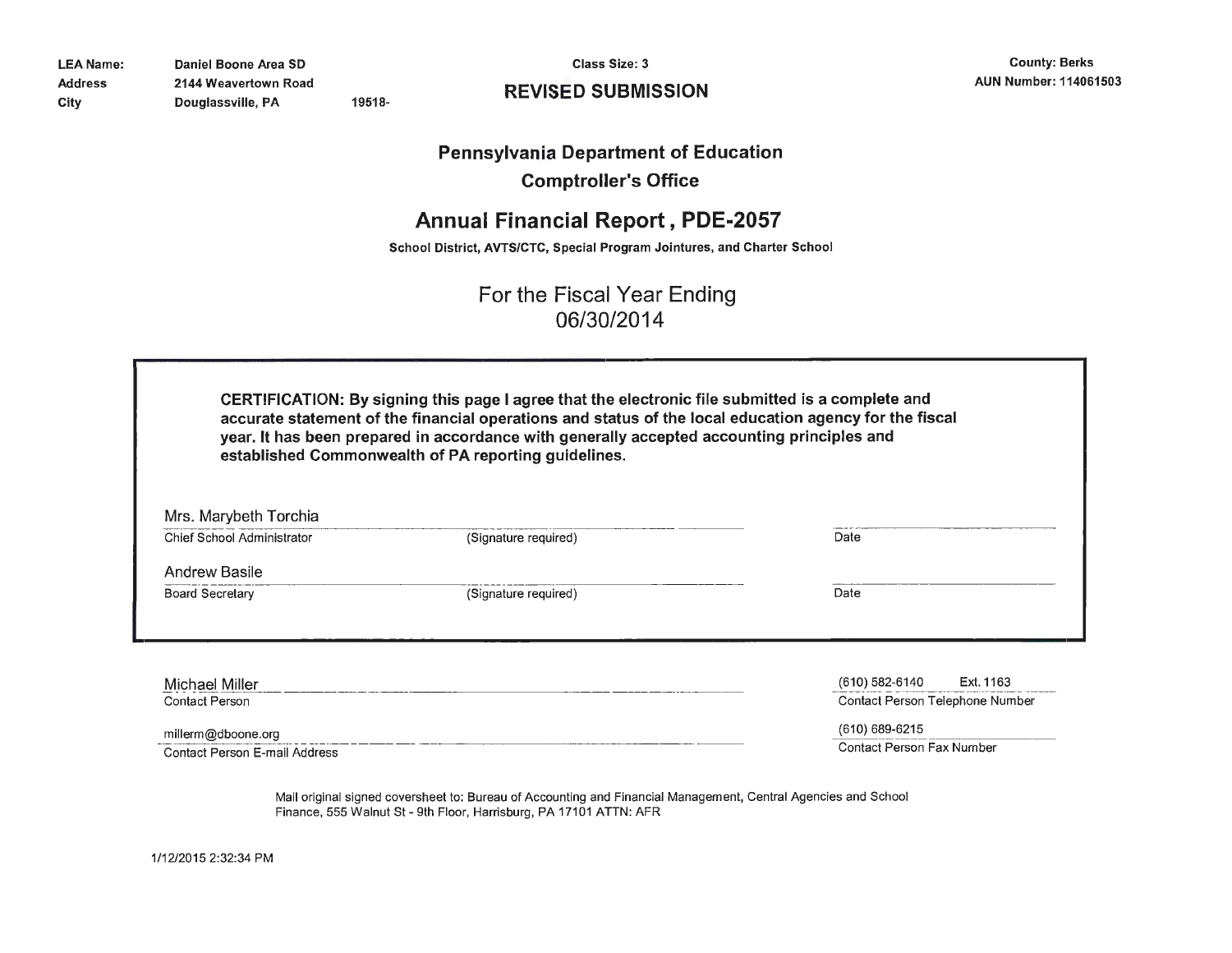**LEA Name:** Daniel Boone Area SD
**Address** 2144 Weavertown Road
**City** Douglassville, PA 19518-

**Class Size: 3**

**REVISED SUBMISSION**

**County: Berks**
**AUN Number: 114061503**

## Pennsylvania Department of Education

### Comptroller's Office

# Annual Financial Report , PDE-2057

**School District, AVTS/CTC, Special Program Jointures, and Charter School**

For the Fiscal Year Ending
06/30/2014

**CERTIFICATION: By signing this page I agree that the electronic file submitted is a complete and accurate statement of the financial operations and status of the local education agency for the fiscal year. It has been prepared in accordance with generally accepted accounting principles and established Commonwealth of PA reporting guidelines.**

Mrs. Marybeth Torchia
Chief School Administrator (Signature required) Date

Andrew Basile
Board Secretary (Signature required) Date

Michael Miller
Contact Person

(610) 582-6140 Ext. 1163
Contact Person Telephone Number

millerm@dboone.org
Contact Person E-mail Address

(610) 689-6215
Contact Person Fax Number

Mail original signed coversheet to: Bureau of Accounting and Financial Management, Central Agencies and School Finance, 555 Walnut St - 9th Floor, Harrisburg, PA 17101 ATTN: AFR

1/12/2015 2:32:34 PM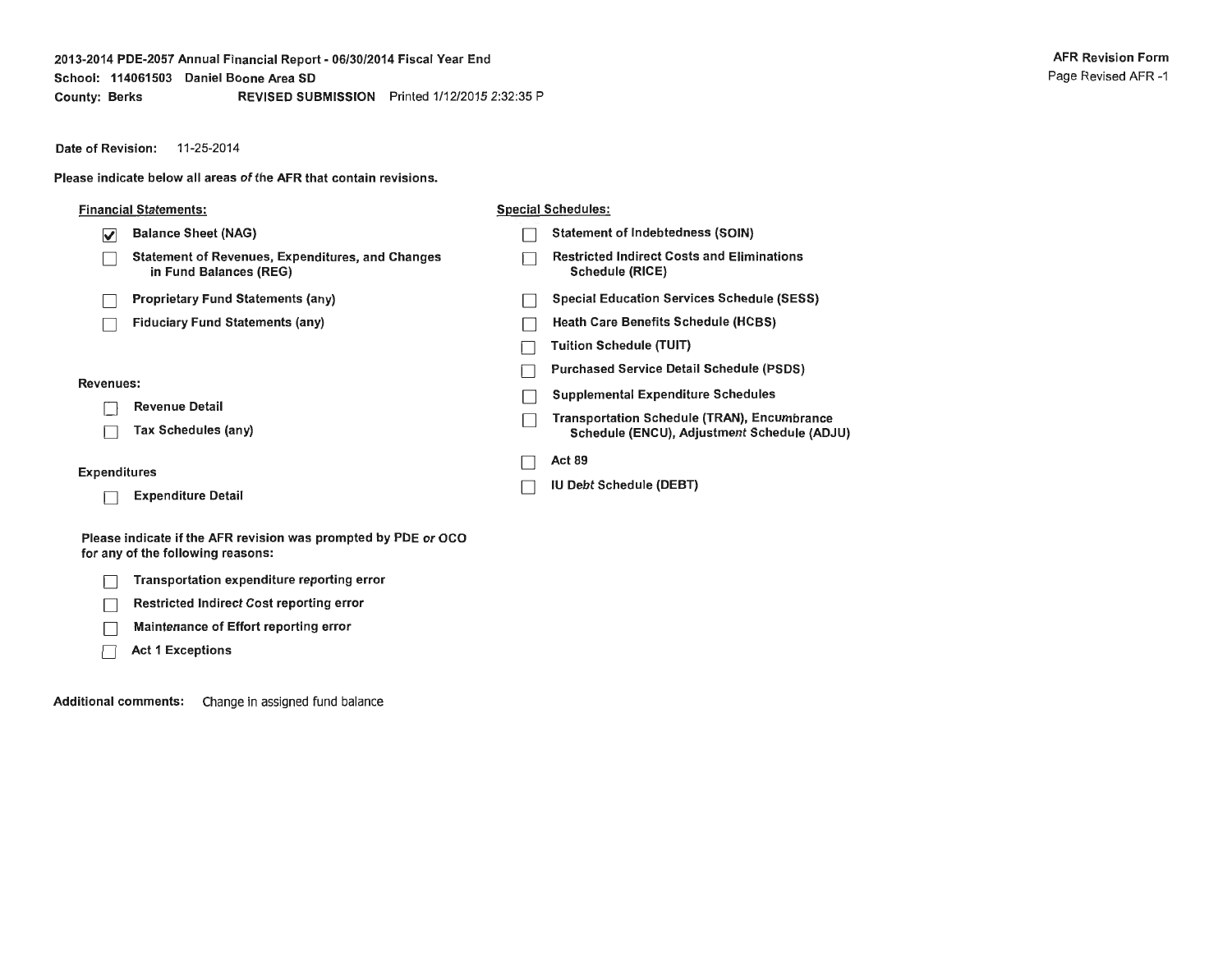2013-2014 PDE-2057 Annual Financial Report - 06/30/2014 Fiscal Year End
School: 114061503 Daniel Boone Area SD
County: Berks REVISED SUBMISSION Printed 1/12/2015 2:32:35 P

**AFR Revision Form**
Page Revised AFR -1

**Date of Revision:** 11-25-2014

**Please indicate below all areas of the AFR that contain revisions.**

**Financial Statements:**

- [x] Balance Sheet (NAG)
- [ ] Statement of Revenues, Expenditures, and Changes in Fund Balances (REG)
- [ ] Proprietary Fund Statements (any)
- [ ] Fiduciary Fund Statements (any)

**Revenues:**

- [ ] Revenue Detail
- [ ] Tax Schedules (any)

**Expenditures**

- [ ] Expenditure Detail

**Special Schedules:**

- [ ] Statement of Indebtedness (SOIN)
- [ ] Restricted Indirect Costs and Eliminations Schedule (RICE)
- [ ] Special Education Services Schedule (SESS)
- [ ] Heath Care Benefits Schedule (HCBS)
- [ ] Tuition Schedule (TUIT)
- [ ] Purchased Service Detail Schedule (PSDS)
- [ ] Supplemental Expenditure Schedules
- [ ] Transportation Schedule (TRAN), Encumbrance Schedule (ENCU), Adjustment Schedule (ADJU)
- [ ] Act 89
- [ ] IU Debt Schedule (DEBT)

**Please indicate if the AFR revision was prompted by PDE or OCO for any of the following reasons:**

- [ ] Transportation expenditure reporting error
- [ ] Restricted Indirect Cost reporting error
- [ ] Maintenance of Effort reporting error
- [ ] Act 1 Exceptions

**Additional comments:** Change in assigned fund balance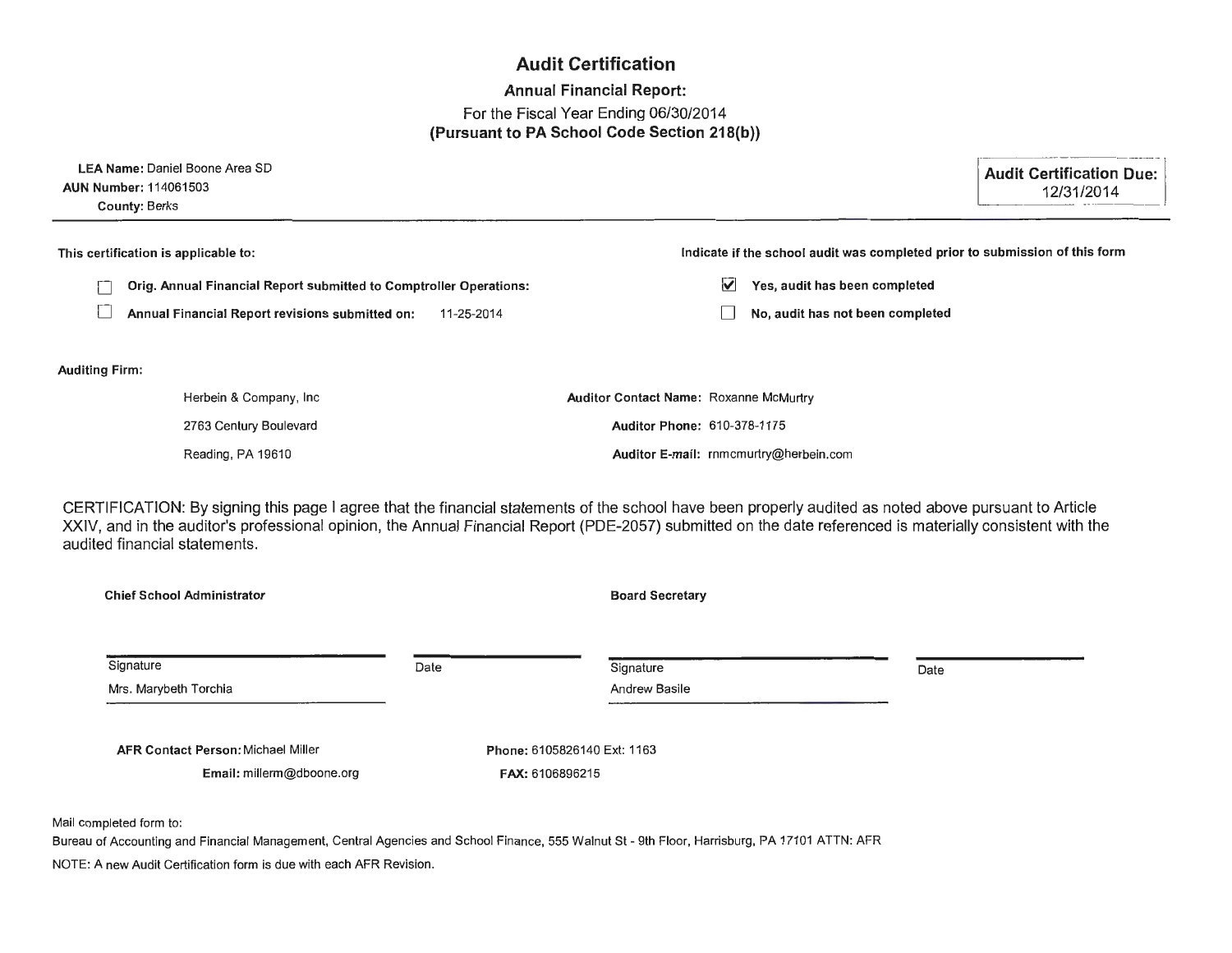# Audit Certification

## Annual Financial Report:

For the Fiscal Year Ending 06/30/2014
**(Pursuant to PA School Code Section 218(b))**

**LEA Name:** Daniel Boone Area SD
**AUN Number:** 114061503
**County:** Berks

**Audit Certification Due:** 12/31/2014

**This certification is applicable to:**

- ☐ **Orig. Annual Financial Report submitted to Comptroller Operations:**
- ☐ **Annual Financial Report revisions submitted on:** 11-25-2014

**Indicate if the school audit was completed prior to submission of this form**

- ☑ **Yes, audit has been completed**
- ☐ **No, audit has not been completed**

**Auditing Firm:**

Herbein & Company, Inc
2763 Century Boulevard
Reading, PA 19610

**Auditor Contact Name:** Roxanne McMurtry
**Auditor Phone:** 610-378-1175
**Auditor E-mail:** rnmcmurtry@herbein.com

CERTIFICATION: By signing this page I agree that the financial statements of the school have been properly audited as noted above pursuant to Article XXIV, and in the auditor's professional opinion, the Annual Financial Report (PDE-2057) submitted on the date referenced is materially consistent with the audited financial statements.

| **Chief School Administrator** | | **Board Secretary** | |
|---|---|---|---|
| Signature | Date | Signature | Date |
| Mrs. Marybeth Torchia | | Andrew Basile | |

**AFR Contact Person:** Michael Miller
**Email:** millerm@dboone.org

**Phone:** 6105826140 Ext: 1163
**FAX:** 6106896215

Mail completed form to:
Bureau of Accounting and Financial Management, Central Agencies and School Finance, 555 Walnut St - 9th Floor, Harrisburg, PA 17101 ATTN: AFR

NOTE: A new Audit Certification form is due with each AFR Revision.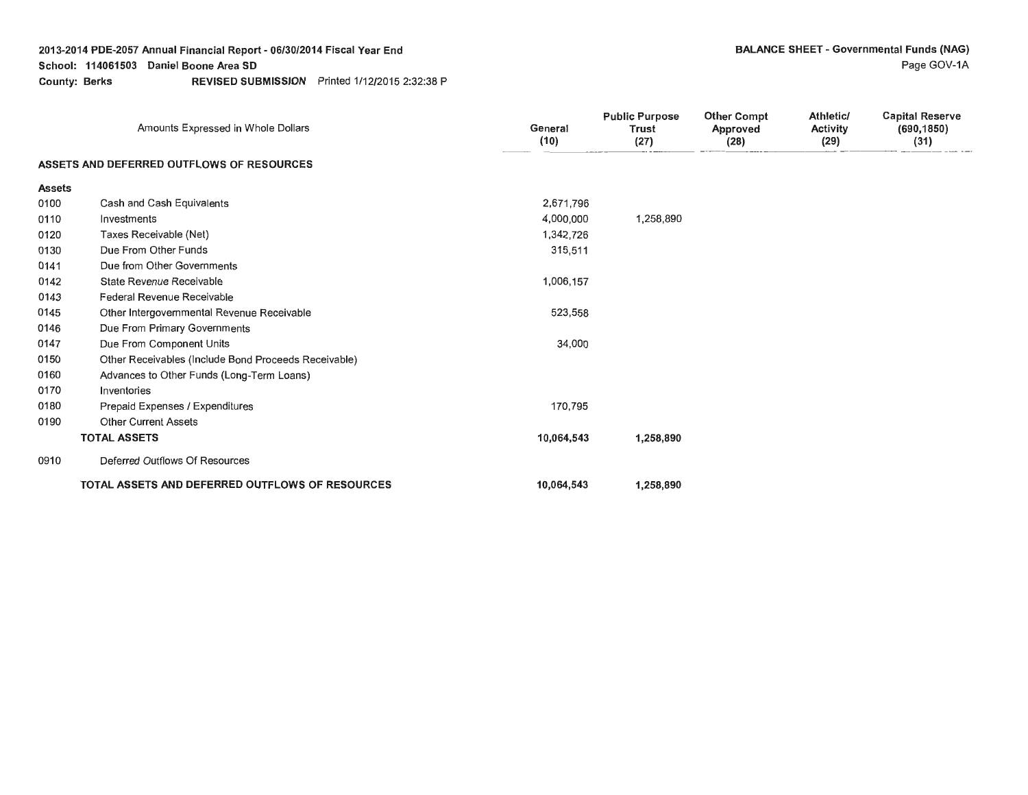2013-2014 PDE-2057 Annual Financial Report - 06/30/2014 Fiscal Year End
School: 114061503 Daniel Boone Area SD
County: Berks REVISED SUBMISSION Printed 1/12/2015 2:32:38 P

**BALANCE SHEET - Governmental Funds (NAG)**
Page GOV-1A

| | Amounts Expressed in Whole Dollars | General (10) | Public Purpose Trust (27) | Other Compt Approved (28) | Athletic/ Activity (29) | Capital Reserve (690,1850) (31) |
|---|---|---|---|---|---|---|
| | **ASSETS AND DEFERRED OUTFLOWS OF RESOURCES** | | | | | |
| **Assets** | | | | | | |
| 0100 | Cash and Cash Equivalents | 2,671,796 | | | | |
| 0110 | Investments | 4,000,000 | 1,258,890 | | | |
| 0120 | Taxes Receivable (Net) | 1,342,726 | | | | |
| 0130 | Due From Other Funds | 315,511 | | | | |
| 0141 | Due from Other Governments | | | | | |
| 0142 | State Revenue Receivable | 1,006,157 | | | | |
| 0143 | Federal Revenue Receivable | | | | | |
| 0145 | Other Intergovernmental Revenue Receivable | 523,558 | | | | |
| 0146 | Due From Primary Governments | | | | | |
| 0147 | Due From Component Units | 34,000 | | | | |
| 0150 | Other Receivables (Include Bond Proceeds Receivable) | | | | | |
| 0160 | Advances to Other Funds (Long-Term Loans) | | | | | |
| 0170 | Inventories | | | | | |
| 0180 | Prepaid Expenses / Expenditures | 170,795 | | | | |
| 0190 | Other Current Assets | | | | | |
| | **TOTAL ASSETS** | **10,064,543** | **1,258,890** | | | |
| 0910 | Deferred Outflows Of Resources | | | | | |
| | **TOTAL ASSETS AND DEFERRED OUTFLOWS OF RESOURCES** | **10,064,543** | **1,258,890** | | | |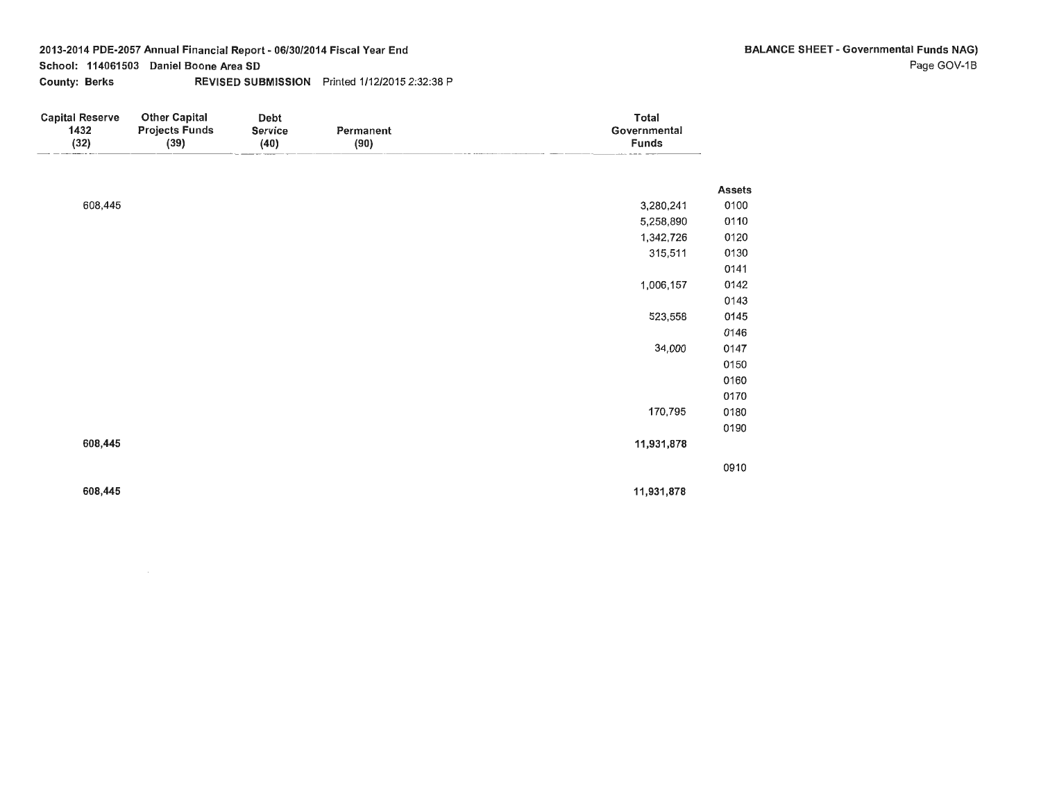2013-2014 PDE-2057 Annual Financial Report - 06/30/2014 Fiscal Year End

School: 114061503 Daniel Boone Area SD

County: Berks REVISED SUBMISSION Printed 1/12/2015 2:32:38 P

**BALANCE SHEET - Governmental Funds NAG)**

Page GOV-1B

| Capital Reserve 1432 (32) | Other Capital Projects Funds (39) | Debt Service (40) | Permanent (90) | Total Governmental Funds | |
|---|---|---|---|---|---|
| | | | | | **Assets** |
| 608,445 | | | | 3,280,241 | 0100 |
| | | | | 5,258,890 | 0110 |
| | | | | 1,342,726 | 0120 |
| | | | | 315,511 | 0130 |
| | | | | | 0141 |
| | | | | 1,006,157 | 0142 |
| | | | | | 0143 |
| | | | | 523,558 | 0145 |
| | | | | | 0146 |
| | | | | 34,000 | 0147 |
| | | | | | 0150 |
| | | | | | 0160 |
| | | | | | 0170 |
| | | | | 170,795 | 0180 |
| | | | | | 0190 |
| **608,445** | | | | **11,931,878** | |
| | | | | | 0910 |
| **608,445** | | | | **11,931,878** | |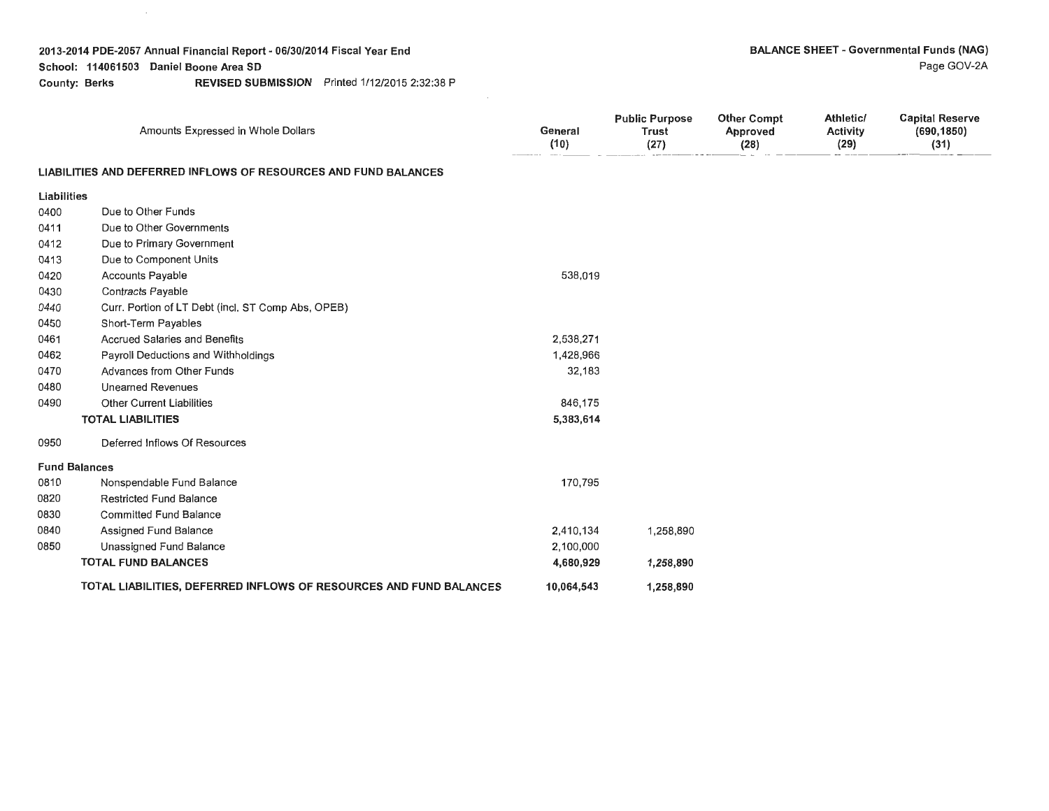2013-2014 PDE-2057 Annual Financial Report - 06/30/2014 Fiscal Year End
School: 114061503 Daniel Boone Area SD
County: Berks REVISED SUBMISSION Printed 1/12/2015 2:32:38 P

BALANCE SHEET - Governmental Funds (NAG)
Page GOV-2A

| | Amounts Expressed in Whole Dollars | General (10) | Public Purpose Trust (27) | Other Compt Approved (28) | Athletic/ Activity (29) | Capital Reserve (690,1850) (31) |
|---|---|---|---|---|---|---|
| **LIABILITIES AND DEFERRED INFLOWS OF RESOURCES AND FUND BALANCES** | | | | | | |
| **Liabilities** | | | | | | |
| 0400 | Due to Other Funds | | | | | |
| 0411 | Due to Other Governments | | | | | |
| 0412 | Due to Primary Government | | | | | |
| 0413 | Due to Component Units | | | | | |
| 0420 | Accounts Payable | 538,019 | | | | |
| 0430 | Contracts Payable | | | | | |
| 0440 | Curr. Portion of LT Debt (incl. ST Comp Abs, OPEB) | | | | | |
| 0450 | Short-Term Payables | | | | | |
| 0461 | Accrued Salaries and Benefits | 2,538,271 | | | | |
| 0462 | Payroll Deductions and Withholdings | 1,428,966 | | | | |
| 0470 | Advances from Other Funds | 32,183 | | | | |
| 0480 | Unearned Revenues | | | | | |
| 0490 | Other Current Liabilities | 846,175 | | | | |
| | **TOTAL LIABILITIES** | **5,383,614** | | | | |
| 0950 | Deferred Inflows Of Resources | | | | | |
| **Fund Balances** | | | | | | |
| 0810 | Nonspendable Fund Balance | 170,795 | | | | |
| 0820 | Restricted Fund Balance | | | | | |
| 0830 | Committed Fund Balance | | | | | |
| 0840 | Assigned Fund Balance | 2,410,134 | 1,258,890 | | | |
| 0850 | Unassigned Fund Balance | 2,100,000 | | | | |
| | **TOTAL FUND BALANCES** | **4,680,929** | **1,258,890** | | | |
| | **TOTAL LIABILITIES, DEFERRED INFLOWS OF RESOURCES AND FUND BALANCES** | **10,064,543** | **1,258,890** | | | |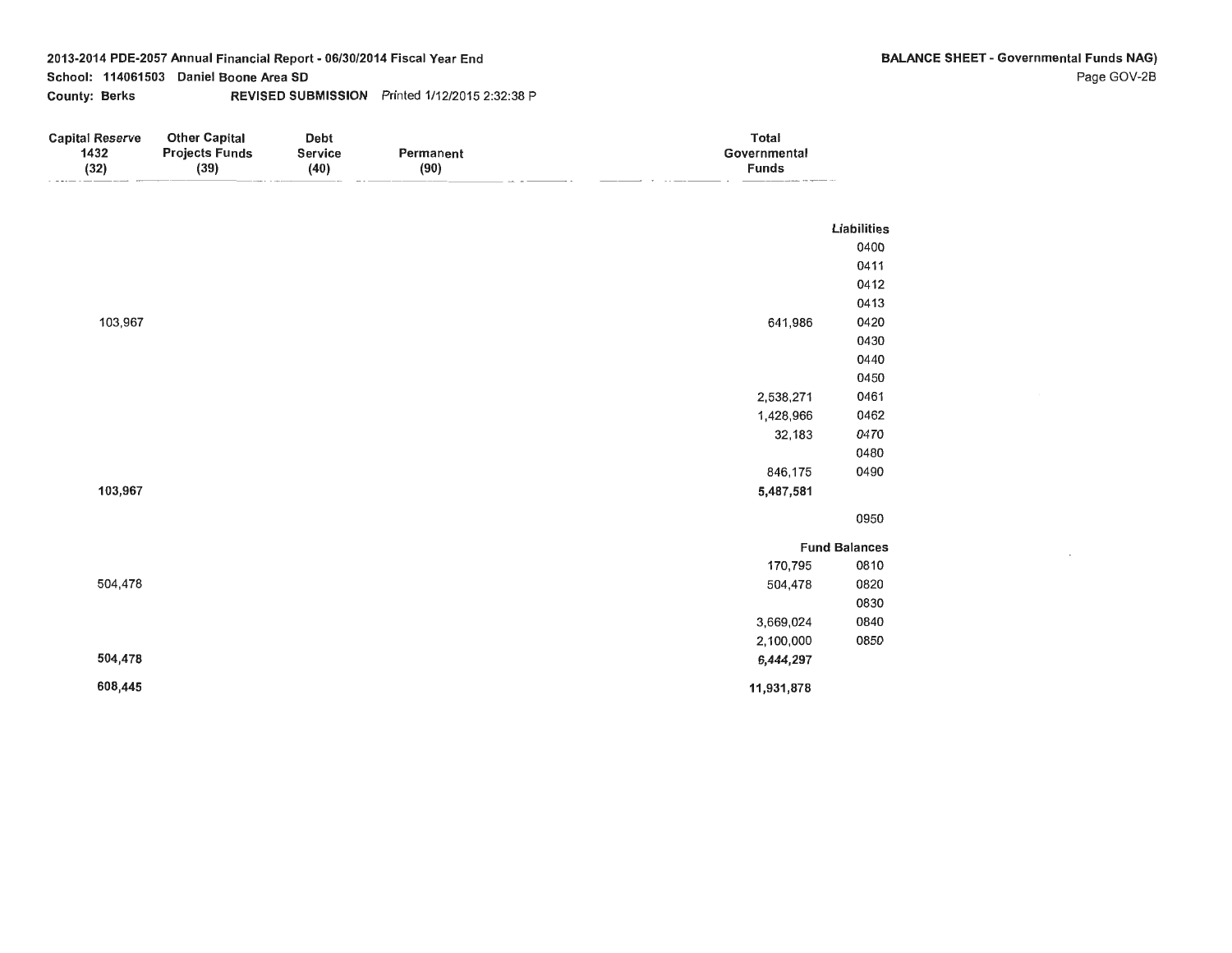2013-2014 PDE-2057 Annual Financial Report - 06/30/2014 Fiscal Year End

School: 114061503 Daniel Boone Area SD

County: Berks

REVISED SUBMISSION Printed 1/12/2015 2:32:38 P

**BALANCE SHEET - Governmental Funds NAG)**

Page GOV-2B

| Capital Reserve 1432 (32) | Other Capital Projects Funds (39) | Debt Service (40) | Permanent (90) | Total Governmental Funds | |
|---|---|---|---|---|---|
| | | | | | *Liabilities* |
| | | | | | 0400 |
| | | | | | 0411 |
| | | | | | 0412 |
| | | | | | 0413 |
| 103,967 | | | | 641,986 | 0420 |
| | | | | | 0430 |
| | | | | | 0440 |
| | | | | | 0450 |
| | | | | 2,538,271 | 0461 |
| | | | | 1,428,966 | 0462 |
| | | | | 32,183 | 0470 |
| | | | | | 0480 |
| | | | | 846,175 | 0490 |
| **103,967** | | | | **5,487,581** | |
| | | | | | 0950 |
| | | | | | **Fund Balances** |
| | | | | 170,795 | 0810 |
| 504,478 | | | | 504,478 | 0820 |
| | | | | | 0830 |
| | | | | 3,669,024 | 0840 |
| | | | | 2,100,000 | 0850 |
| **504,478** | | | | **6,444,297** | |
| **608,445** | | | | **11,931,878** | |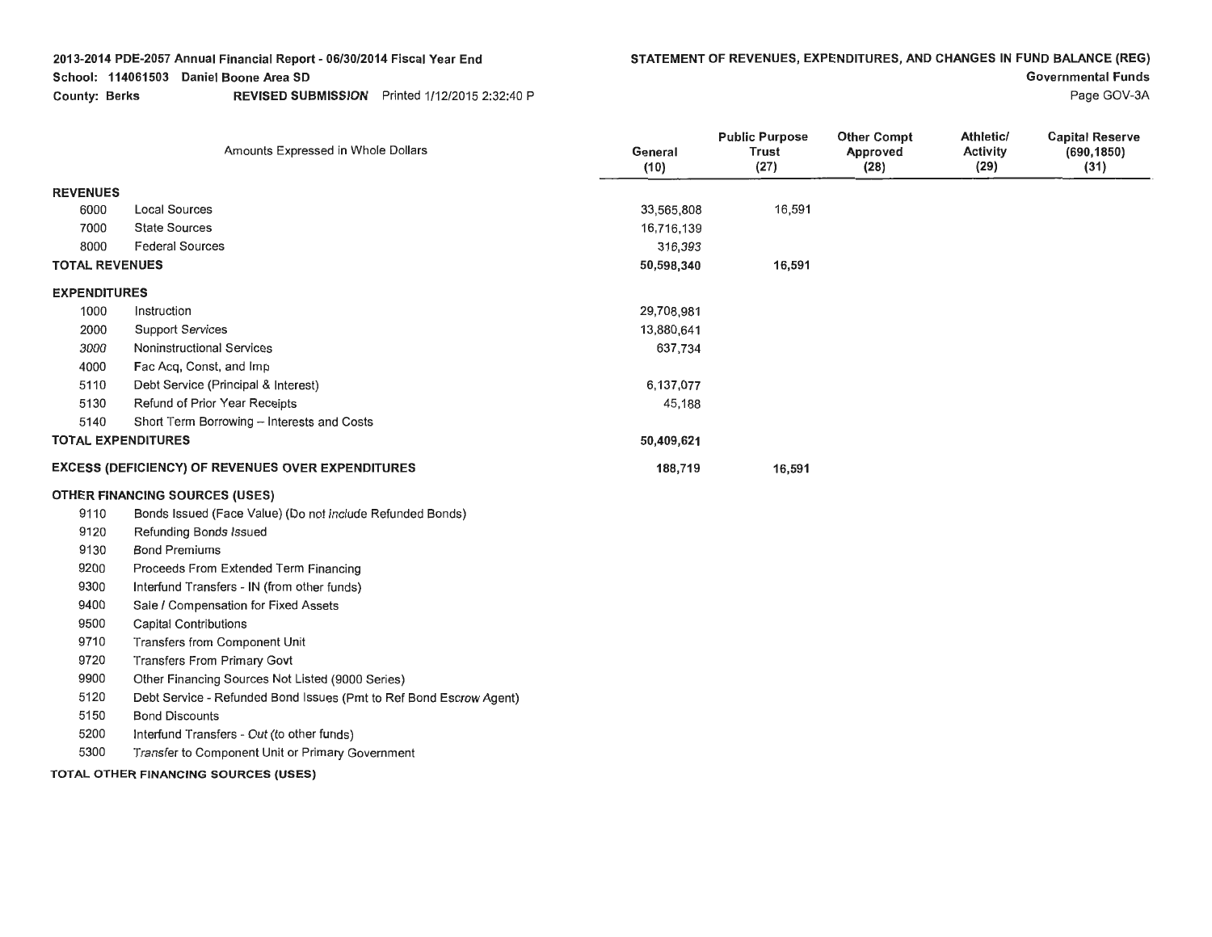2013-2014 PDE-2057 Annual Financial Report - 06/30/2014 Fiscal Year End
School: 114061503 Daniel Boone Area SD
County: Berks REVISED SUBMISSION Printed 1/12/2015 2:32:40 P

## STATEMENT OF REVENUES, EXPENDITURES, AND CHANGES IN FUND BALANCE (REG)

Governmental Funds

Page GOV-3A

| | Amounts Expressed in Whole Dollars | General (10) | Public Purpose Trust (27) | Other Compt Approved (28) | Athletic/ Activity (29) | Capital Reserve (690,1850) (31) |
|---|---|---|---|---|---|---|
| **REVENUES** | | | | | | |
| 6000 | Local Sources | 33,565,808 | 16,591 | | | |
| 7000 | State Sources | 16,716,139 | | | | |
| 8000 | Federal Sources | 316,393 | | | | |
| **TOTAL REVENUES** | | **50,598,340** | **16,591** | | | |
| **EXPENDITURES** | | | | | | |
| 1000 | Instruction | 29,708,981 | | | | |
| 2000 | Support Services | 13,880,641 | | | | |
| 3000 | Noninstructional Services | 637,734 | | | | |
| 4000 | Fac Acq, Const, and Imp | | | | | |
| 5110 | Debt Service (Principal & Interest) | 6,137,077 | | | | |
| 5130 | Refund of Prior Year Receipts | 45,188 | | | | |
| 5140 | Short Term Borrowing – Interests and Costs | | | | | |
| **TOTAL EXPENDITURES** | | **50,409,621** | | | | |
| **EXCESS (DEFICIENCY) OF REVENUES OVER EXPENDITURES** | | **188,719** | **16,591** | | | |
| **OTHER FINANCING SOURCES (USES)** | | | | | | |
| 9110 | Bonds Issued (Face Value) (Do not include Refunded Bonds) | | | | | |
| 9120 | Refunding Bonds Issued | | | | | |
| 9130 | Bond Premiums | | | | | |
| 9200 | Proceeds From Extended Term Financing | | | | | |
| 9300 | Interfund Transfers - IN (from other funds) | | | | | |
| 9400 | Sale / Compensation for Fixed Assets | | | | | |
| 9500 | Capital Contributions | | | | | |
| 9710 | Transfers from Component Unit | | | | | |
| 9720 | Transfers From Primary Govt | | | | | |
| 9900 | Other Financing Sources Not Listed (9000 Series) | | | | | |
| 5120 | Debt Service - Refunded Bond Issues (Pmt to Ref Bond Escrow Agent) | | | | | |
| 5150 | Bond Discounts | | | | | |
| 5200 | Interfund Transfers - Out (to other funds) | | | | | |
| 5300 | Transfer to Component Unit or Primary Government | | | | | |
| **TOTAL OTHER FINANCING SOURCES (USES)** | | | | | | |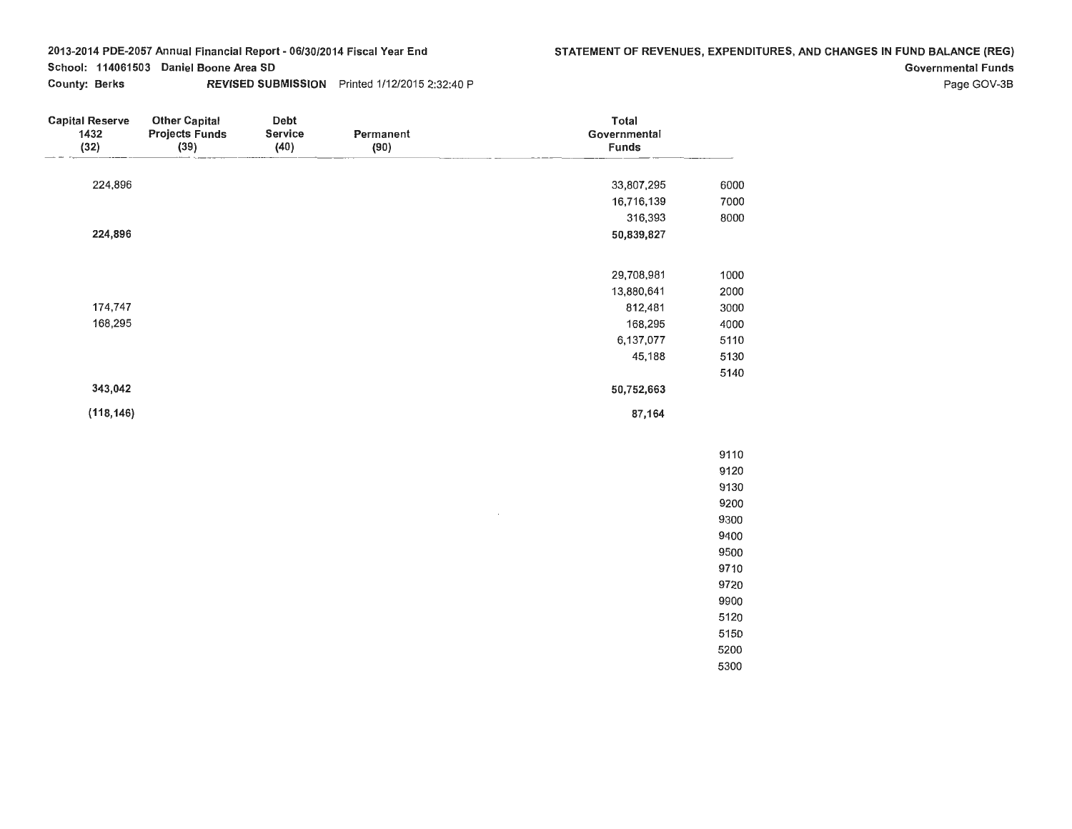2013-2014 PDE-2057 Annual Financial Report - 06/30/2014 Fiscal Year End

School: 114061503 Daniel Boone Area SD

County: Berks **REVISED SUBMISSION** Printed 1/12/2015 2:32:40 P

## STATEMENT OF REVENUES, EXPENDITURES, AND CHANGES IN FUND BALANCE (REG)

Governmental Funds

| Capital Reserve 1432 (32) | Other Capital Projects Funds (39) | Debt Service (40) | Permanent (90) | Total Governmental Funds | |
|---|---|---|---|---|---|
| 224,896 | | | | 33,807,295 | 6000 |
| | | | | 16,716,139 | 7000 |
| | | | | 316,393 | 8000 |
| **224,896** | | | | **50,839,827** | |
| | | | | 29,708,981 | 1000 |
| | | | | 13,880,641 | 2000 |
| 174,747 | | | | 812,481 | 3000 |
| 168,295 | | | | 168,295 | 4000 |
| | | | | 6,137,077 | 5110 |
| | | | | 45,188 | 5130 |
| | | | | | 5140 |
| **343,042** | | | | **50,752,663** | |
| **(118,146)** | | | | **87,164** | |
| | | | | | 9110 |
| | | | | | 9120 |
| | | | | | 9130 |
| | | | | | 9200 |
| | | | | | 9300 |
| | | | | | 9400 |
| | | | | | 9500 |
| | | | | | 9710 |
| | | | | | 9720 |
| | | | | | 9900 |
| | | | | | 5120 |
| | | | | | 5150 |
| | | | | | 5200 |
| | | | | | 5300 |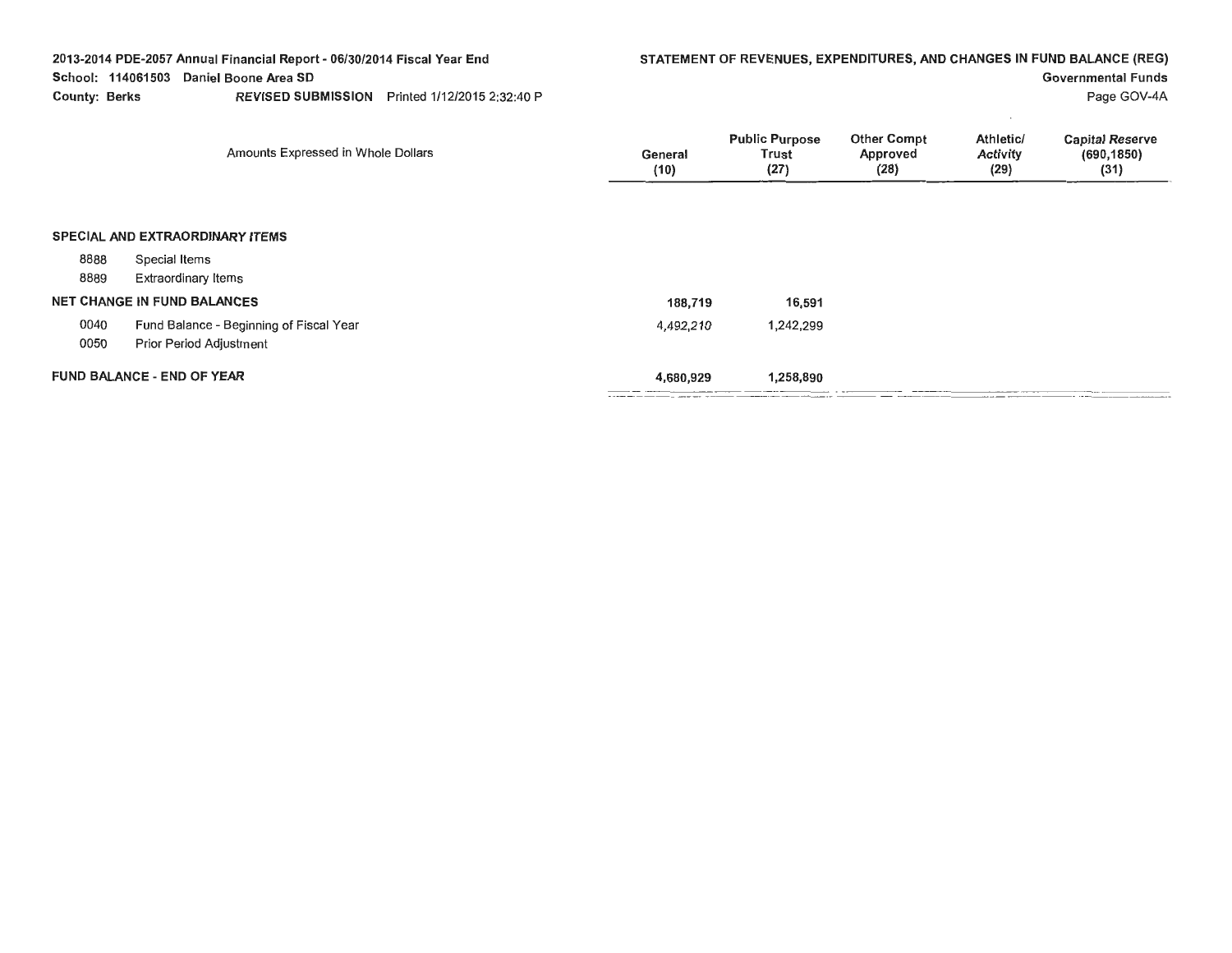2013-2014 PDE-2057 Annual Financial Report - 06/30/2014 Fiscal Year End
School: 114061503 Daniel Boone Area SD
County: Berks   *REVISED SUBMISSION*   Printed 1/12/2015 2:32:40 P

**STATEMENT OF REVENUES, EXPENDITURES, AND CHANGES IN FUND BALANCE (REG)**
**Governmental Funds**
Page GOV-4A

| Amounts Expressed in Whole Dollars | | General (10) | Public Purpose Trust (27) | Other Compt Approved (28) | Athletic/ Activity (29) | Capital Reserve (690,1850) (31) |
|---|---|---|---|---|---|---|
| **SPECIAL AND EXTRAORDINARY ITEMS** | | | | | | |
| 8888 | Special Items | | | | | |
| 8889 | Extraordinary Items | | | | | |
| **NET CHANGE IN FUND BALANCES** | | 188,719 | 16,591 | | | |
| 0040 | Fund Balance - Beginning of Fiscal Year | 4,492,210 | 1,242,299 | | | |
| 0050 | Prior Period Adjustment | | | | | |
| **FUND BALANCE - END OF YEAR** | | 4,680,929 | 1,258,890 | | | |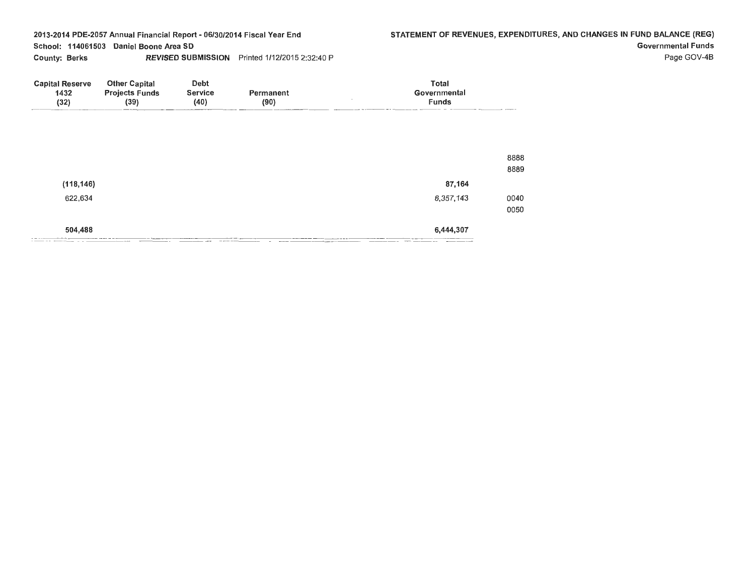2013-2014 PDE-2057 Annual Financial Report - 06/30/2014 Fiscal Year End

School: 114061503 Daniel Boone Area SD

County: Berks *REVISED* **SUBMISSION** Printed 1/12/2015 2:32:40 P

## STATEMENT OF REVENUES, EXPENDITURES, AND CHANGES IN FUND BALANCE (REG)

Governmental Funds

Page GOV-4B

| Capital Reserve 1432 (32) | Other Capital Projects Funds (39) | Debt Service (40) | Permanent (90) | Total Governmental Funds | |
|---|---|---|---|---|---|
| | | | | | 8888 |
| | | | | | 8889 |
| (118,146) | | | | 87,164 | |
| 622,634 | | | | 6,357,143 | 0040 |
| | | | | | 0050 |
| 504,488 | | | | 6,444,307 | |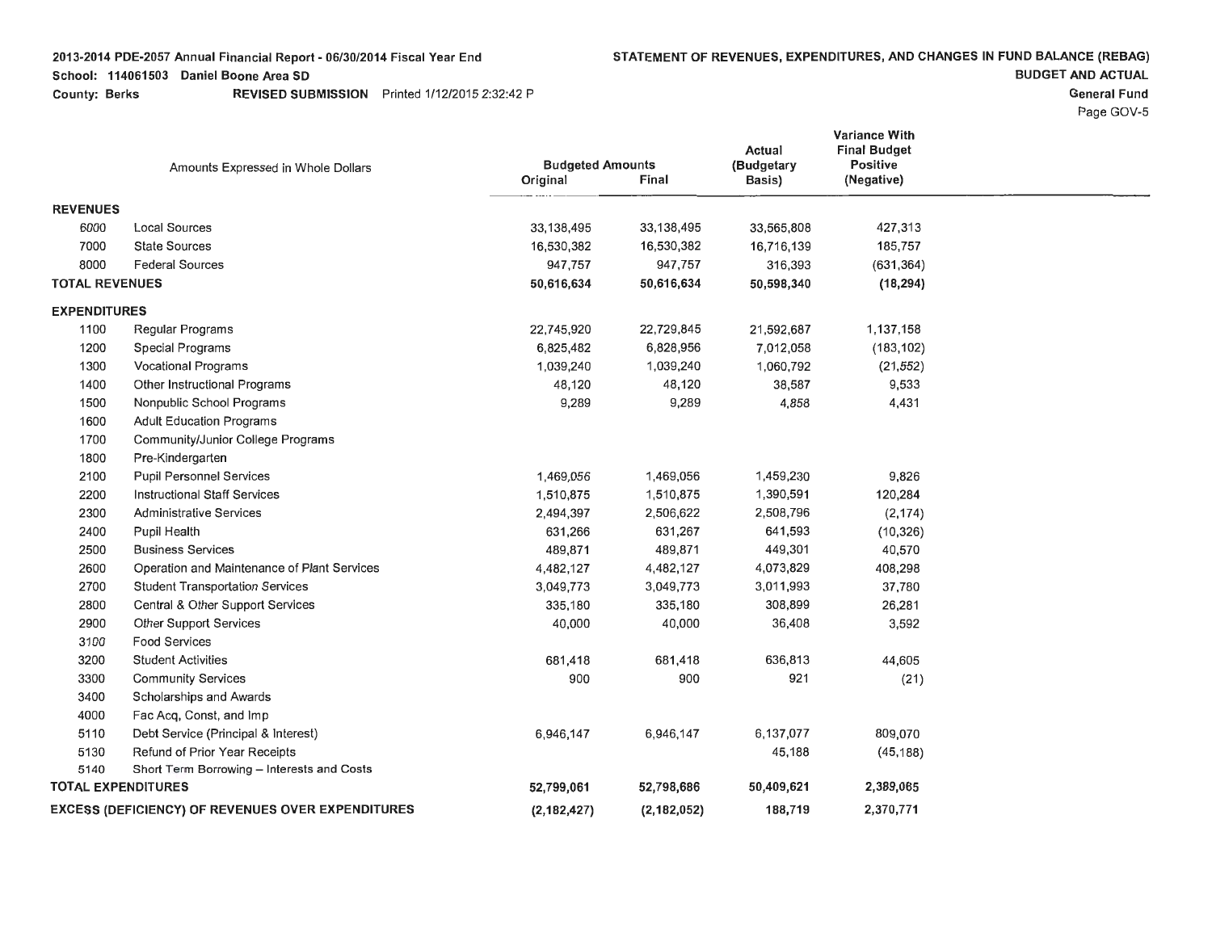2013-2014 PDE-2057 Annual Financial Report - 06/30/2014 Fiscal Year End

School: 114061503 Daniel Boone Area SD

County: Berks REVISED SUBMISSION Printed 1/12/2015 2:32:42 P

**STATEMENT OF REVENUES, EXPENDITURES, AND CHANGES IN FUND BALANCE (REBAG)**

**BUDGET AND ACTUAL**

**General Fund**

Page GOV-5

| Amounts Expressed in Whole Dollars | | Budgeted Amounts Original | Budgeted Amounts Final | Actual (Budgetary Basis) | Variance With Final Budget Positive (Negative) |
|---|---|---|---|---|---|
| **REVENUES** | | | | | |
| 6000 | Local Sources | 33,138,495 | 33,138,495 | 33,565,808 | 427,313 |
| 7000 | State Sources | 16,530,382 | 16,530,382 | 16,716,139 | 185,757 |
| 8000 | Federal Sources | 947,757 | 947,757 | 316,393 | (631,364) |
| **TOTAL REVENUES** | | **50,616,634** | **50,616,634** | **50,598,340** | **(18,294)** |
| **EXPENDITURES** | | | | | |
| 1100 | Regular Programs | 22,745,920 | 22,729,845 | 21,592,687 | 1,137,158 |
| 1200 | Special Programs | 6,825,482 | 6,828,956 | 7,012,058 | (183,102) |
| 1300 | Vocational Programs | 1,039,240 | 1,039,240 | 1,060,792 | (21,552) |
| 1400 | Other Instructional Programs | 48,120 | 48,120 | 38,587 | 9,533 |
| 1500 | Nonpublic School Programs | 9,289 | 9,289 | 4,858 | 4,431 |
| 1600 | Adult Education Programs | | | | |
| 1700 | Community/Junior College Programs | | | | |
| 1800 | Pre-Kindergarten | | | | |
| 2100 | Pupil Personnel Services | 1,469,056 | 1,469,056 | 1,459,230 | 9,826 |
| 2200 | Instructional Staff Services | 1,510,875 | 1,510,875 | 1,390,591 | 120,284 |
| 2300 | Administrative Services | 2,494,397 | 2,506,622 | 2,508,796 | (2,174) |
| 2400 | Pupil Health | 631,266 | 631,267 | 641,593 | (10,326) |
| 2500 | Business Services | 489,871 | 489,871 | 449,301 | 40,570 |
| 2600 | Operation and Maintenance of Plant Services | 4,482,127 | 4,482,127 | 4,073,829 | 408,298 |
| 2700 | Student Transportation Services | 3,049,773 | 3,049,773 | 3,011,993 | 37,780 |
| 2800 | Central & Other Support Services | 335,180 | 335,180 | 308,899 | 26,281 |
| 2900 | Other Support Services | 40,000 | 40,000 | 36,408 | 3,592 |
| 3100 | Food Services | | | | |
| 3200 | Student Activities | 681,418 | 681,418 | 636,813 | 44,605 |
| 3300 | Community Services | 900 | 900 | 921 | (21) |
| 3400 | Scholarships and Awards | | | | |
| 4000 | Fac Acq, Const, and Imp | | | | |
| 5110 | Debt Service (Principal & Interest) | 6,946,147 | 6,946,147 | 6,137,077 | 809,070 |
| 5130 | Refund of Prior Year Receipts | | | 45,188 | (45,188) |
| 5140 | Short Term Borrowing – Interests and Costs | | | | |
| **TOTAL EXPENDITURES** | | **52,799,061** | **52,798,686** | **50,409,621** | **2,389,065** |
| **EXCESS (DEFICIENCY) OF REVENUES OVER EXPENDITURES** | | **(2,182,427)** | **(2,182,052)** | **188,719** | **2,370,771** |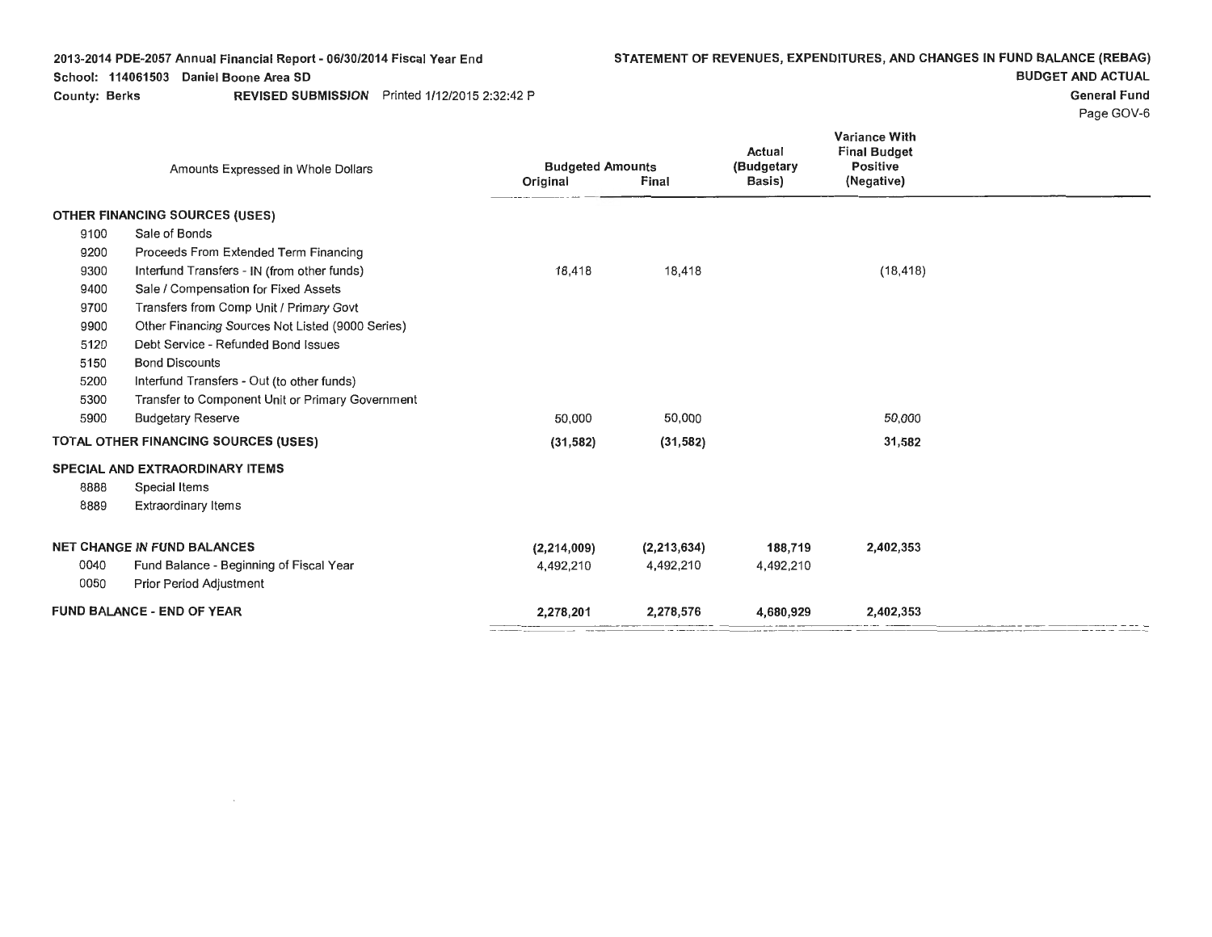**2013-2014 PDE-2057 Annual Financial Report - 06/30/2014 Fiscal Year End**
**School: 114061503 Daniel Boone Area SD**
**County: Berks** **REVISED SUBMISSION** Printed 1/12/2015 2:32:42 P

**STATEMENT OF REVENUES, EXPENDITURES, AND CHANGES IN FUND BALANCE (REBAG)**
**BUDGET AND ACTUAL**
**General Fund**
Page GOV-6

| | Amounts Expressed in Whole Dollars | Budgeted Amounts Original | Final | Actual (Budgetary Basis) | Variance With Final Budget Positive (Negative) |
|---|---|---|---|---|---|
| **OTHER FINANCING SOURCES (USES)** | | | | | |
| 9100 | Sale of Bonds | | | | |
| 9200 | Proceeds From Extended Term Financing | | | | |
| 9300 | Interfund Transfers - IN (from other funds) | 18,418 | 18,418 | | (18,418) |
| 9400 | Sale / Compensation for Fixed Assets | | | | |
| 9700 | Transfers from Comp Unit / Primary Govt | | | | |
| 9900 | Other Financing Sources Not Listed (9000 Series) | | | | |
| 5120 | Debt Service - Refunded Bond Issues | | | | |
| 5150 | Bond Discounts | | | | |
| 5200 | Interfund Transfers - Out (to other funds) | | | | |
| 5300 | Transfer to Component Unit or Primary Government | | | | |
| 5900 | Budgetary Reserve | 50,000 | 50,000 | | 50,000 |
| **TOTAL OTHER FINANCING SOURCES (USES)** | | **(31,582)** | **(31,582)** | | **31,582** |
| **SPECIAL AND EXTRAORDINARY ITEMS** | | | | | |
| 8888 | Special Items | | | | |
| 8889 | Extraordinary Items | | | | |
| **NET CHANGE IN FUND BALANCES** | | **(2,214,009)** | **(2,213,634)** | **188,719** | **2,402,353** |
| 0040 | Fund Balance - Beginning of Fiscal Year | 4,492,210 | 4,492,210 | 4,492,210 | |
| 0050 | Prior Period Adjustment | | | | |
| **FUND BALANCE - END OF YEAR** | | **2,278,201** | **2,278,576** | **4,680,929** | **2,402,353** |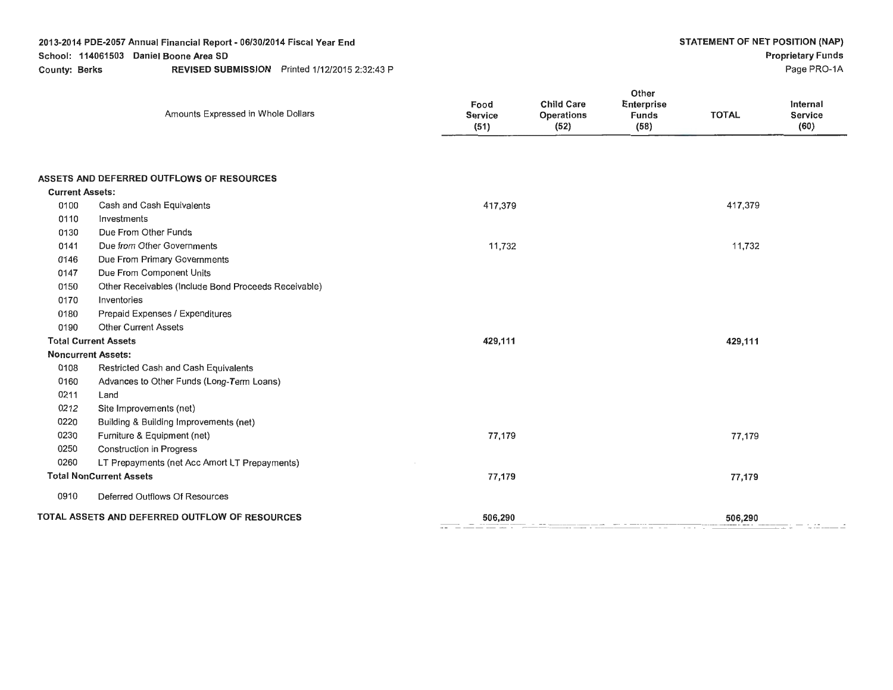**2013-2014 PDE-2057 Annual Financial Report - 06/30/2014 Fiscal Year End**
**School: 114061503 Daniel Boone Area SD**
**County: Berks** **REVISED SUBMISSION** Printed 1/12/2015 2:32:43 P

**STATEMENT OF NET POSITION (NAP)**
**Proprietary Funds**
Page PRO-1A

| | Amounts Expressed in Whole Dollars | Food Service (51) | Child Care Operations (52) | Other Enterprise Funds (58) | TOTAL | Internal Service (60) |
|---|---|---|---|---|---|---|
| **ASSETS AND DEFERRED OUTFLOWS OF RESOURCES** | | | | | | |
| **Current Assets:** | | | | | | |
| 0100 | Cash and Cash Equivalents | 417,379 | | | 417,379 | |
| 0110 | Investments | | | | | |
| 0130 | Due From Other Funds | | | | | |
| 0141 | Due from Other Governments | 11,732 | | | 11,732 | |
| 0146 | Due From Primary Governments | | | | | |
| 0147 | Due From Component Units | | | | | |
| 0150 | Other Receivables (Include Bond Proceeds Receivable) | | | | | |
| 0170 | Inventories | | | | | |
| 0180 | Prepaid Expenses / Expenditures | | | | | |
| 0190 | Other Current Assets | | | | | |
| **Total Current Assets** | | **429,111** | | | **429,111** | |
| **Noncurrent Assets:** | | | | | | |
| 0108 | Restricted Cash and Cash Equivalents | | | | | |
| 0160 | Advances to Other Funds (Long-Term Loans) | | | | | |
| 0211 | Land | | | | | |
| 0212 | Site Improvements (net) | | | | | |
| 0220 | Building & Building Improvements (net) | | | | | |
| 0230 | Furniture & Equipment (net) | 77,179 | | | 77,179 | |
| 0250 | Construction in Progress | | | | | |
| 0260 | LT Prepayments (net Acc Amort LT Prepayments) | | | | | |
| **Total NonCurrent Assets** | | **77,179** | | | **77,179** | |
| 0910 | Deferred Outflows Of Resources | | | | | |
| **TOTAL ASSETS AND DEFERRED OUTFLOW OF RESOURCES** | | **506,290** | | | **506,290** | |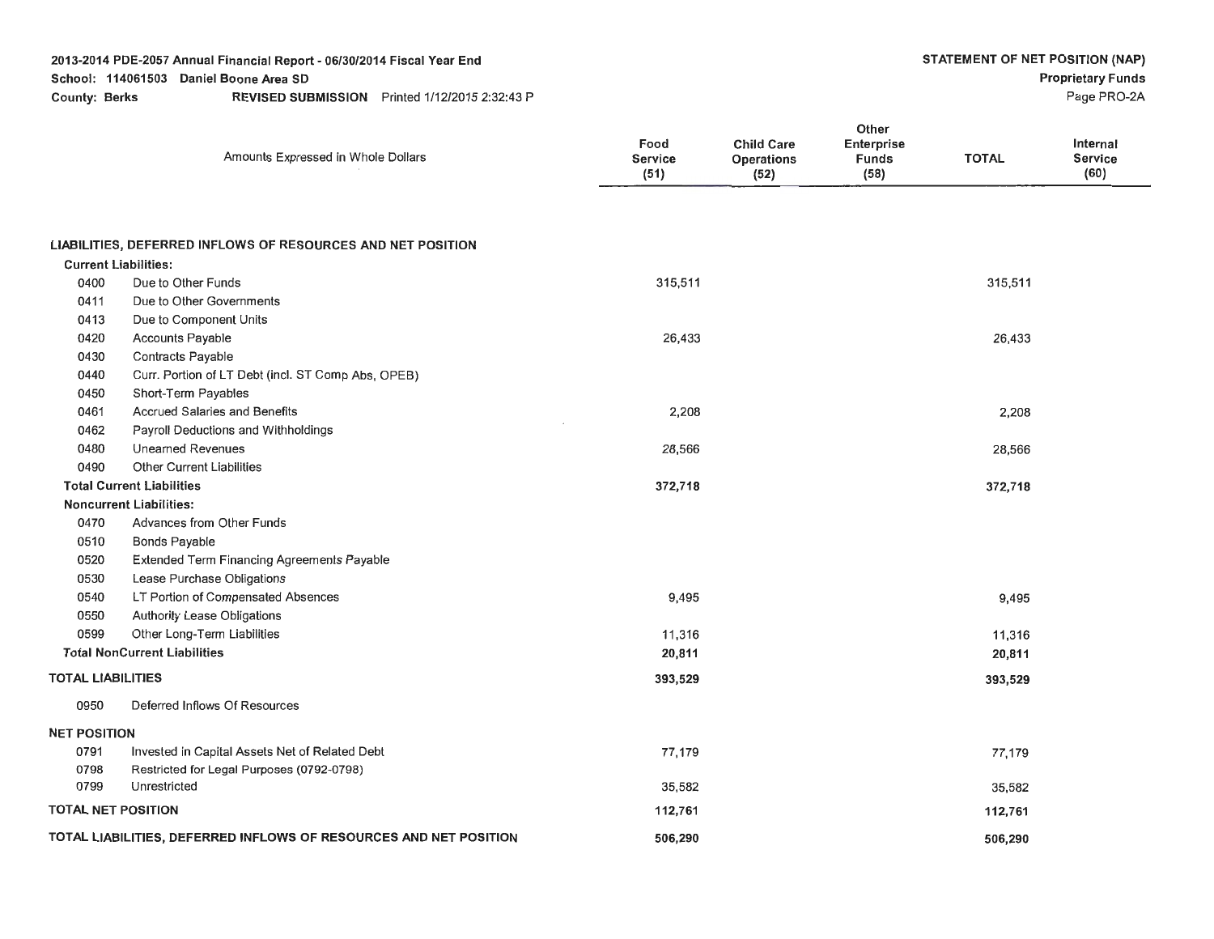2013-2014 PDE-2057 Annual Financial Report - 06/30/2014 Fiscal Year End
School: 114061503 Daniel Boone Area SD
County: Berks REVISED SUBMISSION Printed 1/12/2015 2:32:43 P

STATEMENT OF NET POSITION (NAP)
Proprietary Funds
Page PRO-2A

| | Amounts Expressed in Whole Dollars | Food Service (51) | Child Care Operations (52) | Other Enterprise Funds (58) | TOTAL | Internal Service (60) |
|---|---|---|---|---|---|---|
| **LIABILITIES, DEFERRED INFLOWS OF RESOURCES AND NET POSITION** | | | | | | |
| **Current Liabilities:** | | | | | | |
| 0400 | Due to Other Funds | 315,511 | | | 315,511 | |
| 0411 | Due to Other Governments | | | | | |
| 0413 | Due to Component Units | | | | | |
| 0420 | Accounts Payable | 26,433 | | | 26,433 | |
| 0430 | Contracts Payable | | | | | |
| 0440 | Curr. Portion of LT Debt (incl. ST Comp Abs, OPEB) | | | | | |
| 0450 | Short-Term Payables | | | | | |
| 0461 | Accrued Salaries and Benefits | 2,208 | | | 2,208 | |
| 0462 | Payroll Deductions and Withholdings | | | | | |
| 0480 | Unearned Revenues | 28,566 | | | 28,566 | |
| 0490 | Other Current Liabilities | | | | | |
| **Total Current Liabilities** | | **372,718** | | | **372,718** | |
| **Noncurrent Liabilities:** | | | | | | |
| 0470 | Advances from Other Funds | | | | | |
| 0510 | Bonds Payable | | | | | |
| 0520 | Extended Term Financing Agreements Payable | | | | | |
| 0530 | Lease Purchase Obligations | | | | | |
| 0540 | LT Portion of Compensated Absences | 9,495 | | | 9,495 | |
| 0550 | Authority Lease Obligations | | | | | |
| 0599 | Other Long-Term Liabilities | 11,316 | | | 11,316 | |
| **Total NonCurrent Liabilities** | | **20,811** | | | **20,811** | |
| **TOTAL LIABILITIES** | | **393,529** | | | **393,529** | |
| 0950 | Deferred Inflows Of Resources | | | | | |
| **NET POSITION** | | | | | | |
| 0791 | Invested in Capital Assets Net of Related Debt | 77,179 | | | 77,179 | |
| 0798 | Restricted for Legal Purposes (0792-0798) | | | | | |
| 0799 | Unrestricted | 35,582 | | | 35,582 | |
| **TOTAL NET POSITION** | | **112,761** | | | **112,761** | |
| **TOTAL LIABILITIES, DEFERRED INFLOWS OF RESOURCES AND NET POSITION** | | **506,290** | | | **506,290** | |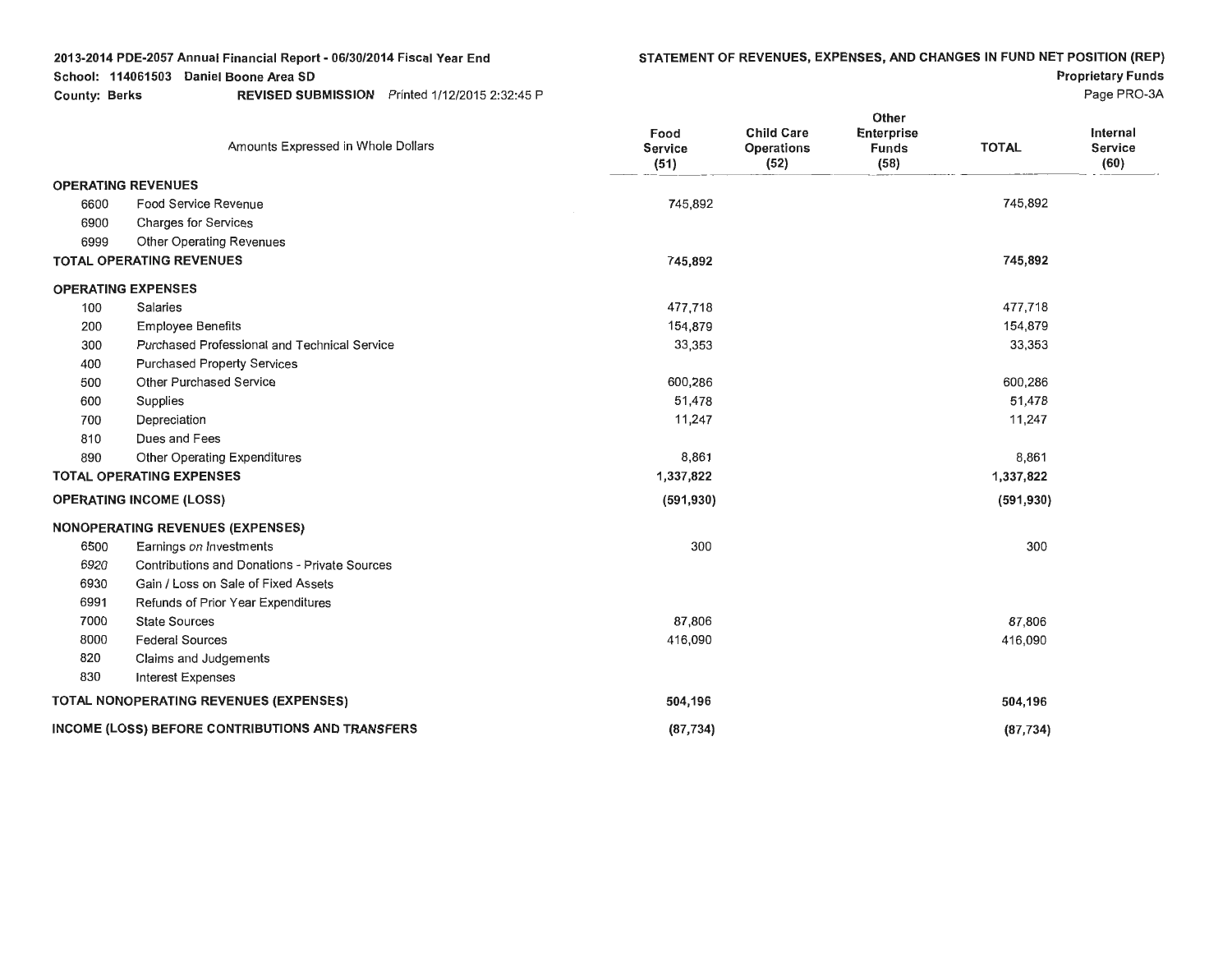2013-2014 PDE-2057 Annual Financial Report - 06/30/2014 Fiscal Year End
School: 114061503 Daniel Boone Area SD
County: Berks    REVISED SUBMISSION    Printed 1/12/2015 2:32:45 P

## STATEMENT OF REVENUES, EXPENSES, AND CHANGES IN FUND NET POSITION (REP)

**Proprietary Funds**

Page PRO-3A

| | Amounts Expressed in Whole Dollars | Food Service (51) | Child Care Operations (52) | Other Enterprise Funds (58) | TOTAL | Internal Service (60) |
|---|---|---|---|---|---|---|
| **OPERATING REVENUES** | | | | | | |
| 6600 | Food Service Revenue | 745,892 | | | 745,892 | |
| 6900 | Charges for Services | | | | | |
| 6999 | Other Operating Revenues | | | | | |
| **TOTAL OPERATING REVENUES** | | 745,892 | | | 745,892 | |
| **OPERATING EXPENSES** | | | | | | |
| 100 | Salaries | 477,718 | | | 477,718 | |
| 200 | Employee Benefits | 154,879 | | | 154,879 | |
| 300 | Purchased Professional and Technical Service | 33,353 | | | 33,353 | |
| 400 | Purchased Property Services | | | | | |
| 500 | Other Purchased Service | 600,286 | | | 600,286 | |
| 600 | Supplies | 51,478 | | | 51,478 | |
| 700 | Depreciation | 11,247 | | | 11,247 | |
| 810 | Dues and Fees | | | | | |
| 890 | Other Operating Expenditures | 8,861 | | | 8,861 | |
| **TOTAL OPERATING EXPENSES** | | 1,337,822 | | | 1,337,822 | |
| **OPERATING INCOME (LOSS)** | | (591,930) | | | (591,930) | |
| **NONOPERATING REVENUES (EXPENSES)** | | | | | | |
| 6500 | Earnings on Investments | 300 | | | 300 | |
| 6920 | Contributions and Donations - Private Sources | | | | | |
| 6930 | Gain / Loss on Sale of Fixed Assets | | | | | |
| 6991 | Refunds of Prior Year Expenditures | | | | | |
| 7000 | State Sources | 87,806 | | | 87,806 | |
| 8000 | Federal Sources | 416,090 | | | 416,090 | |
| 820 | Claims and Judgements | | | | | |
| 830 | Interest Expenses | | | | | |
| **TOTAL NONOPERATING REVENUES (EXPENSES)** | | 504,196 | | | 504,196 | |
| **INCOME (LOSS) BEFORE CONTRIBUTIONS AND TRANSFERS** | | (87,734) | | | (87,734) | |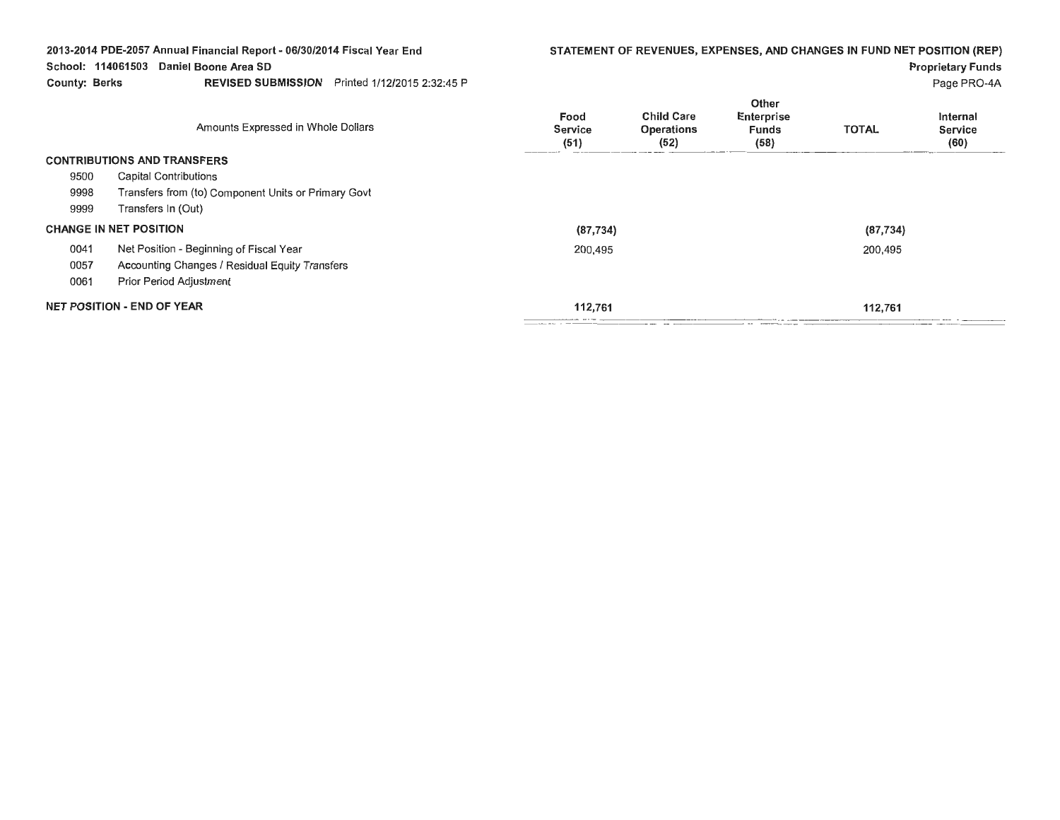2013-2014 PDE-2057 Annual Financial Report - 06/30/2014 Fiscal Year End
School: 114061503 Daniel Boone Area SD
County: Berks REVISED SUBMISSION Printed 1/12/2015 2:32:45 P

**STATEMENT OF REVENUES, EXPENSES, AND CHANGES IN FUND NET POSITION (REP)**
**Proprietary Funds**
Page PRO-4A

| | Amounts Expressed in Whole Dollars | Food Service (51) | Child Care Operations (52) | Other Enterprise Funds (58) | TOTAL | Internal Service (60) |
|---|---|---|---|---|---|---|
| **CONTRIBUTIONS AND TRANSFERS** | | | | | | |
| 9500 | Capital Contributions | | | | | |
| 9998 | Transfers from (to) Component Units or Primary Govt | | | | | |
| 9999 | Transfers In (Out) | | | | | |
| **CHANGE IN NET POSITION** | | (87,734) | | | (87,734) | |
| 0041 | Net Position - Beginning of Fiscal Year | 200,495 | | | 200,495 | |
| 0057 | Accounting Changes / Residual Equity Transfers | | | | | |
| 0061 | Prior Period Adjustment | | | | | |
| **NET POSITION - END OF YEAR** | | 112,761 | | | 112,761 | |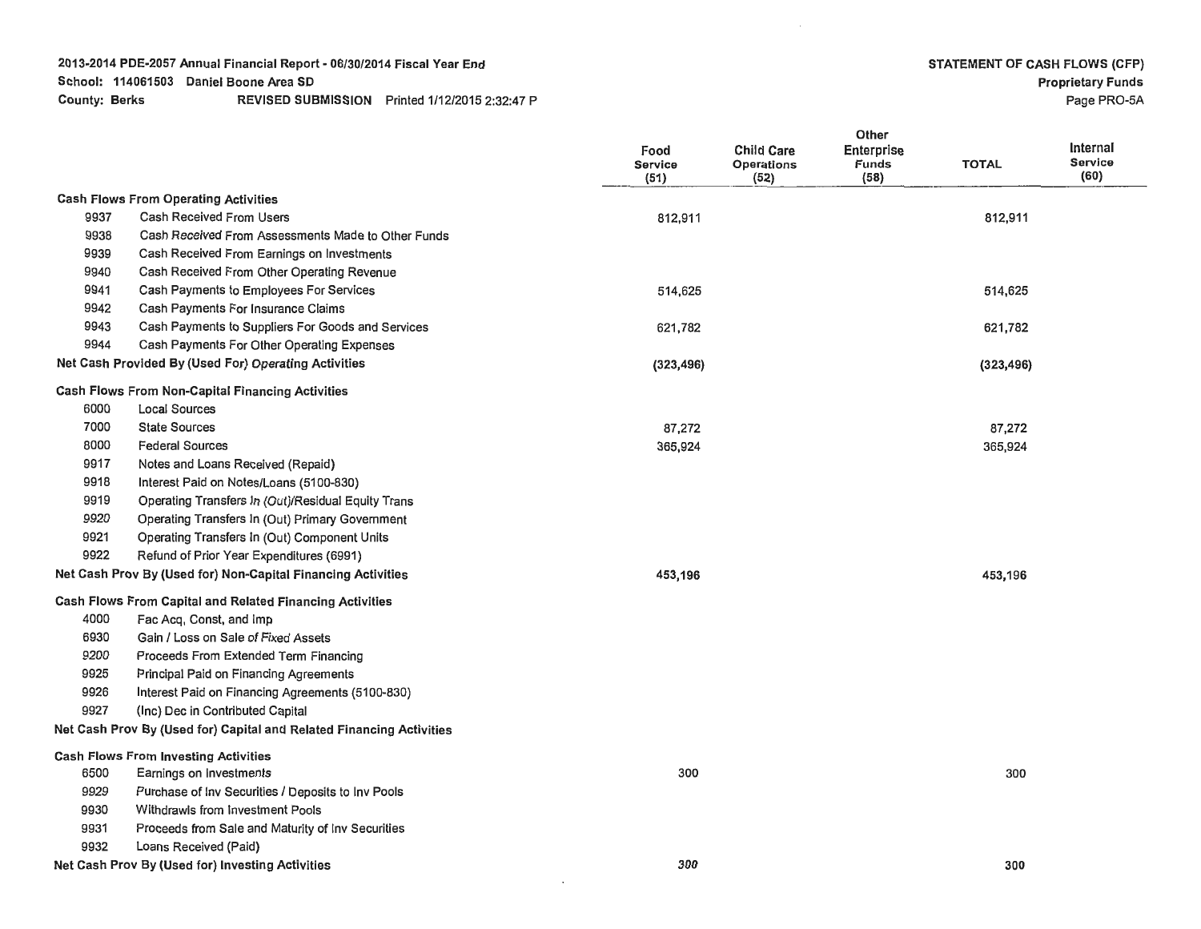2013-2014 PDE-2057 Annual Financial Report - 06/30/2014 Fiscal Year End
School: 114061503 Daniel Boone Area SD
County: Berks REVISED SUBMISSION Printed 1/12/2015 2:32:47 P

STATEMENT OF CASH FLOWS (CFP)
Proprietary Funds
Page PRO-5A

| | | Food Service (51) | Child Care Operations (52) | Other Enterprise Funds (58) | TOTAL | Internal Service (60) |
|---|---|---|---|---|---|---|
| **Cash Flows From Operating Activities** | | | | | | |
| 9937 | Cash Received From Users | 812,911 | | | 812,911 | |
| 9938 | Cash Received From Assessments Made to Other Funds | | | | | |
| 9939 | Cash Received From Earnings on Investments | | | | | |
| 9940 | Cash Received From Other Operating Revenue | | | | | |
| 9941 | Cash Payments to Employees For Services | 514,625 | | | 514,625 | |
| 9942 | Cash Payments For Insurance Claims | | | | | |
| 9943 | Cash Payments to Suppliers For Goods and Services | 621,782 | | | 621,782 | |
| 9944 | Cash Payments For Other Operating Expenses | | | | | |
| **Net Cash Provided By (Used For) Operating Activities** | | (323,496) | | | (323,496) | |
| **Cash Flows From Non-Capital Financing Activities** | | | | | | |
| 6000 | Local Sources | | | | | |
| 7000 | State Sources | 87,272 | | | 87,272 | |
| 8000 | Federal Sources | 365,924 | | | 365,924 | |
| 9917 | Notes and Loans Received (Repaid) | | | | | |
| 9918 | Interest Paid on Notes/Loans (5100-830) | | | | | |
| 9919 | Operating Transfers In (Out)/Residual Equity Trans | | | | | |
| 9920 | Operating Transfers In (Out) Primary Government | | | | | |
| 9921 | Operating Transfers In (Out) Component Units | | | | | |
| 9922 | Refund of Prior Year Expenditures (6991) | | | | | |
| **Net Cash Prov By (Used for) Non-Capital Financing Activities** | | 453,196 | | | 453,196 | |
| **Cash Flows From Capital and Related Financing Activities** | | | | | | |
| 4000 | Fac Acq, Const, and Imp | | | | | |
| 6930 | Gain / Loss on Sale of Fixed Assets | | | | | |
| 9200 | Proceeds From Extended Term Financing | | | | | |
| 9925 | Principal Paid on Financing Agreements | | | | | |
| 9926 | Interest Paid on Financing Agreements (5100-830) | | | | | |
| 9927 | (Inc) Dec in Contributed Capital | | | | | |
| **Net Cash Prov By (Used for) Capital and Related Financing Activities** | | | | | | |
| **Cash Flows From Investing Activities** | | | | | | |
| 6500 | Earnings on Investments | 300 | | | 300 | |
| 9929 | Purchase of Inv Securities / Deposits to Inv Pools | | | | | |
| 9930 | Withdrawls from Investment Pools | | | | | |
| 9931 | Proceeds from Sale and Maturity of Inv Securities | | | | | |
| 9932 | Loans Received (Paid) | | | | | |
| **Net Cash Prov By (Used for) Investing Activities** | | 300 | | | 300 | |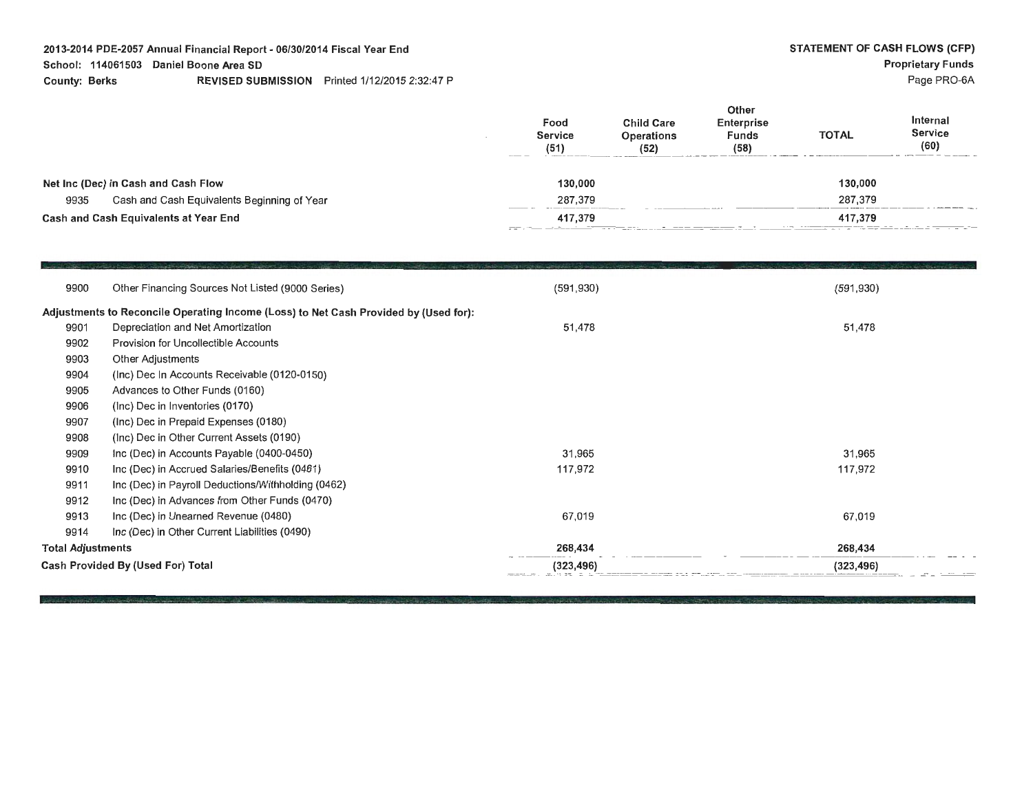**2013-2014 PDE-2057 Annual Financial Report - 06/30/2014 Fiscal Year End**
**School: 114061503 Daniel Boone Area SD**
**County: Berks** **REVISED SUBMISSION** Printed 1/12/2015 2:32:47 P

**STATEMENT OF CASH FLOWS (CFP)**
**Proprietary Funds**
Page PRO-6A

| | | Food Service (51) | Child Care Operations (52) | Other Enterprise Funds (58) | TOTAL | Internal Service (60) |
|---|---|---|---|---|---|---|
| **Net Inc (Dec) in Cash and Cash Flow** | | 130,000 | | | 130,000 | |
| 9935 | Cash and Cash Equivalents Beginning of Year | 287,379 | | | 287,379 | |
| **Cash and Cash Equivalents at Year End** | | 417,379 | | | 417,379 | |

| | | Food Service (51) | Child Care Operations (52) | Other Enterprise Funds (58) | TOTAL | Internal Service (60) |
|---|---|---|---|---|---|---|
| 9900 | Other Financing Sources Not Listed (9000 Series) | (591,930) | | | (591,930) | |
| **Adjustments to Reconcile Operating Income (Loss) to Net Cash Provided by (Used for):** | | | | | | |
| 9901 | Depreciation and Net Amortization | 51,478 | | | 51,478 | |
| 9902 | Provision for Uncollectible Accounts | | | | | |
| 9903 | Other Adjustments | | | | | |
| 9904 | (Inc) Dec In Accounts Receivable (0120-0150) | | | | | |
| 9905 | Advances to Other Funds (0160) | | | | | |
| 9906 | (Inc) Dec in Inventories (0170) | | | | | |
| 9907 | (Inc) Dec in Prepaid Expenses (0180) | | | | | |
| 9908 | (Inc) Dec in Other Current Assets (0190) | | | | | |
| 9909 | Inc (Dec) in Accounts Payable (0400-0450) | 31,965 | | | 31,965 | |
| 9910 | Inc (Dec) in Accrued Salaries/Benefits (0461) | 117,972 | | | 117,972 | |
| 9911 | Inc (Dec) in Payroll Deductions/Withholding (0462) | | | | | |
| 9912 | Inc (Dec) in Advances from Other Funds (0470) | | | | | |
| 9913 | Inc (Dec) in Unearned Revenue (0480) | 67,019 | | | 67,019 | |
| 9914 | Inc (Dec) in Other Current Liabilities (0490) | | | | | |
| **Total Adjustments** | | 268,434 | | | 268,434 | |
| **Cash Provided By (Used For) Total** | | (323,496) | | | (323,496) | |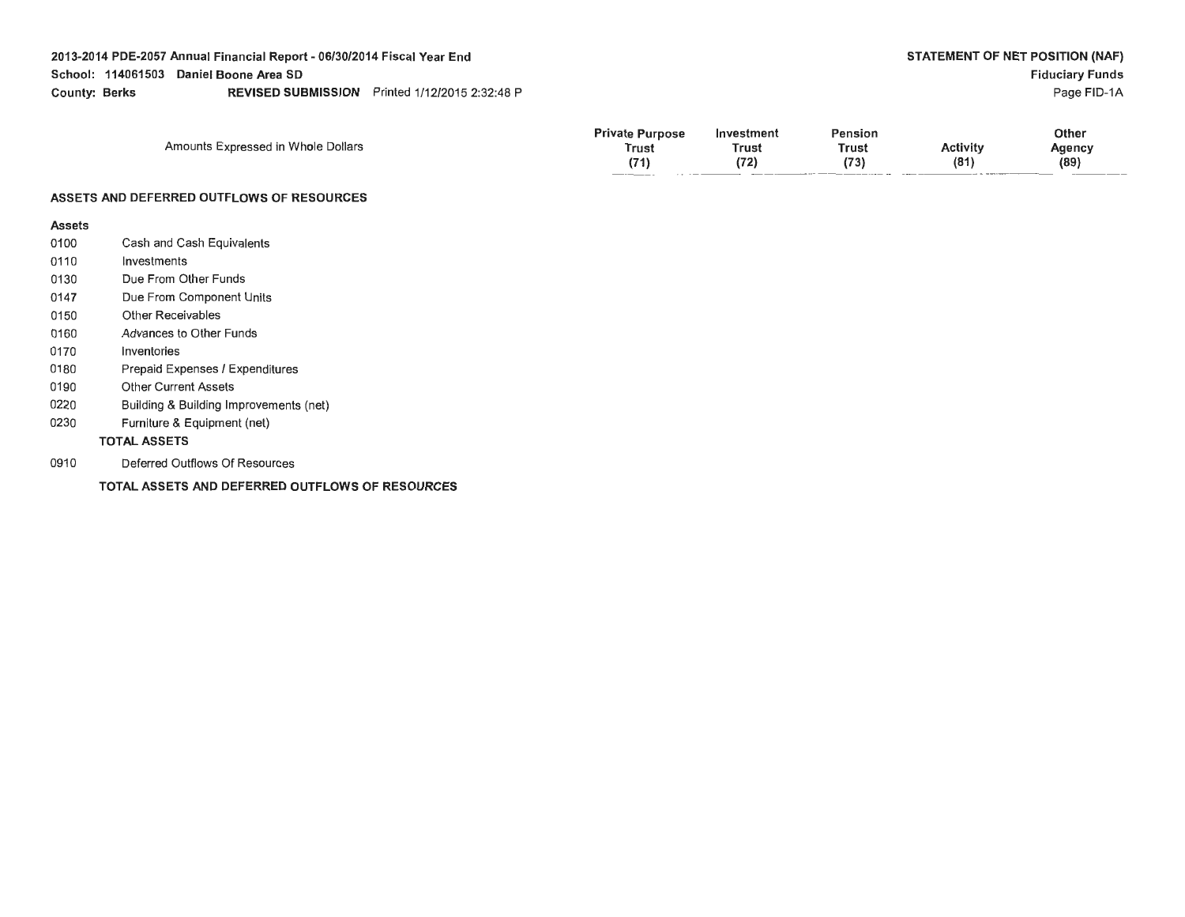**2013-2014 PDE-2057 Annual Financial Report - 06/30/2014 Fiscal Year End**
**School: 114061503 Daniel Boone Area SD**
**County: Berks** **REVISED SUBMISSION** Printed 1/12/2015 2:32:48 P

**STATEMENT OF NET POSITION (NAF)**
**Fiduciary Funds**
Page FID-1A

| | Amounts Expressed in Whole Dollars | Private Purpose Trust (71) | Investment Trust (72) | Pension Trust (73) | Activity (81) | Other Agency (89) |
|---|---|---|---|---|---|---|
| | **ASSETS AND DEFERRED OUTFLOWS OF RESOURCES** | | | | | |
| | **Assets** | | | | | |
| 0100 | Cash and Cash Equivalents | | | | | |
| 0110 | Investments | | | | | |
| 0130 | Due From Other Funds | | | | | |
| 0147 | Due From Component Units | | | | | |
| 0150 | Other Receivables | | | | | |
| 0160 | Advances to Other Funds | | | | | |
| 0170 | Inventories | | | | | |
| 0180 | Prepaid Expenses / Expenditures | | | | | |
| 0190 | Other Current Assets | | | | | |
| 0220 | Building & Building Improvements (net) | | | | | |
| 0230 | Furniture & Equipment (net) | | | | | |
| | **TOTAL ASSETS** | | | | | |
| 0910 | Deferred Outflows Of Resources | | | | | |
| | **TOTAL ASSETS AND DEFERRED OUTFLOWS OF RESOURCES** | | | | | |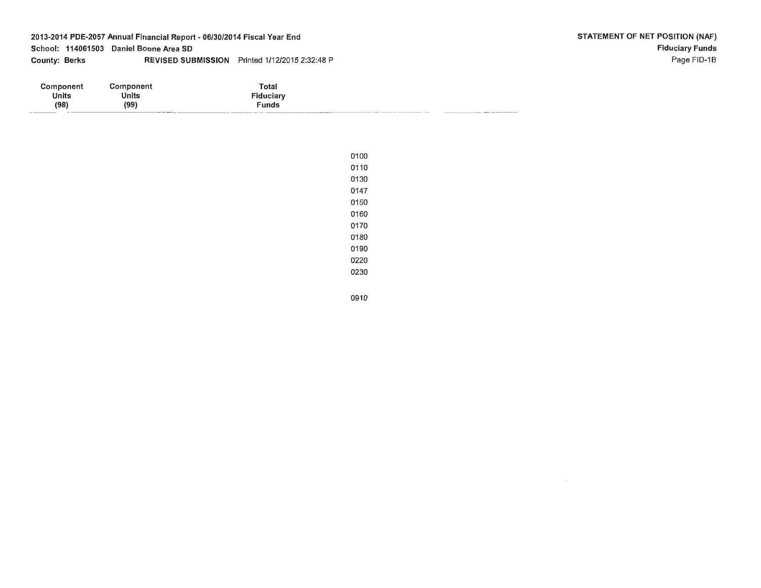2013-2014 PDE-2057 Annual Financial Report - 06/30/2014 Fiscal Year End

School: 114061503 Daniel Boone Area SD

County: Berks REVISED SUBMISSION Printed 1/12/2015 2:32:48 P

**STATEMENT OF NET POSITION (NAF)**

**Fiduciary Funds**

Page FID-1B

| Component Units (98) | Component Units (99) | Total Fiduciary Funds | |
|---|---|---|---|
| | | | 0100 |
| | | | 0110 |
| | | | 0130 |
| | | | 0147 |
| | | | 0150 |
| | | | 0160 |
| | | | 0170 |
| | | | 0180 |
| | | | 0190 |
| | | | 0220 |
| | | | 0230 |
| | | | |
| | | | 0910 |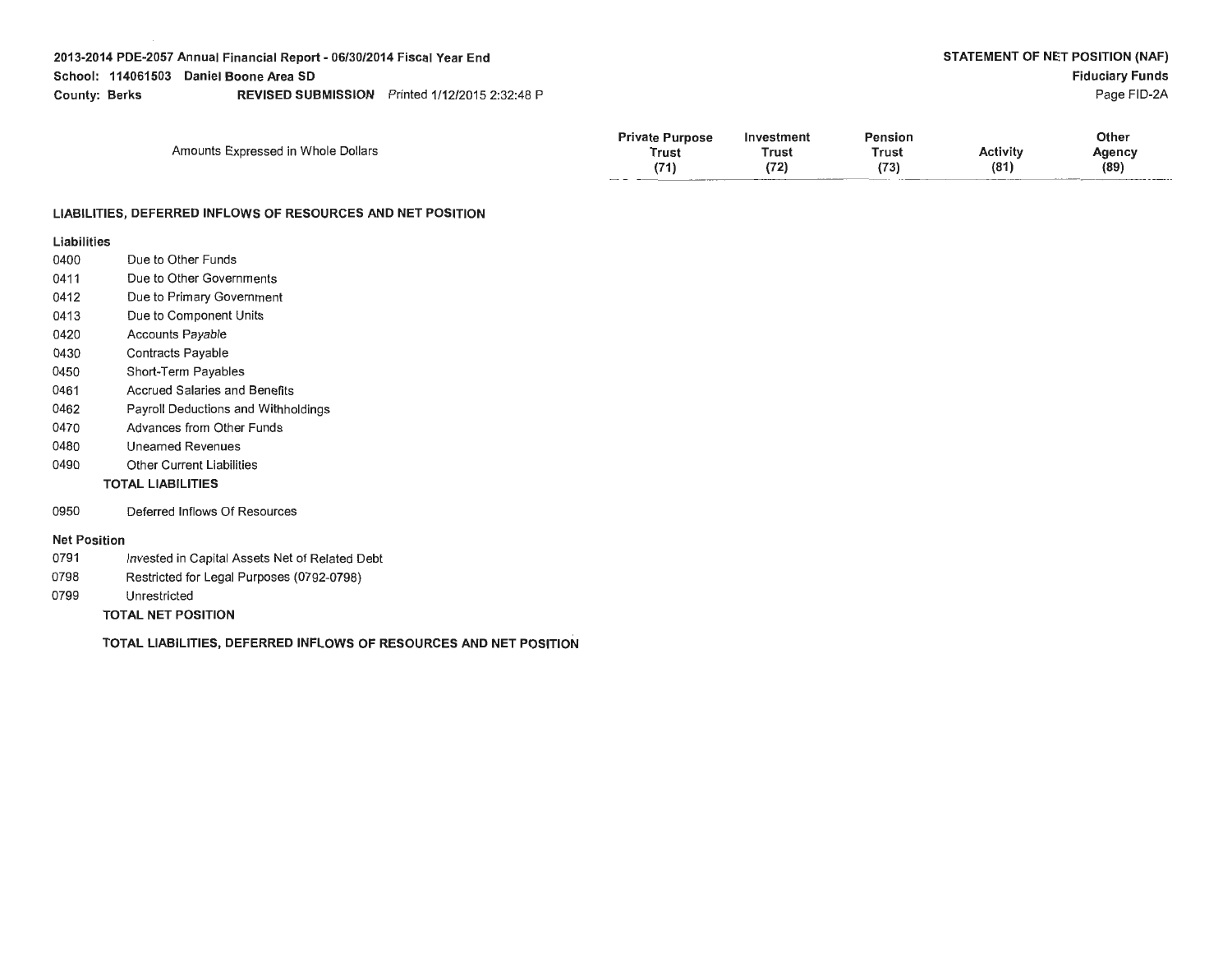2013-2014 PDE-2057 Annual Financial Report - 06/30/2014 Fiscal Year End
School: 114061503 Daniel Boone Area SD
County: Berks REVISED SUBMISSION Printed 1/12/2015 2:32:48 P

STATEMENT OF NET POSITION (NAF)
Fiduciary Funds
Page FID-2A

| | Amounts Expressed in Whole Dollars | Private Purpose Trust (71) | Investment Trust (72) | Pension Trust (73) | Activity (81) | Other Agency (89) |
|---|---|---|---|---|---|---|
| | **LIABILITIES, DEFERRED INFLOWS OF RESOURCES AND NET POSITION** | | | | | |
| | **Liabilities** | | | | | |
| 0400 | Due to Other Funds | | | | | |
| 0411 | Due to Other Governments | | | | | |
| 0412 | Due to Primary Government | | | | | |
| 0413 | Due to Component Units | | | | | |
| 0420 | Accounts Payable | | | | | |
| 0430 | Contracts Payable | | | | | |
| 0450 | Short-Term Payables | | | | | |
| 0461 | Accrued Salaries and Benefits | | | | | |
| 0462 | Payroll Deductions and Withholdings | | | | | |
| 0470 | Advances from Other Funds | | | | | |
| 0480 | Unearned Revenues | | | | | |
| 0490 | Other Current Liabilities | | | | | |
| | **TOTAL LIABILITIES** | | | | | |
| 0950 | Deferred Inflows Of Resources | | | | | |
| | **Net Position** | | | | | |
| 0791 | Invested in Capital Assets Net of Related Debt | | | | | |
| 0798 | Restricted for Legal Purposes (0792-0798) | | | | | |
| 0799 | Unrestricted | | | | | |
| | **TOTAL NET POSITION** | | | | | |
| | **TOTAL LIABILITIES, DEFERRED INFLOWS OF RESOURCES AND NET POSITION** | | | | | |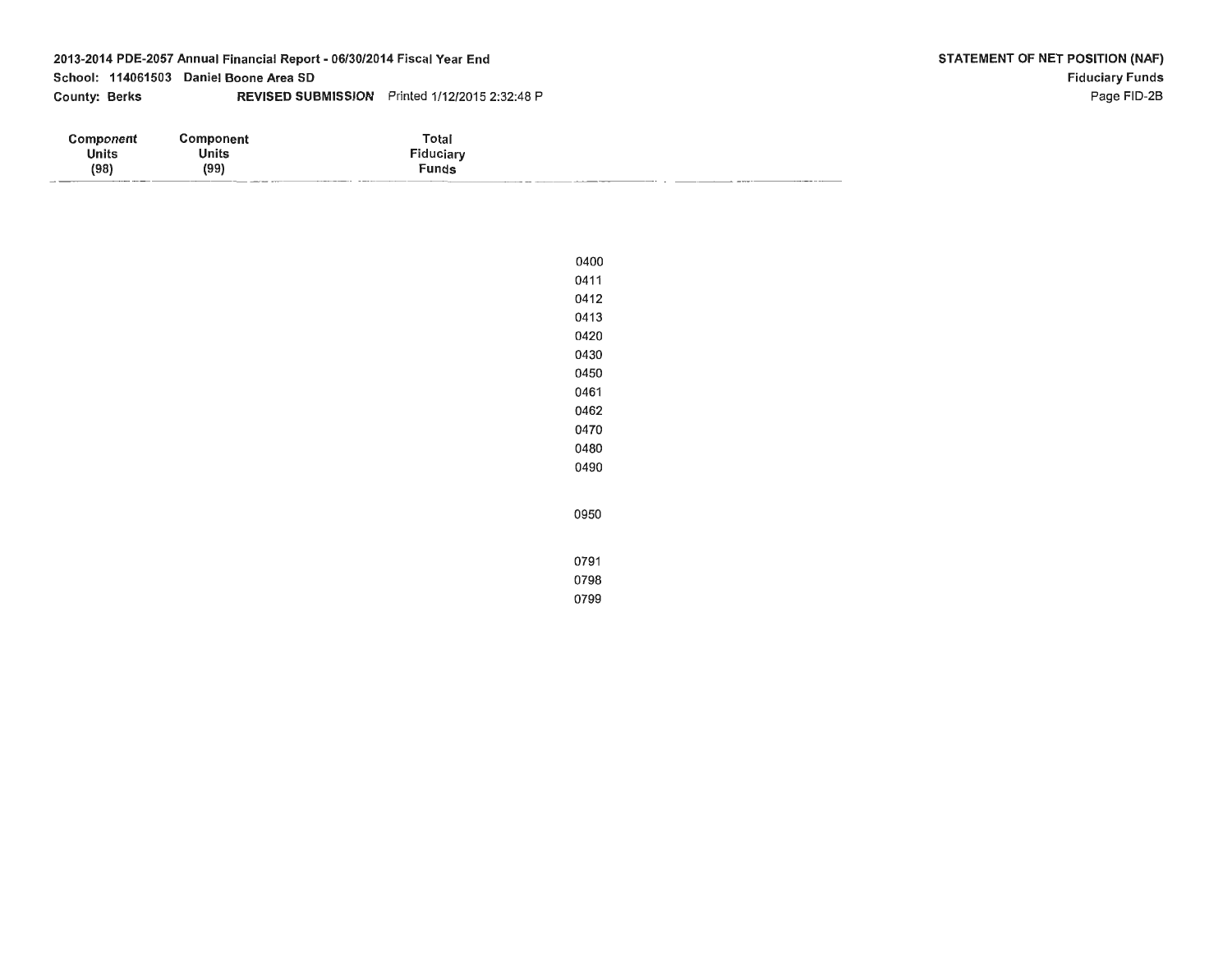2013-2014 PDE-2057 Annual Financial Report - 06/30/2014 Fiscal Year End
School: 114061503 Daniel Boone Area SD
County: Berks REVISED SUBMISSION Printed 1/12/2015 2:32:48 P

**STATEMENT OF NET POSITION (NAF)**
**Fiduciary Funds**
Page FID-2B

| Component Units (98) | Component Units (99) | Total Fiduciary Funds | |
|---|---|---|---|
| | | | 0400 |
| | | | 0411 |
| | | | 0412 |
| | | | 0413 |
| | | | 0420 |
| | | | 0430 |
| | | | 0450 |
| | | | 0461 |
| | | | 0462 |
| | | | 0470 |
| | | | 0480 |
| | | | 0490 |
| | | | 0950 |
| | | | 0791 |
| | | | 0798 |
| | | | 0799 |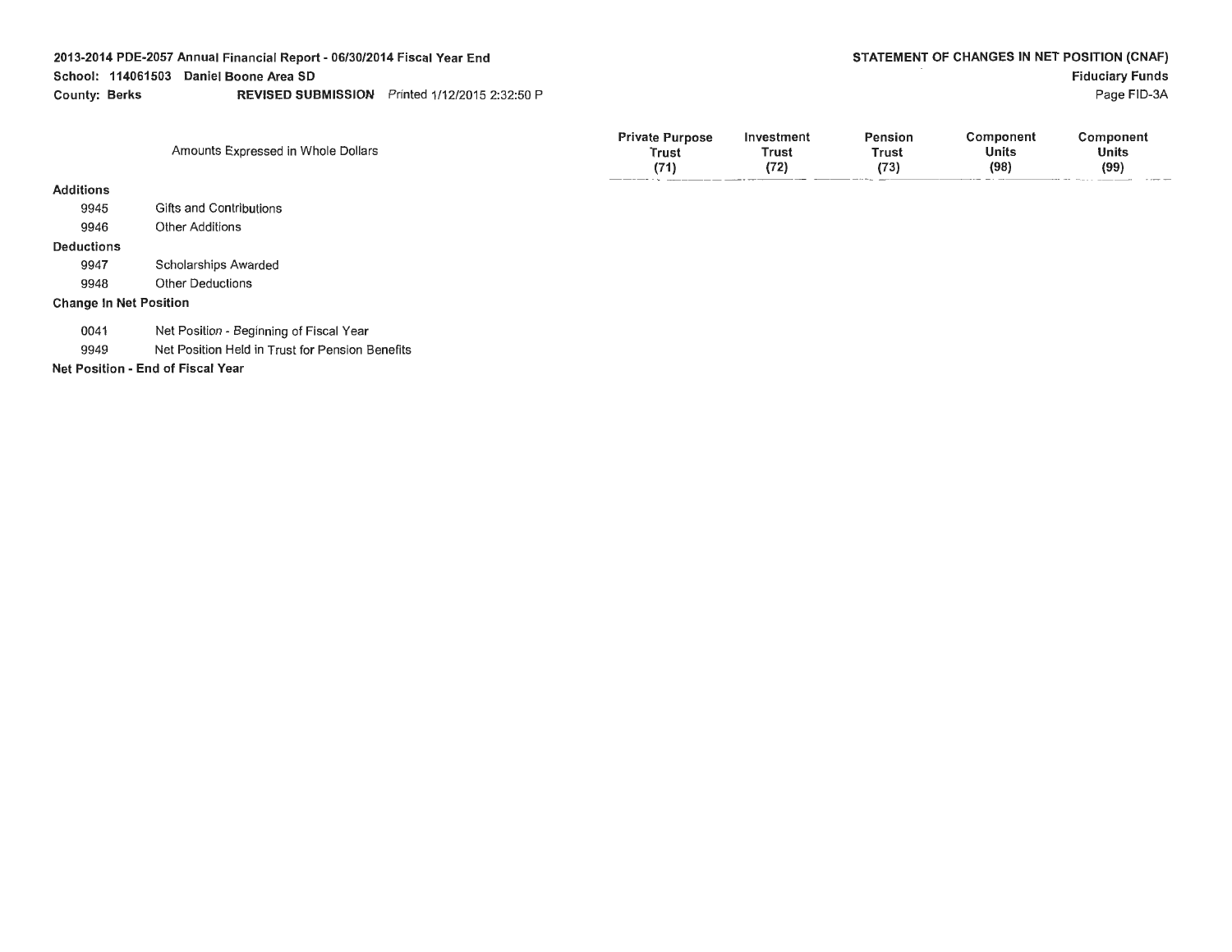**2013-2014 PDE-2057 Annual Financial Report - 06/30/2014 Fiscal Year End**
**School: 114061503 Daniel Boone Area SD**
**County: Berks** **REVISED SUBMISSION** Printed 1/12/2015 2:32:50 P

**STATEMENT OF CHANGES IN NET POSITION (CNAF)**
**Fiduciary Funds**
Page FID-3A

| Amounts Expressed in Whole Dollars | | Private Purpose Trust (71) | Investment Trust (72) | Pension Trust (73) | Component Units (98) | Component Units (99) |
|---|---|---|---|---|---|---|
| **Additions** | | | | | | |
| 9945 | Gifts and Contributions | | | | | |
| 9946 | Other Additions | | | | | |
| **Deductions** | | | | | | |
| 9947 | Scholarships Awarded | | | | | |
| 9948 | Other Deductions | | | | | |
| **Change In Net Position** | | | | | | |
| 0041 | Net Position - Beginning of Fiscal Year | | | | | |
| 9949 | Net Position Held in Trust for Pension Benefits | | | | | |
| **Net Position - End of Fiscal Year** | | | | | | |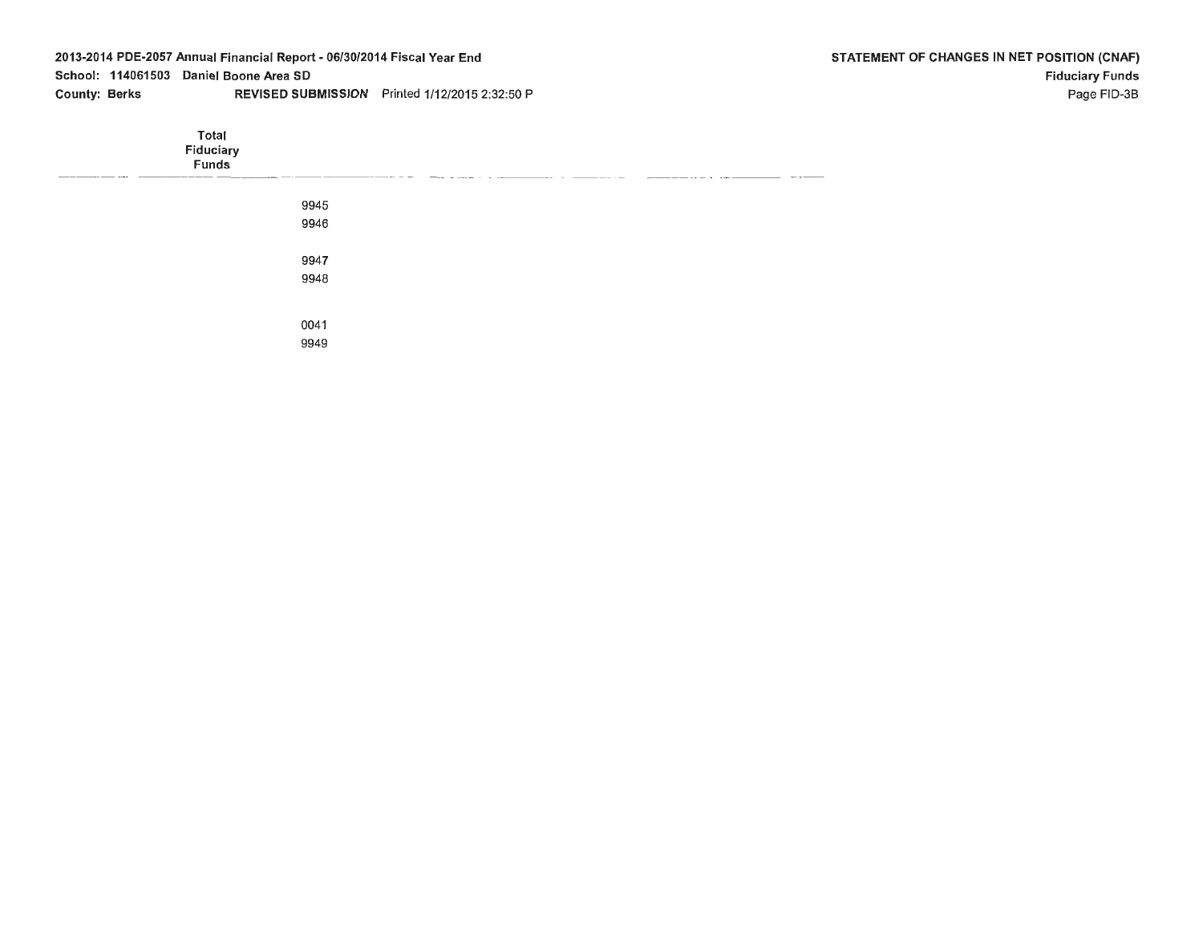**STATEMENT OF CHANGES IN NET POSITION (CNAF)**

**Fiduciary Funds**

Page FID-3B

2013-2014 PDE-2057 Annual Financial Report - 06/30/2014 Fiscal Year End

School: 114061503 Daniel Boone Area SD

County: Berks REVISED SUBMISSION Printed 1/12/2015 2:32:50 P

| Total Fiduciary Funds | |
|---|---|
| | 9945 |
| | 9946 |
| | 9947 |
| | 9948 |
| | 0041 |
| | 9949 |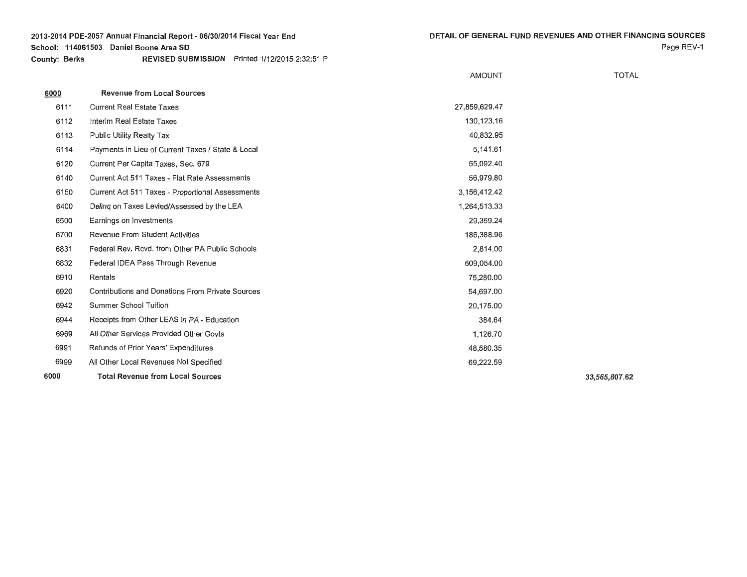**2013-2014 PDE-2057 Annual Financial Report - 06/30/2014 Fiscal Year End**
**School: 114061503 Daniel Boone Area SD**
**County: Berks** **REVISED SUBMISSION** Printed 1/12/2015 2:32:51 P

## DETAIL OF GENERAL FUND REVENUES AND OTHER FINANCING SOURCES

| | | AMOUNT | TOTAL |
|---|---|---|---|
| **6000** | **Revenue from Local Sources** | | |
| 6111 | Current Real Estate Taxes | 27,859,629.47 | |
| 6112 | Interim Real Estate Taxes | 130,123.16 | |
| 6113 | Public Utility Realty Tax | 40,832.95 | |
| 6114 | Payments in Lieu of Current Taxes / State & Local | 5,141.61 | |
| 6120 | Current Per Capita Taxes, Sec. 679 | 55,092.40 | |
| 6140 | Current Act 511 Taxes - Flat Rate Assessments | 56,979.80 | |
| 6150 | Current Act 511 Taxes - Proportional Assessments | 3,156,412.42 | |
| 6400 | Delinq on Taxes Levied/Assessed by the LEA | 1,264,513.33 | |
| 6500 | Earnings on Investments | 29,359.24 | |
| 6700 | Revenue From Student Activities | 186,388.96 | |
| 6831 | Federal Rev. Rcvd. from Other PA Public Schools | 2,814.00 | |
| 6832 | Federal IDEA Pass Through Revenue | 509,054.00 | |
| 6910 | Rentals | 75,280.00 | |
| 6920 | Contributions and Donations From Private Sources | 54,697.00 | |
| 6942 | Summer School Tuition | 20,175.00 | |
| 6944 | Receipts from Other LEAS in PA - Education | 384.64 | |
| 6969 | All Other Services Provided Other Govts | 1,126.70 | |
| 6991 | Refunds of Prior Years' Expenditures | 48,580.35 | |
| 6999 | All Other Local Revenues Not Specified | 69,222.59 | |
| **6000** | **Total Revenue from Local Sources** | | **33,565,807.62** |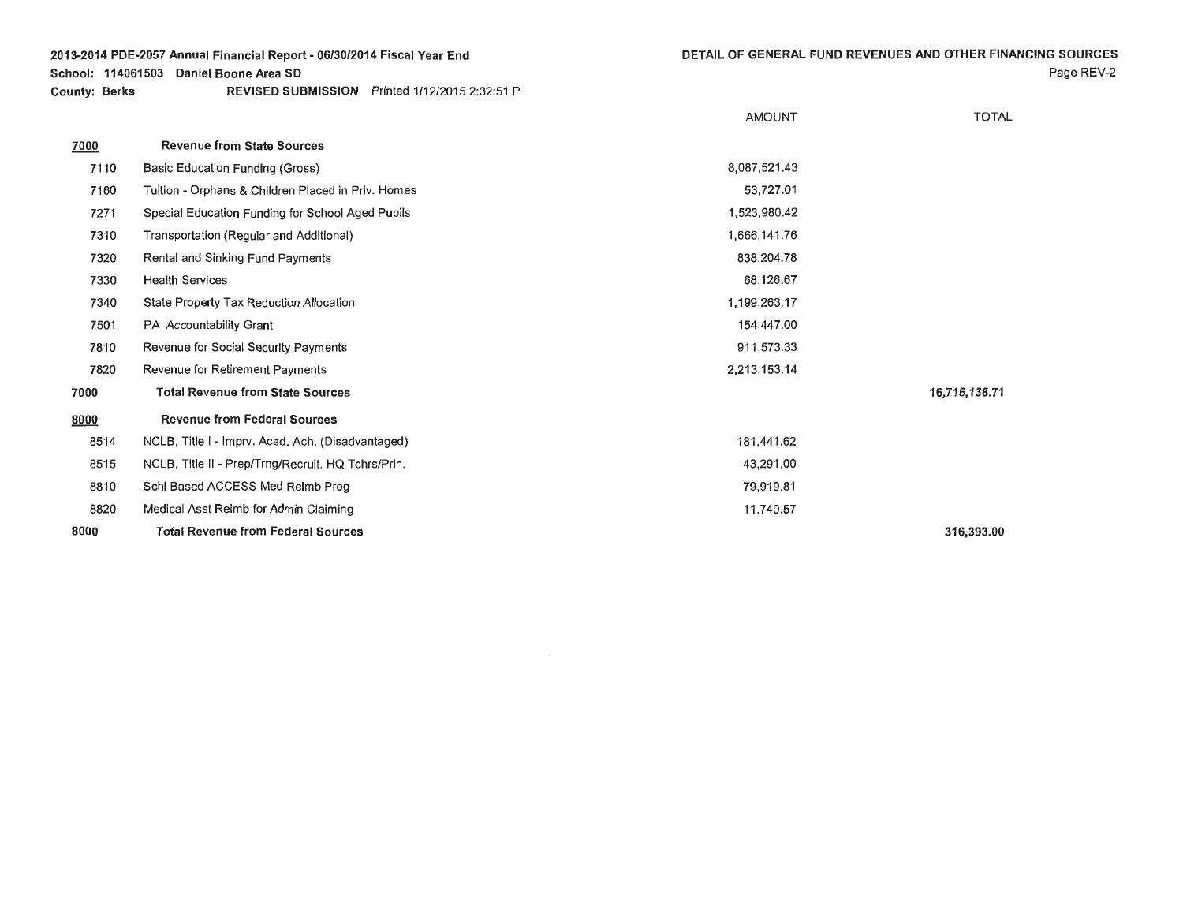2013-2014 PDE-2057 Annual Financial Report - 06/30/2014 Fiscal Year End
School: 114061503 Daniel Boone Area SD
County: Berks REVISED SUBMISSION Printed 1/12/2015 2:32:51 P

## DETAIL OF GENERAL FUND REVENUES AND OTHER FINANCING SOURCES

| | | AMOUNT | TOTAL |
|---|---|---|---|
| 7000 | **Revenue from State Sources** | | |
| 7110 | Basic Education Funding (Gross) | 8,087,521.43 | |
| 7160 | Tuition - Orphans & Children Placed in Priv. Homes | 53,727.01 | |
| 7271 | Special Education Funding for School Aged Pupils | 1,523,980.42 | |
| 7310 | Transportation (Regular and Additional) | 1,666,141.76 | |
| 7320 | Rental and Sinking Fund Payments | 838,204.78 | |
| 7330 | Health Services | 68,126.67 | |
| 7340 | State Property Tax Reduction Allocation | 1,199,263.17 | |
| 7501 | PA Accountability Grant | 154,447.00 | |
| 7810 | Revenue for Social Security Payments | 911,573.33 | |
| 7820 | Revenue for Retirement Payments | 2,213,153.14 | |
| 7000 | **Total Revenue from State Sources** | | **16,716,138.71** |
| 8000 | **Revenue from Federal Sources** | | |
| 8514 | NCLB, Title I - Imprv. Acad. Ach. (Disadvantaged) | 181,441.62 | |
| 8515 | NCLB, Title II - Prep/Trng/Recruit. HQ Tchrs/Prin. | 43,291.00 | |
| 8810 | Schl Based ACCESS Med Reimb Prog | 79,919.81 | |
| 8820 | Medical Asst Reimb for Admin Claiming | 11,740.57 | |
| 8000 | **Total Revenue from Federal Sources** | | **316,393.00** |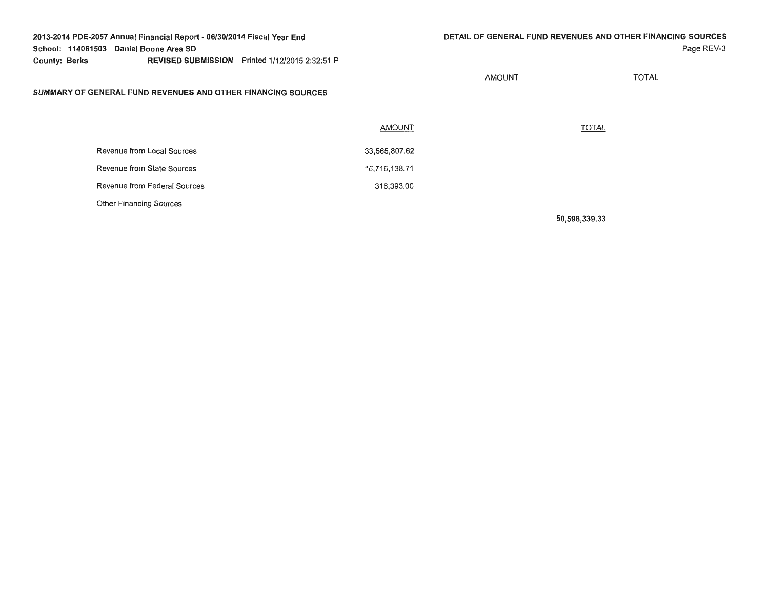## SUMMARY OF GENERAL FUND REVENUES AND OTHER FINANCING SOURCES

| | AMOUNT | TOTAL |
|---|---|---|
| Revenue from Local Sources | 33,565,807.62 | |
| Revenue from State Sources | 16,716,138.71 | |
| Revenue from Federal Sources | 316,393.00 | |
| Other Financing Sources | | |
| | | **50,598,339.33** |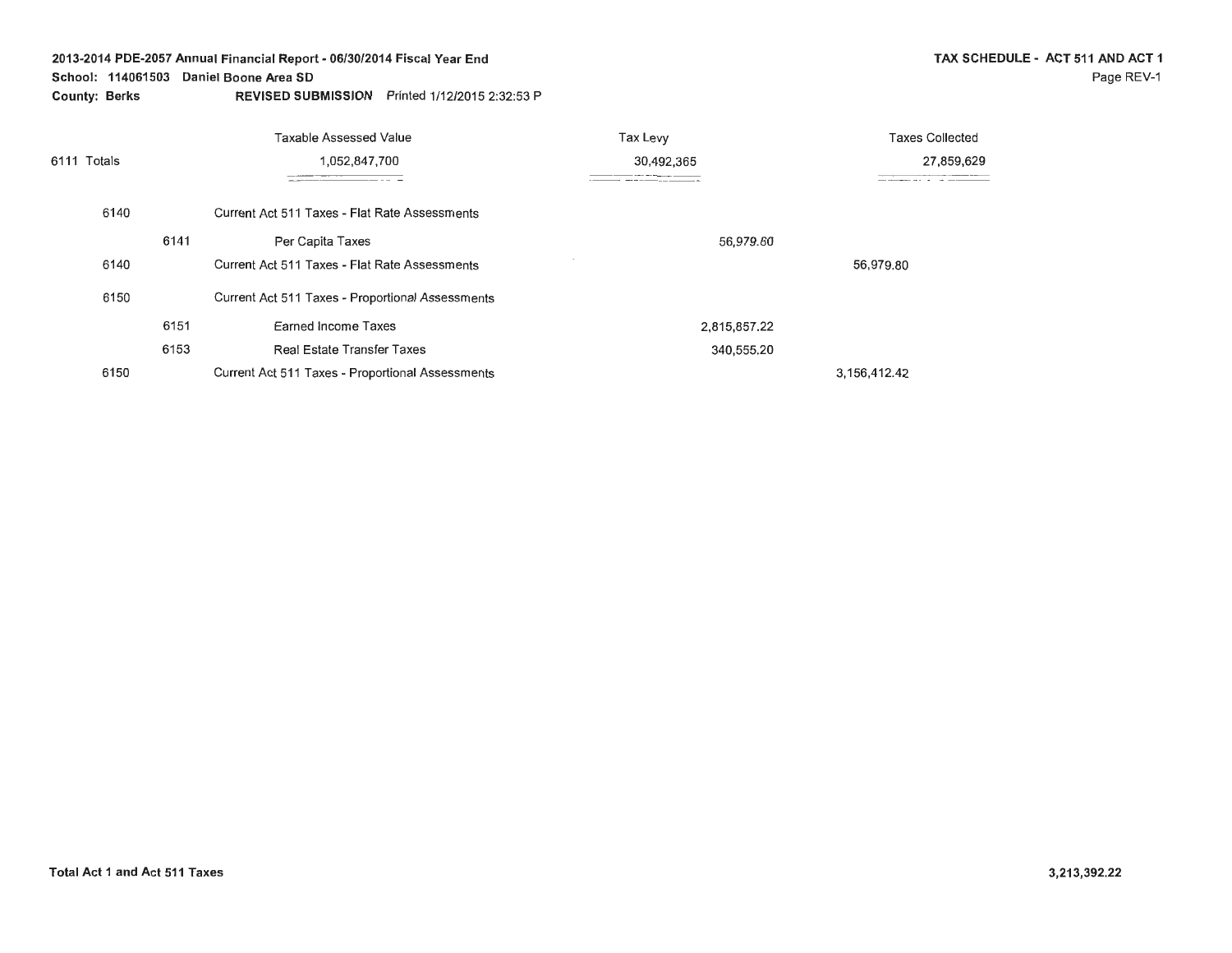**2013-2014 PDE-2057 Annual Financial Report - 06/30/2014 Fiscal Year End**
**School: 114061503 Daniel Boone Area SD**
**County: Berks** **REVISED SUBMISSION** Printed 1/12/2015 2:32:53 P

**TAX SCHEDULE - ACT 511 AND ACT 1**

| | Taxable Assessed Value | Tax Levy | Taxes Collected |
|---|---|---|---|
| 6111 Totals | 1,052,847,700 | 30,492,365 | 27,859,629 |

| Code | Sub | Description | Amount | Total |
|---|---|---|---|---|
| 6140 | | Current Act 511 Taxes - Flat Rate Assessments | | |
| | 6141 | Per Capita Taxes | 56,979.60 | |
| 6140 | | Current Act 511 Taxes - Flat Rate Assessments | | 56,979.80 |
| 6150 | | Current Act 511 Taxes - Proportional Assessments | | |
| | 6151 | Earned Income Taxes | 2,815,857.22 | |
| | 6153 | Real Estate Transfer Taxes | 340,555.20 | |
| 6150 | | Current Act 511 Taxes - Proportional Assessments | | 3,156,412.42 |

**Total Act 1 and Act 511 Taxes** **3,213,392.22**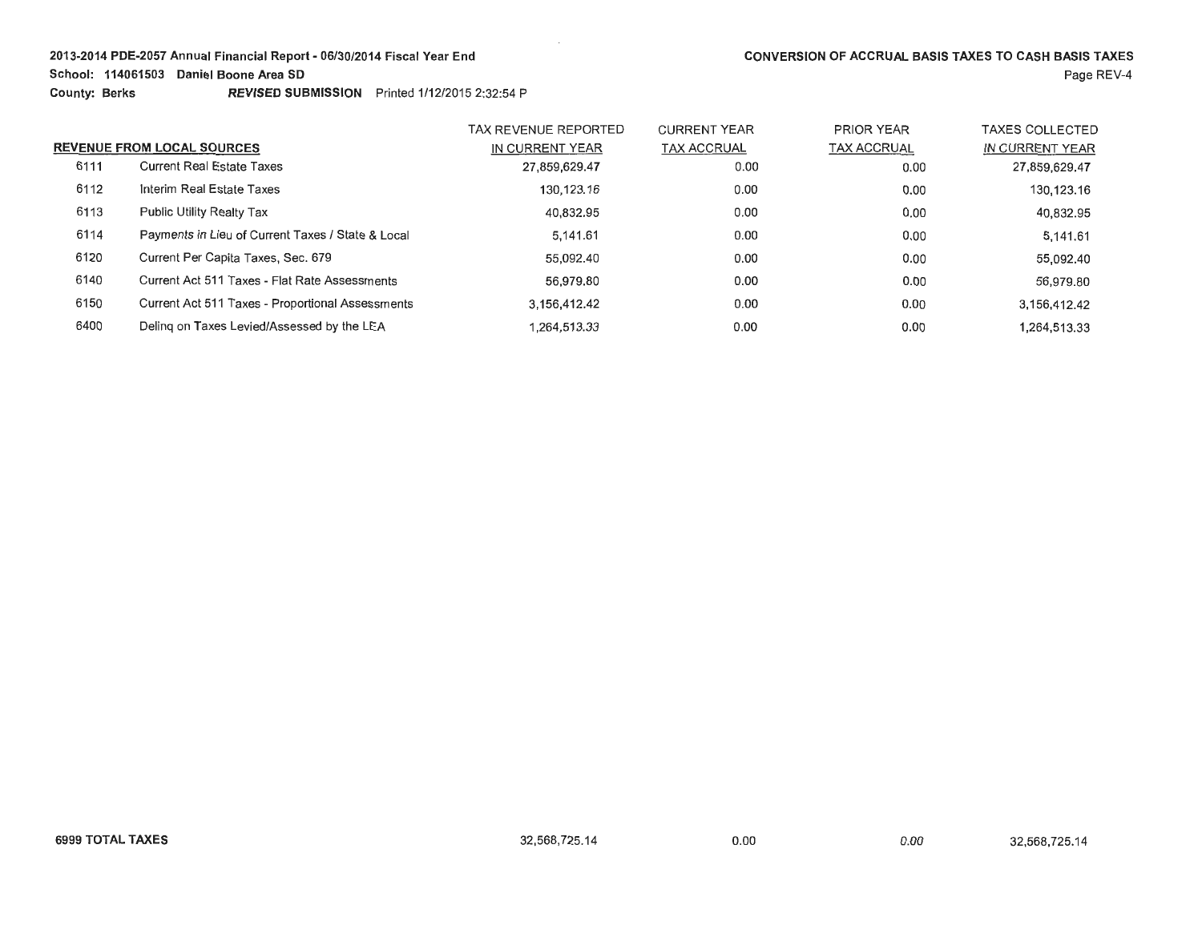2013-2014 PDE-2057 Annual Financial Report - 06/30/2014 Fiscal Year End

School: 114061503 Daniel Boone Area SD

County: Berks    ***REVISED* SUBMISSION** Printed 1/12/2015 2:32:54 P

## CONVERSION OF ACCRUAL BASIS TAXES TO CASH BASIS TAXES

| | REVENUE FROM LOCAL SOURCES | TAX REVENUE REPORTED IN CURRENT YEAR | CURRENT YEAR TAX ACCRUAL | PRIOR YEAR TAX ACCRUAL | TAXES COLLECTED IN CURRENT YEAR |
|---|---|---|---|---|---|
| 6111 | Current Real Estate Taxes | 27,859,629.47 | 0.00 | 0.00 | 27,859,629.47 |
| 6112 | Interim Real Estate Taxes | 130,123.16 | 0.00 | 0.00 | 130,123.16 |
| 6113 | Public Utility Realty Tax | 40,832.95 | 0.00 | 0.00 | 40,832.95 |
| 6114 | Payments in Lieu of Current Taxes / State & Local | 5,141.61 | 0.00 | 0.00 | 5,141.61 |
| 6120 | Current Per Capita Taxes, Sec. 679 | 55,092.40 | 0.00 | 0.00 | 55,092.40 |
| 6140 | Current Act 511 Taxes - Flat Rate Assessments | 56,979.80 | 0.00 | 0.00 | 56,979.80 |
| 6150 | Current Act 511 Taxes - Proportional Assessments | 3,156,412.42 | 0.00 | 0.00 | 3,156,412.42 |
| 6400 | Delinq on Taxes Levied/Assessed by the LEA | 1,264,513.33 | 0.00 | 0.00 | 1,264,513.33 |
| **6999** | **TOTAL TAXES** | 32,568,725.14 | 0.00 | 0.00 | 32,568,725.14 |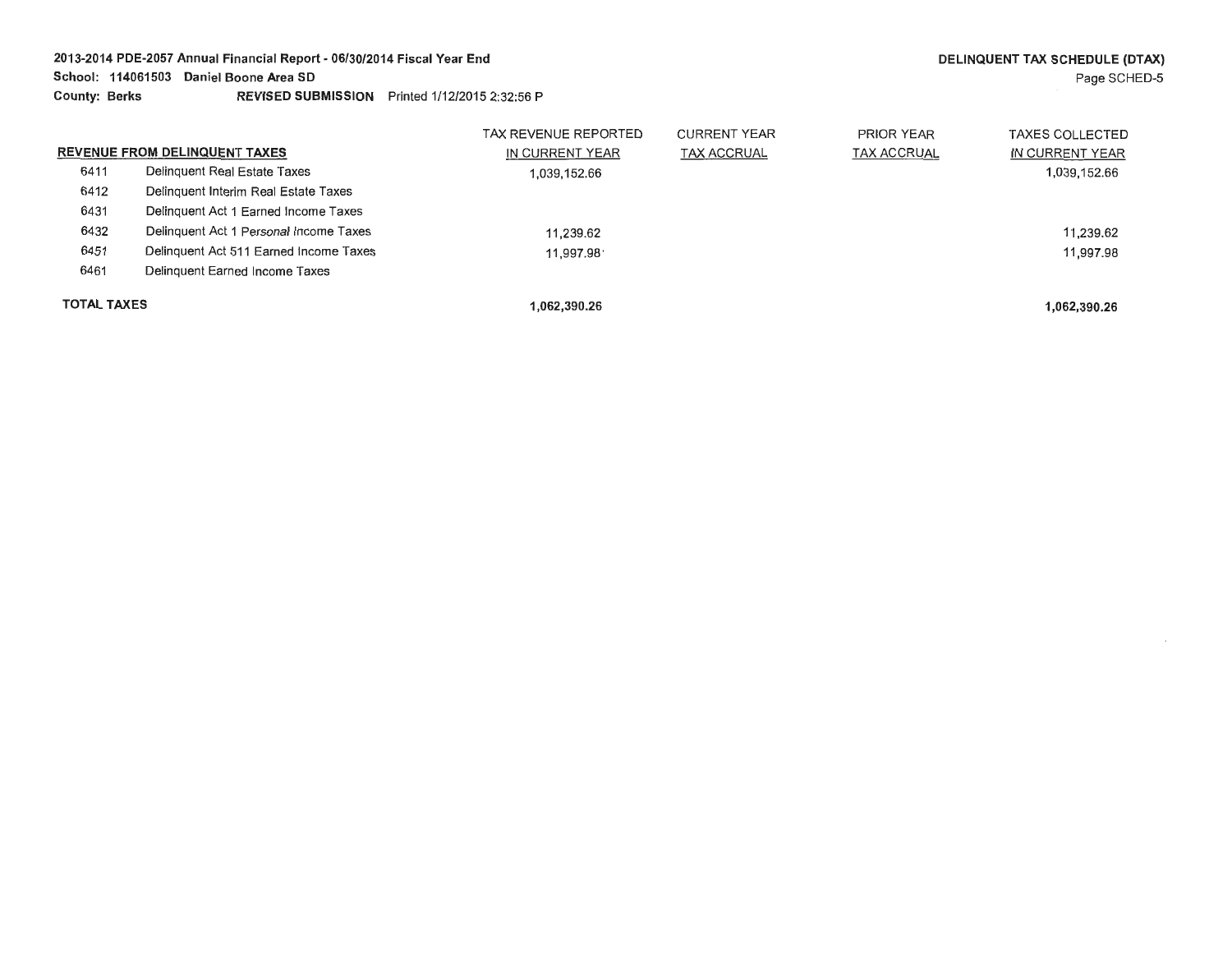**2013-2014 PDE-2057 Annual Financial Report - 06/30/2014 Fiscal Year End**
**School: 114061503 Daniel Boone Area SD**
**County: Berks** ***REVISED SUBMISSION*** Printed 1/12/2015 2:32:56 P

**DELINQUENT TAX SCHEDULE (DTAX)**

| REVENUE FROM DELINQUENT TAXES | | TAX REVENUE REPORTED IN CURRENT YEAR | CURRENT YEAR TAX ACCRUAL | PRIOR YEAR TAX ACCRUAL | TAXES COLLECTED IN CURRENT YEAR |
|---|---|---|---|---|---|
| 6411 | Delinquent Real Estate Taxes | 1,039,152.66 | | | 1,039,152.66 |
| 6412 | Delinquent Interim Real Estate Taxes | | | | |
| 6431 | Delinquent Act 1 Earned Income Taxes | | | | |
| 6432 | Delinquent Act 1 Personal Income Taxes | 11,239.62 | | | 11,239.62 |
| 6451 | Delinquent Act 511 Earned Income Taxes | 11,997.98 | | | 11,997.98 |
| 6461 | Delinquent Earned Income Taxes | | | | |
| **TOTAL TAXES** | | **1,062,390.26** | | | **1,062,390.26** |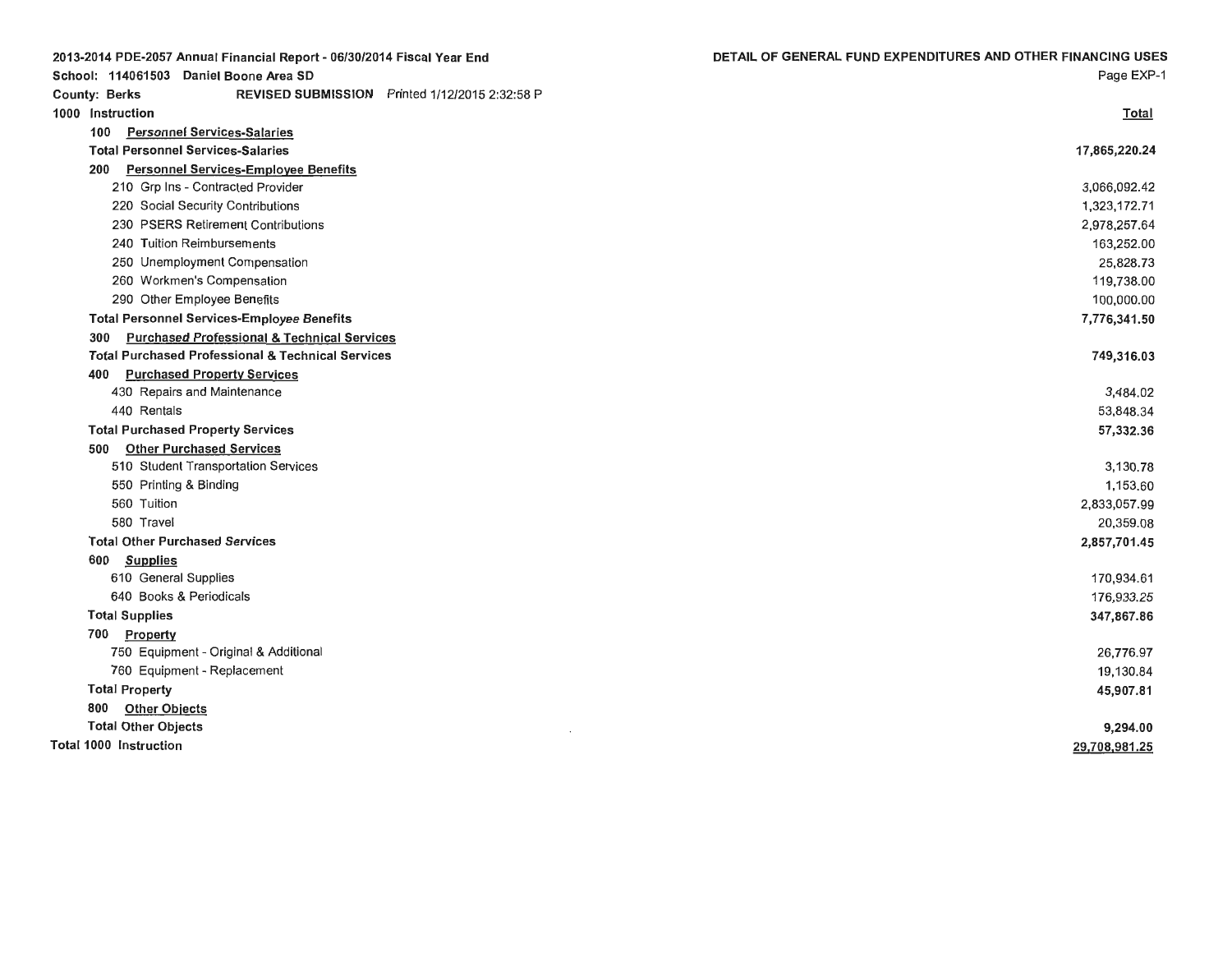2013-2014 PDE-2057 Annual Financial Report - 06/30/2014 Fiscal Year End

School: 114061503 Daniel Boone Area SD

County: Berks REVISED SUBMISSION Printed 1/12/2015 2:32:58 P

**DETAIL OF GENERAL FUND EXPENDITURES AND OTHER FINANCING USES**

| 1000 Instruction | Total |
|---|---|
| **100 Personnel Services-Salaries** | |
| **Total Personnel Services-Salaries** | **17,865,220.24** |
| **200 Personnel Services-Employee Benefits** | |
| 210 Grp Ins - Contracted Provider | 3,066,092.42 |
| 220 Social Security Contributions | 1,323,172.71 |
| 230 PSERS Retirement Contributions | 2,978,257.64 |
| 240 Tuition Reimbursements | 163,252.00 |
| 250 Unemployment Compensation | 25,828.73 |
| 260 Workmen's Compensation | 119,738.00 |
| 290 Other Employee Benefits | 100,000.00 |
| **Total Personnel Services-Employee Benefits** | **7,776,341.50** |
| **300 Purchased Professional & Technical Services** | |
| **Total Purchased Professional & Technical Services** | **749,316.03** |
| **400 Purchased Property Services** | |
| 430 Repairs and Maintenance | 3,484.02 |
| 440 Rentals | 53,848.34 |
| **Total Purchased Property Services** | **57,332.36** |
| **500 Other Purchased Services** | |
| 510 Student Transportation Services | 3,130.78 |
| 550 Printing & Binding | 1,153.60 |
| 560 Tuition | 2,833,057.99 |
| 580 Travel | 20,359.08 |
| **Total Other Purchased Services** | **2,857,701.45** |
| **600 Supplies** | |
| 610 General Supplies | 170,934.61 |
| 640 Books & Periodicals | 176,933.25 |
| **Total Supplies** | **347,867.86** |
| **700 Property** | |
| 750 Equipment - Original & Additional | 26,776.97 |
| 760 Equipment - Replacement | 19,130.84 |
| **Total Property** | **45,907.81** |
| **800 Other Objects** | |
| **Total Other Objects** | **9,294.00** |
| **Total 1000 Instruction** | **29,708,981.25** |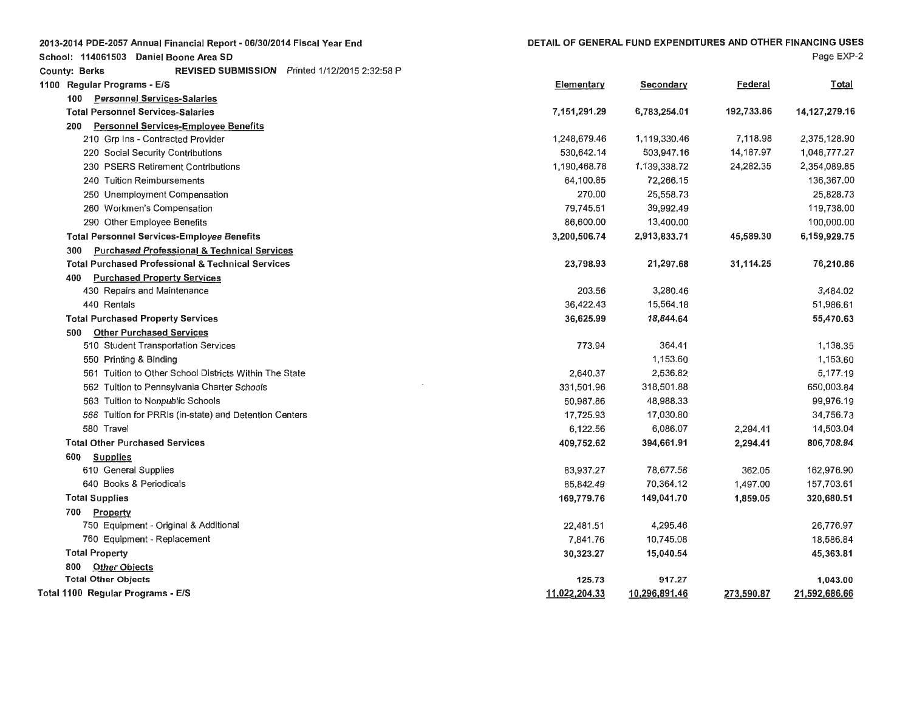2013-2014 PDE-2057 Annual Financial Report - 06/30/2014 Fiscal Year End

School: 114061503 Daniel Boone Area SD

County: Berks REVISED SUBMISSION Printed 1/12/2015 2:32:58 P

DETAIL OF GENERAL FUND EXPENDITURES AND OTHER FINANCING USES

Page EXP-2

| 1100 Regular Programs - E/S | Elementary | Secondary | Federal | Total |
|---|---|---|---|---|
| 100 Personnel Services-Salaries | | | | |
| **Total Personnel Services-Salaries** | **7,151,291.29** | **6,783,254.01** | **192,733.86** | **14,127,279.16** |
| 200 Personnel Services-Employee Benefits | | | | |
| 210 Grp Ins - Contracted Provider | 1,248,679.46 | 1,119,330.46 | 7,118.98 | 2,375,128.90 |
| 220 Social Security Contributions | 530,642.14 | 503,947.16 | 14,187.97 | 1,048,777.27 |
| 230 PSERS Retirement Contributions | 1,190,468.78 | 1,139,338.72 | 24,282.35 | 2,354,089.85 |
| 240 Tuition Reimbursements | 64,100.85 | 72,266.15 | | 136,367.00 |
| 250 Unemployment Compensation | 270.00 | 25,558.73 | | 25,828.73 |
| 260 Workmen's Compensation | 79,745.51 | 39,992.49 | | 119,738.00 |
| 290 Other Employee Benefits | 86,600.00 | 13,400.00 | | 100,000.00 |
| **Total Personnel Services-Employee Benefits** | **3,200,506.74** | **2,913,833.71** | **45,589.30** | **6,159,929.75** |
| 300 Purchased Professional & Technical Services | | | | |
| **Total Purchased Professional & Technical Services** | **23,798.93** | **21,297.68** | **31,114.25** | **76,210.86** |
| 400 Purchased Property Services | | | | |
| 430 Repairs and Maintenance | 203.56 | 3,280.46 | | 3,484.02 |
| 440 Rentals | 36,422.43 | 15,564.18 | | 51,986.61 |
| **Total Purchased Property Services** | **36,625.99** | **18,844.64** | | **55,470.63** |
| 500 Other Purchased Services | | | | |
| 510 Student Transportation Services | 773.94 | 364.41 | | 1,138.35 |
| 550 Printing & Binding | | 1,153.60 | | 1,153.60 |
| 561 Tuition to Other School Districts Within The State | 2,640.37 | 2,536.82 | | 5,177.19 |
| 562 Tuition to Pennsylvania Charter Schools | 331,501.96 | 318,501.88 | | 650,003.84 |
| 563 Tuition to Nonpublic Schools | 50,987.86 | 48,988.33 | | 99,976.19 |
| 566 Tuition for PRRIs (in-state) and Detention Centers | 17,725.93 | 17,030.80 | | 34,756.73 |
| 580 Travel | 6,122.56 | 6,086.07 | 2,294.41 | 14,503.04 |
| **Total Other Purchased Services** | **409,752.62** | **394,661.91** | **2,294.41** | **806,708.94** |
| 600 Supplies | | | | |
| 610 General Supplies | 83,937.27 | 78,677.58 | 362.05 | 162,976.90 |
| 640 Books & Periodicals | 85,842.49 | 70,364.12 | 1,497.00 | 157,703.61 |
| **Total Supplies** | **169,779.76** | **149,041.70** | **1,859.05** | **320,680.51** |
| 700 Property | | | | |
| 750 Equipment - Original & Additional | 22,481.51 | 4,295.46 | | 26,776.97 |
| 760 Equipment - Replacement | 7,841.76 | 10,745.08 | | 18,586.84 |
| **Total Property** | **30,323.27** | **15,040.54** | | **45,363.81** |
| 800 Other Objects | | | | |
| **Total Other Objects** | **125.73** | **917.27** | | **1,043.00** |
| **Total 1100 Regular Programs - E/S** | **11,022,204.33** | **10,296,891.46** | **273,590.87** | **21,592,686.66** |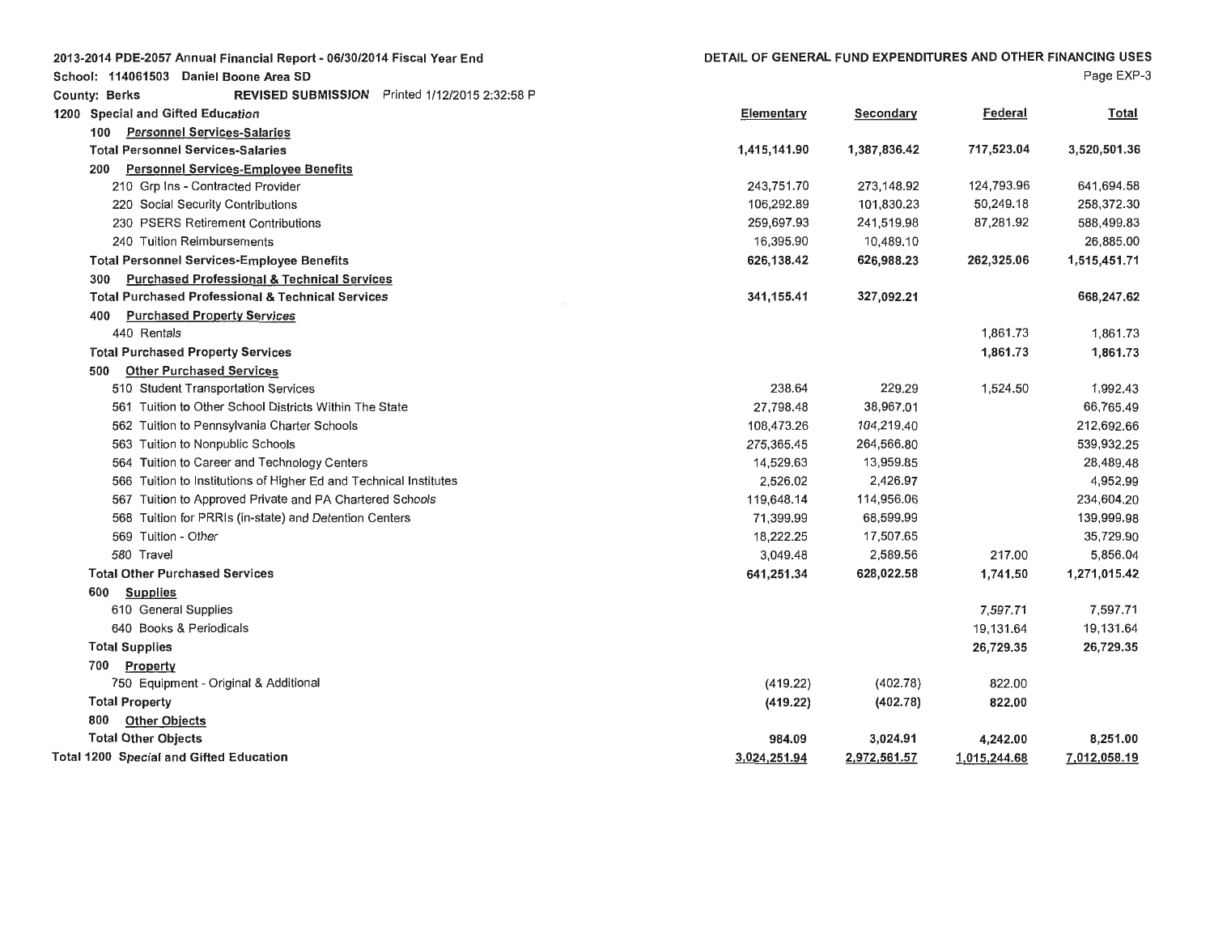2013-2014 PDE-2057 Annual Financial Report - 06/30/2014 Fiscal Year End

School: 114061503 Daniel Boone Area SD

County: Berks **REVISED SUBMISSION** Printed 1/12/2015 2:32:58 P

DETAIL OF GENERAL FUND EXPENDITURES AND OTHER FINANCING USES

Page EXP-3

| 1200 Special and Gifted Education | Elementary | Secondary | Federal | Total |
|---|---|---|---|---|
| 100 Personnel Services-Salaries | | | | |
| **Total Personnel Services-Salaries** | **1,415,141.90** | **1,387,836.42** | **717,523.04** | **3,520,501.36** |
| 200 Personnel Services-Employee Benefits | | | | |
| 210 Grp Ins - Contracted Provider | 243,751.70 | 273,148.92 | 124,793.96 | 641,694.58 |
| 220 Social Security Contributions | 106,292.89 | 101,830.23 | 50,249.18 | 258,372.30 |
| 230 PSERS Retirement Contributions | 259,697.93 | 241,519.98 | 87,281.92 | 588,499.83 |
| 240 Tuition Reimbursements | 16,395.90 | 10,489.10 | | 26,885.00 |
| **Total Personnel Services-Employee Benefits** | **626,138.42** | **626,988.23** | **262,325.06** | **1,515,451.71** |
| 300 Purchased Professional & Technical Services | | | | |
| **Total Purchased Professional & Technical Services** | **341,155.41** | **327,092.21** | | **668,247.62** |
| 400 Purchased Property Services | | | | |
| 440 Rentals | | | 1,861.73 | 1,861.73 |
| **Total Purchased Property Services** | | | **1,861.73** | **1,861.73** |
| 500 Other Purchased Services | | | | |
| 510 Student Transportation Services | 238.64 | 229.29 | 1,524.50 | 1,992.43 |
| 561 Tuition to Other School Districts Within The State | 27,798.48 | 38,967.01 | | 66,765.49 |
| 562 Tuition to Pennsylvania Charter Schools | 108,473.26 | 104,219.40 | | 212,692.66 |
| 563 Tuition to Nonpublic Schools | 275,365.45 | 264,566.80 | | 539,932.25 |
| 564 Tuition to Career and Technology Centers | 14,529.63 | 13,959.85 | | 28,489.48 |
| 566 Tuition to Institutions of Higher Ed and Technical Institutes | 2,526.02 | 2,426.97 | | 4,952.99 |
| 567 Tuition to Approved Private and PA Chartered Schools | 119,648.14 | 114,956.06 | | 234,604.20 |
| 568 Tuition for PRRIs (in-state) and Detention Centers | 71,399.99 | 68,599.99 | | 139,999.98 |
| 569 Tuition - Other | 18,222.25 | 17,507.65 | | 35,729.90 |
| 580 Travel | 3,049.48 | 2,589.56 | 217.00 | 5,856.04 |
| **Total Other Purchased Services** | **641,251.34** | **628,022.58** | **1,741.50** | **1,271,015.42** |
| 600 Supplies | | | | |
| 610 General Supplies | | | 7,597.71 | 7,597.71 |
| 640 Books & Periodicals | | | 19,131.64 | 19,131.64 |
| **Total Supplies** | | | **26,729.35** | **26,729.35** |
| 700 Property | | | | |
| 750 Equipment - Original & Additional | (419.22) | (402.78) | 822.00 | |
| **Total Property** | **(419.22)** | **(402.78)** | **822.00** | |
| 800 Other Objects | | | | |
| **Total Other Objects** | **984.09** | **3,024.91** | **4,242.00** | **8,251.00** |
| **Total 1200 Special and Gifted Education** | **3,024,251.94** | **2,972,561.57** | **1,015,244.68** | **7,012,058.19** |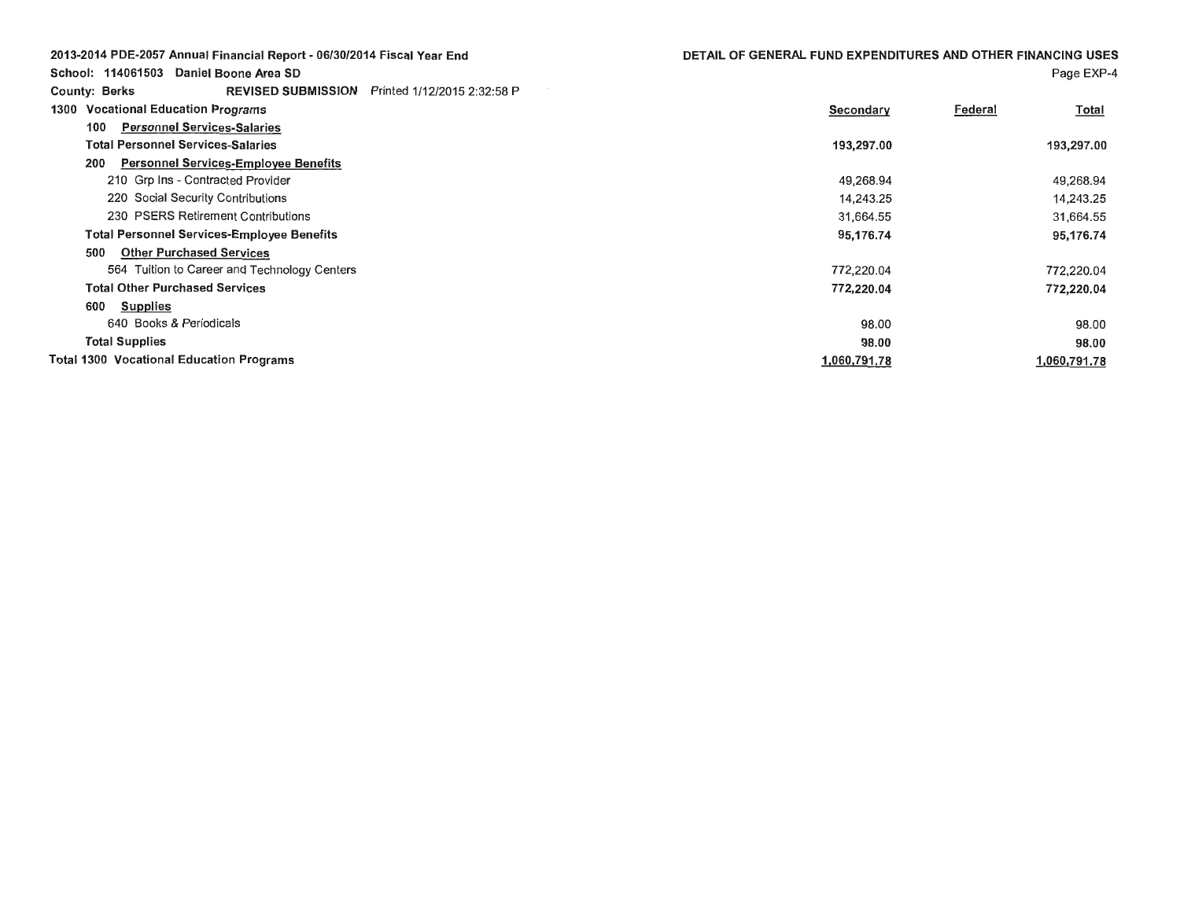2013-2014 PDE-2057 Annual Financial Report - 06/30/2014 Fiscal Year End

School: 114061503 Daniel Boone Area SD

County: Berks **REVISED SUBMISSION** Printed 1/12/2015 2:32:58 P

**DETAIL OF GENERAL FUND EXPENDITURES AND OTHER FINANCING USES**

| 1300 Vocational Education Programs | Secondary | Federal | Total |
|---|---|---|---|
| **100 Personnel Services-Salaries** | | | |
| **Total Personnel Services-Salaries** | **193,297.00** | | **193,297.00** |
| **200 Personnel Services-Employee Benefits** | | | |
| 210 Grp Ins - Contracted Provider | 49,268.94 | | 49,268.94 |
| 220 Social Security Contributions | 14,243.25 | | 14,243.25 |
| 230 PSERS Retirement Contributions | 31,664.55 | | 31,664.55 |
| **Total Personnel Services-Employee Benefits** | **95,176.74** | | **95,176.74** |
| **500 Other Purchased Services** | | | |
| 564 Tuition to Career and Technology Centers | 772,220.04 | | 772,220.04 |
| **Total Other Purchased Services** | **772,220.04** | | **772,220.04** |
| **600 Supplies** | | | |
| 640 Books & Periodicals | 98.00 | | 98.00 |
| **Total Supplies** | **98.00** | | **98.00** |
| **Total 1300 Vocational Education Programs** | **1,060,791.78** | | **1,060,791.78** |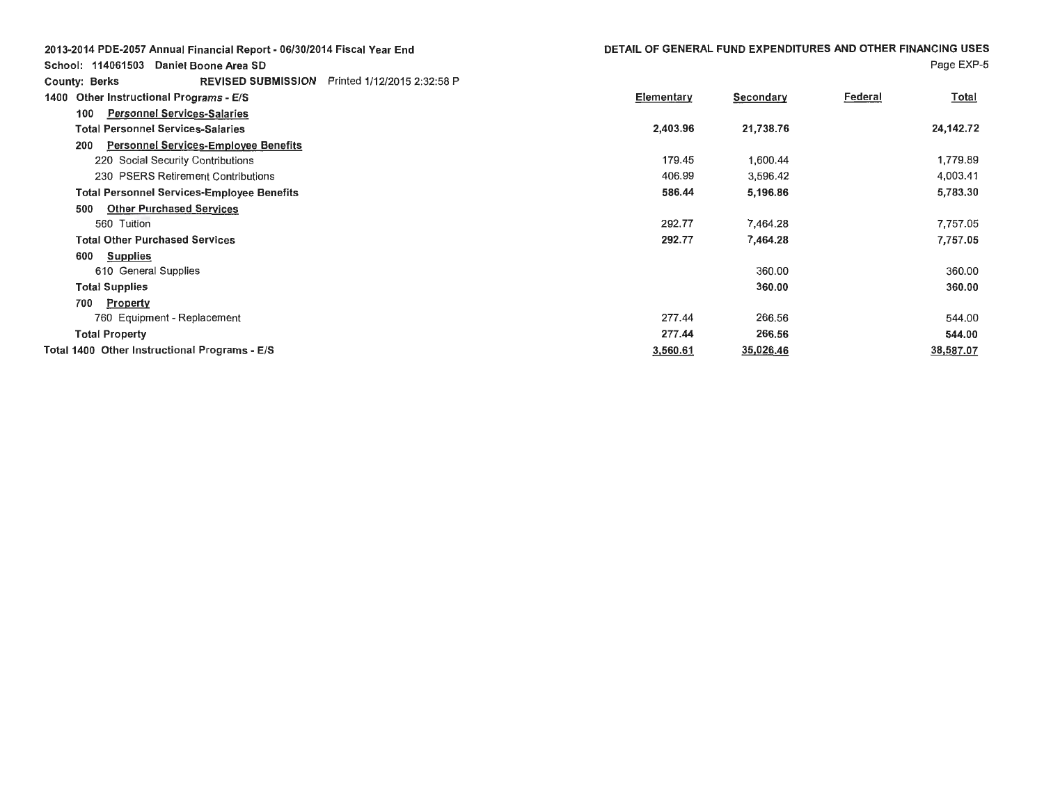2013-2014 PDE-2057 Annual Financial Report - 06/30/2014 Fiscal Year End

School: 114061503 Daniel Boone Area SD

County: Berks REVISED SUBMISSION Printed 1/12/2015 2:32:58 P

**DETAIL OF GENERAL FUND EXPENDITURES AND OTHER FINANCING USES**

Page EXP-5

| 1400 Other Instructional Programs - E/S | Elementary | Secondary | Federal | Total |
|---|---|---|---|---|
| 100 Personnel Services-Salaries | | | | |
| **Total Personnel Services-Salaries** | **2,403.96** | **21,738.76** | | **24,142.72** |
| 200 Personnel Services-Employee Benefits | | | | |
| 220 Social Security Contributions | 179.45 | 1,600.44 | | 1,779.89 |
| 230 PSERS Retirement Contributions | 406.99 | 3,596.42 | | 4,003.41 |
| **Total Personnel Services-Employee Benefits** | **586.44** | **5,196.86** | | **5,783.30** |
| 500 Other Purchased Services | | | | |
| 560 Tuition | 292.77 | 7,464.28 | | 7,757.05 |
| **Total Other Purchased Services** | **292.77** | **7,464.28** | | **7,757.05** |
| 600 Supplies | | | | |
| 610 General Supplies | | 360.00 | | 360.00 |
| **Total Supplies** | | **360.00** | | **360.00** |
| 700 Property | | | | |
| 760 Equipment - Replacement | 277.44 | 266.56 | | 544.00 |
| **Total Property** | **277.44** | **266.56** | | **544.00** |
| **Total 1400 Other Instructional Programs - E/S** | **3,560.61** | **35,026.46** | | **38,587.07** |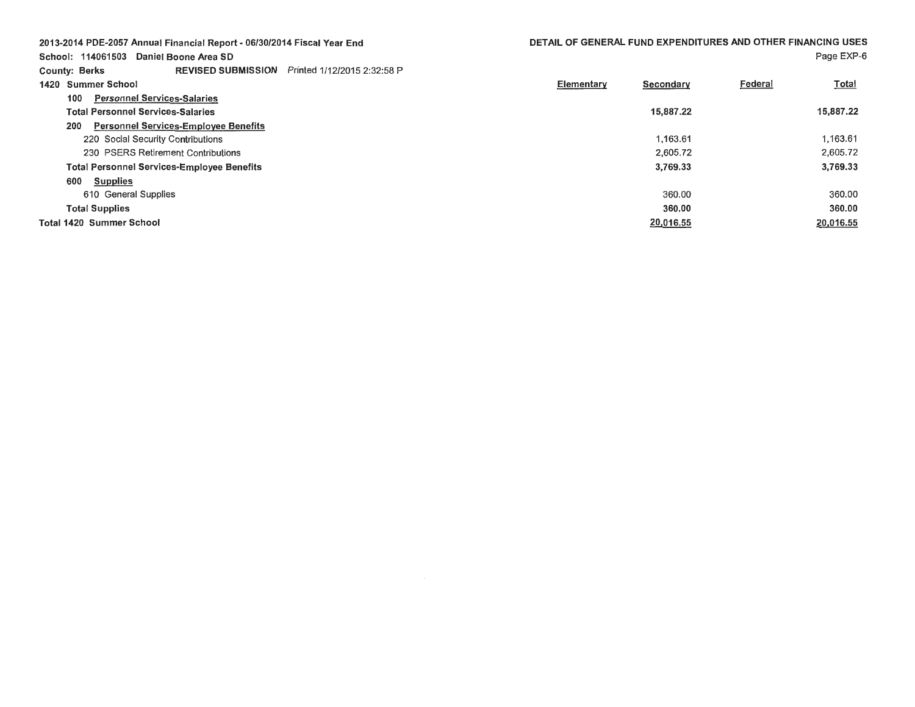2013-2014 PDE-2057 Annual Financial Report - 06/30/2014 Fiscal Year End

School: 114061503 Daniel Boone Area SD

County: Berks REVISED SUBMISSION Printed 1/12/2015 2:32:58 P

DETAIL OF GENERAL FUND EXPENDITURES AND OTHER FINANCING USES

| 1420 Summer School | Elementary | Secondary | Federal | Total |
|---|---|---|---|---|
| 100 Personnel Services-Salaries | | | | |
| **Total Personnel Services-Salaries** | | **15,887.22** | | **15,887.22** |
| 200 Personnel Services-Employee Benefits | | | | |
| 220 Social Security Contributions | | 1,163.61 | | 1,163.61 |
| 230 PSERS Retirement Contributions | | 2,605.72 | | 2,605.72 |
| **Total Personnel Services-Employee Benefits** | | **3,769.33** | | **3,769.33** |
| 600 Supplies | | | | |
| 610 General Supplies | | 360.00 | | 360.00 |
| **Total Supplies** | | **360.00** | | **360.00** |
| **Total 1420 Summer School** | | **20,016.55** | | **20,016.55** |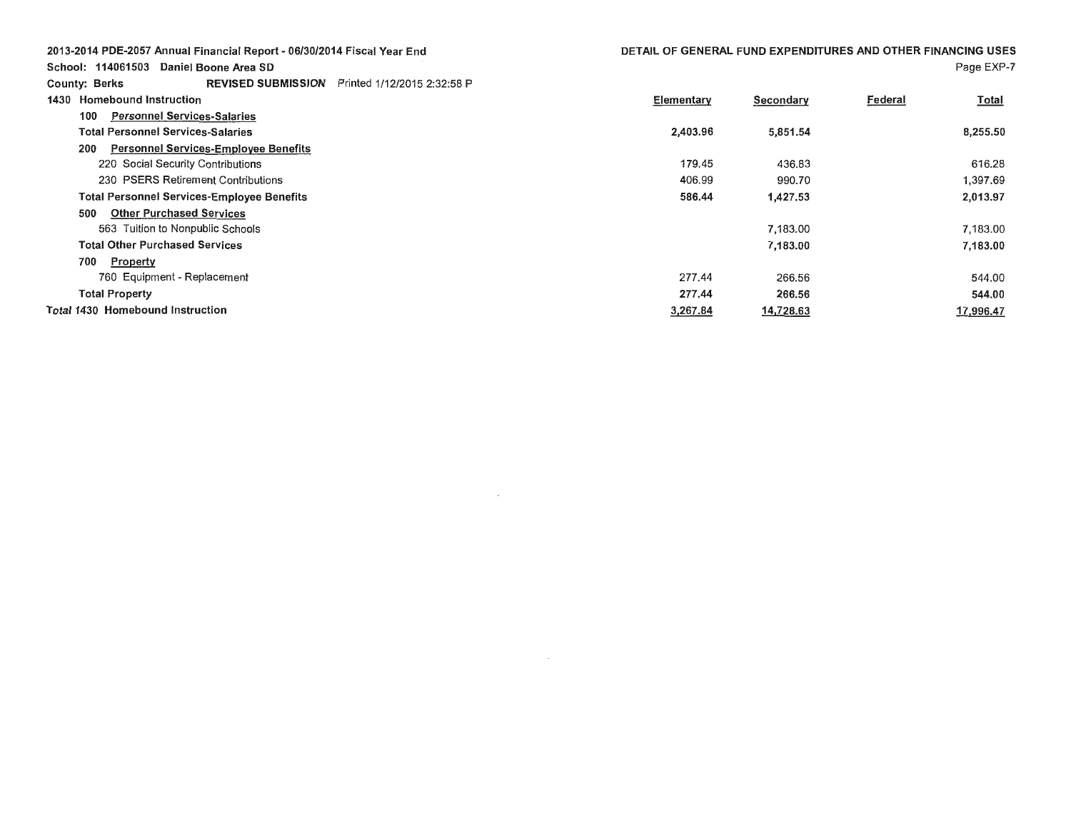2013-2014 PDE-2057 Annual Financial Report - 06/30/2014 Fiscal Year End

School: 114061503 Daniel Boone Area SD

County: Berks **REVISED SUBMISSION** Printed 1/12/2015 2:32:58 P

## DETAIL OF GENERAL FUND EXPENDITURES AND OTHER FINANCING USES

| | Elementary | Secondary | Federal | Total |
|---|---|---|---|---|
| **1430 Homebound Instruction** | | | | |
| **100 Personnel Services-Salaries** | | | | |
| **Total Personnel Services-Salaries** | **2,403.96** | **5,851.54** | | **8,255.50** |
| **200 Personnel Services-Employee Benefits** | | | | |
| 220 Social Security Contributions | 179.45 | 436.83 | | 616.28 |
| 230 PSERS Retirement Contributions | 406.99 | 990.70 | | 1,397.69 |
| **Total Personnel Services-Employee Benefits** | **586.44** | **1,427.53** | | **2,013.97** |
| **500 Other Purchased Services** | | | | |
| 563 Tuition to Nonpublic Schools | | 7,183.00 | | 7,183.00 |
| **Total Other Purchased Services** | | **7,183.00** | | **7,183.00** |
| **700 Property** | | | | |
| 760 Equipment - Replacement | 277.44 | 266.56 | | 544.00 |
| **Total Property** | **277.44** | **266.56** | | **544.00** |
| **Total 1430 Homebound Instruction** | **3,267.84** | **14,728.63** | | **17,996.47** |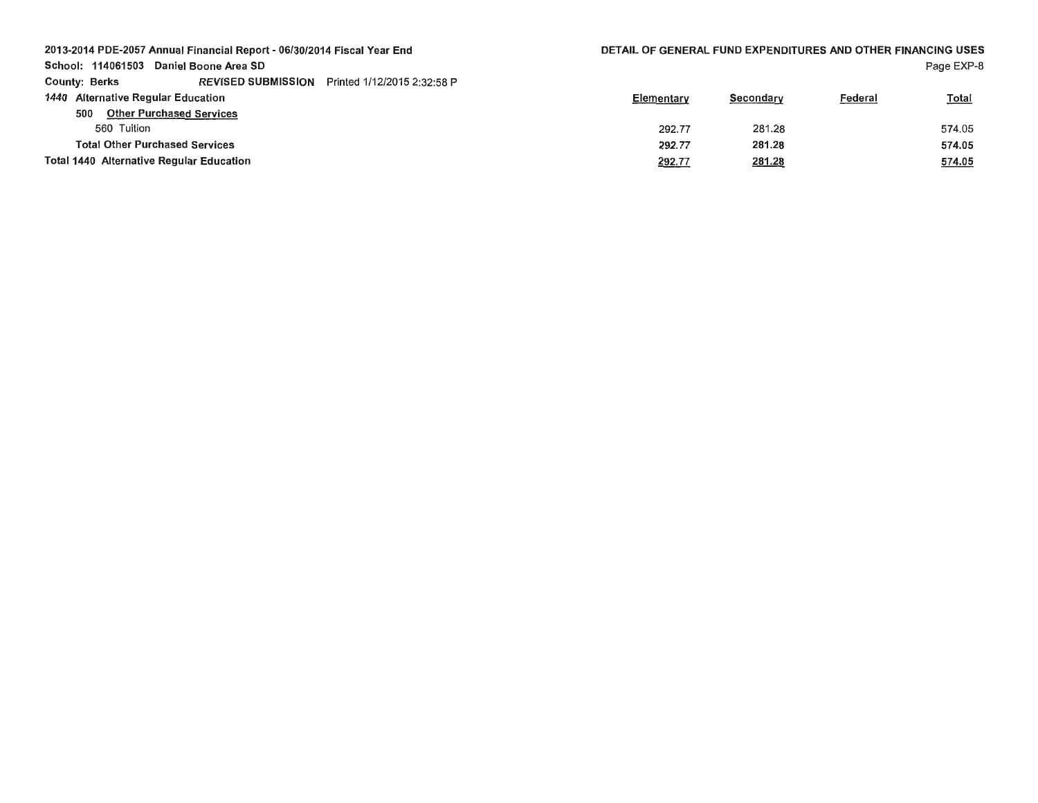2013-2014 PDE-2057 Annual Financial Report - 06/30/2014 Fiscal Year End
School: 114061503 Daniel Boone Area SD
County: Berks    REVISED SUBMISSION    Printed 1/12/2015 2:32:58 P

DETAIL OF GENERAL FUND EXPENDITURES AND OTHER FINANCING USES

| | Elementary | Secondary | Federal | Total |
|---|---|---|---|---|
| 1440 Alternative Regular Education | | | | |
| 500 Other Purchased Services | | | | |
| 560 Tuition | 292.77 | 281.28 | | 574.05 |
| **Total Other Purchased Services** | **292.77** | **281.28** | | **574.05** |
| **Total 1440 Alternative Regular Education** | **292.77** | **281.28** | | **574.05** |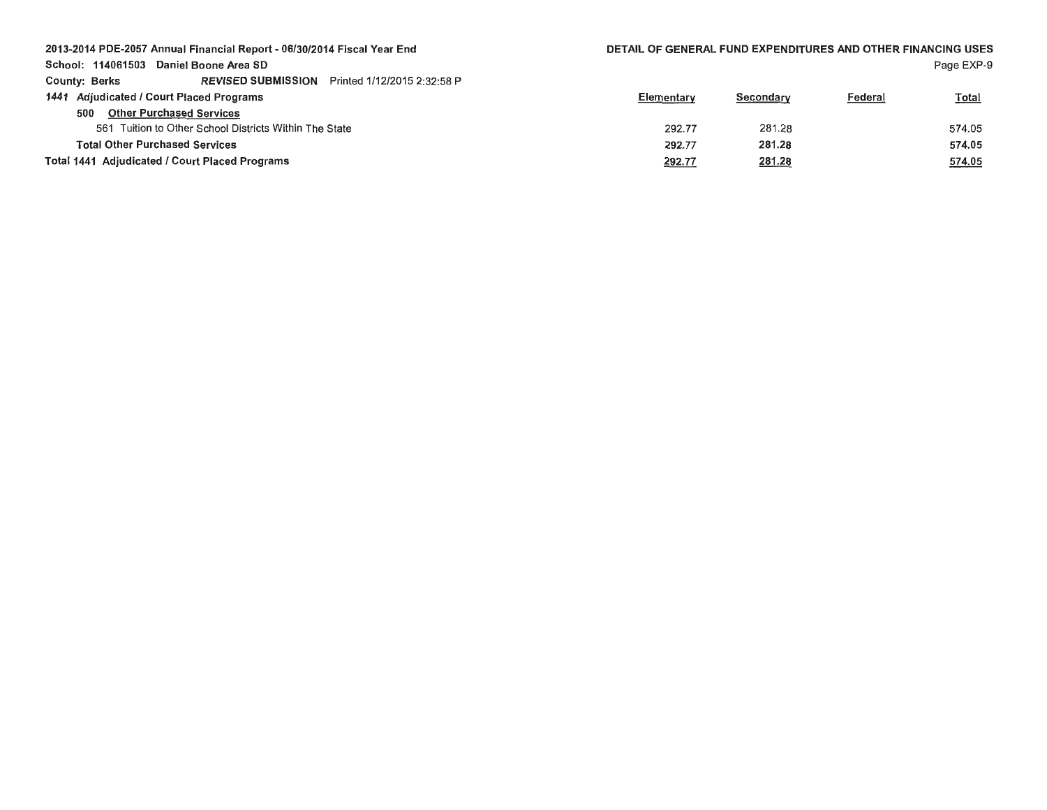2013-2014 PDE-2057 Annual Financial Report - 06/30/2014 Fiscal Year End

School: 114061503 Daniel Boone Area SD

County: Berks *REVISED* **SUBMISSION** Printed 1/12/2015 2:32:58 P

**DETAIL OF GENERAL FUND EXPENDITURES AND OTHER FINANCING USES**

| | Elementary | Secondary | Federal | Total |
|---|---|---|---|---|
| ***1441* Adjudicated / Court Placed Programs** | | | | |
| **500 Other Purchased Services** | | | | |
| 561 Tuition to Other School Districts Within The State | 292.77 | 281.28 | | 574.05 |
| **Total Other Purchased Services** | **292.77** | **281.28** | | **574.05** |
| **Total 1441 Adjudicated / Court Placed Programs** | **292.77** | **281.28** | | **574.05** |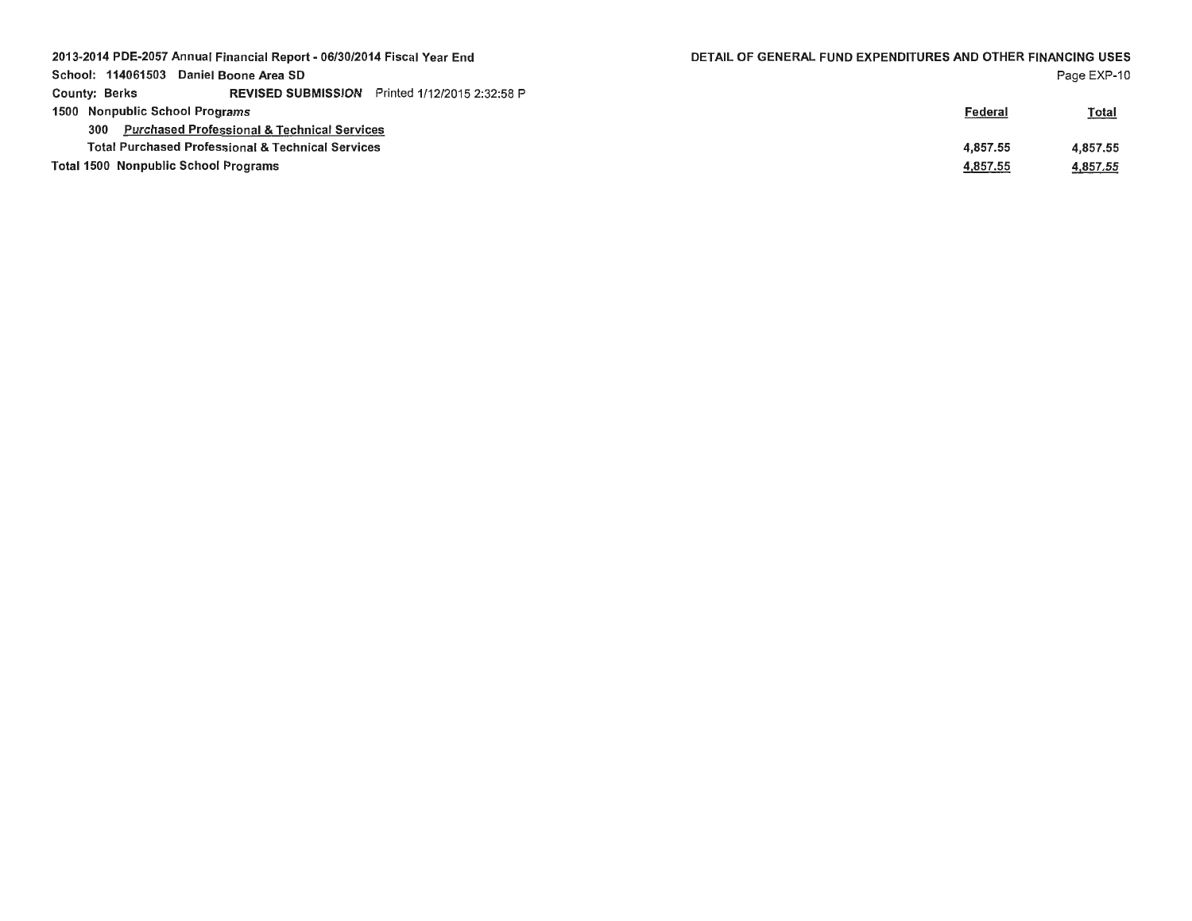2013-2014 PDE-2057 Annual Financial Report - 06/30/2014 Fiscal Year End
School: 114061503 Daniel Boone Area SD
County: Berks REVISED SUBMISSION Printed 1/12/2015 2:32:58 P

DETAIL OF GENERAL FUND EXPENDITURES AND OTHER FINANCING USES
Page EXP-10

| | Federal | Total |
|---|---|---|
| **1500 Nonpublic School Programs** | | |
| 300 *Purchased Professional & Technical Services* | | |
| Total Purchased Professional & Technical Services | 4,857.55 | 4,857.55 |
| **Total 1500 Nonpublic School Programs** | 4,857.55 | 4,857.55 |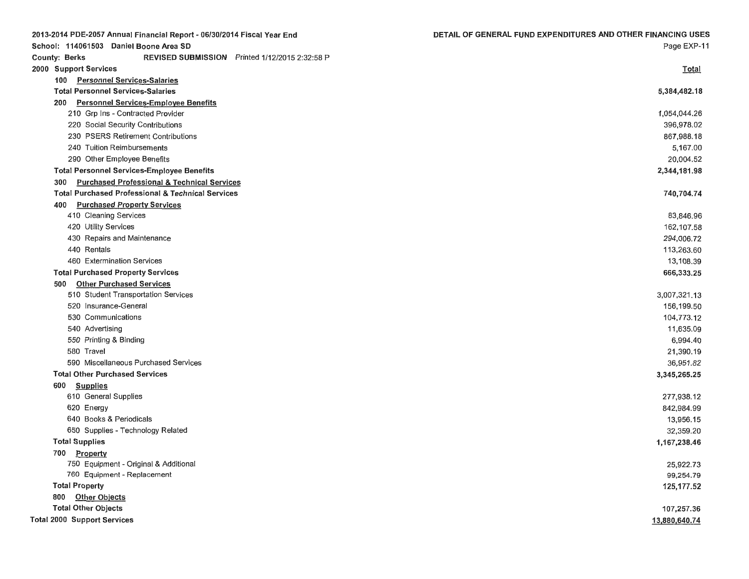2013-2014 PDE-2057 Annual Financial Report - 06/30/2014 Fiscal Year End

School: 114061503 Daniel Boone Area SD

County: Berks REVISED SUBMISSION Printed 1/12/2015 2:32:58 P

**DETAIL OF GENERAL FUND EXPENDITURES AND OTHER FINANCING USES**

Page EXP-11

| 2000 Support Services | Total |
|---|---|
| 100 Personnel Services-Salaries | |
| **Total Personnel Services-Salaries** | **5,384,482.18** |
| 200 Personnel Services-Employee Benefits | |
| 210 Grp Ins - Contracted Provider | 1,054,044.26 |
| 220 Social Security Contributions | 396,978.02 |
| 230 PSERS Retirement Contributions | 867,988.18 |
| 240 Tuition Reimbursements | 5,167.00 |
| 290 Other Employee Benefits | 20,004.52 |
| **Total Personnel Services-Employee Benefits** | **2,344,181.98** |
| 300 Purchased Professional & Technical Services | |
| **Total Purchased Professional & Technical Services** | **740,704.74** |
| 400 Purchased Property Services | |
| 410 Cleaning Services | 83,846.96 |
| 420 Utility Services | 162,107.58 |
| 430 Repairs and Maintenance | 294,006.72 |
| 440 Rentals | 113,263.60 |
| 460 Extermination Services | 13,108.39 |
| **Total Purchased Property Services** | **666,333.25** |
| 500 Other Purchased Services | |
| 510 Student Transportation Services | 3,007,321.13 |
| 520 Insurance-General | 156,199.50 |
| 530 Communications | 104,773.12 |
| 540 Advertising | 11,635.09 |
| 550 Printing & Binding | 6,994.40 |
| 580 Travel | 21,390.19 |
| 590 Miscellaneous Purchased Services | 36,951.82 |
| **Total Other Purchased Services** | **3,345,265.25** |
| 600 Supplies | |
| 610 General Supplies | 277,938.12 |
| 620 Energy | 842,984.99 |
| 640 Books & Periodicals | 13,956.15 |
| 650 Supplies - Technology Related | 32,359.20 |
| **Total Supplies** | **1,167,238.46** |
| 700 Property | |
| 750 Equipment - Original & Additional | 25,922.73 |
| 760 Equipment - Replacement | 99,254.79 |
| **Total Property** | **125,177.52** |
| 800 Other Objects | |
| **Total Other Objects** | **107,257.36** |
| **Total 2000 Support Services** | **13,880,640.74** |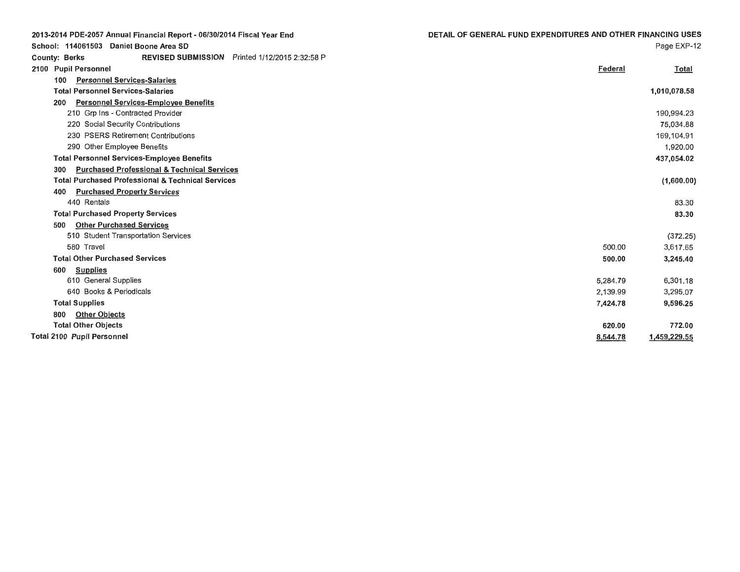2013-2014 PDE-2057 Annual Financial Report - 06/30/2014 Fiscal Year End

School: 114061503 Daniel Boone Area SD

County: Berks **REVISED SUBMISSION** Printed 1/12/2015 2:32:58 P

## DETAIL OF GENERAL FUND EXPENDITURES AND OTHER FINANCING USES

Page EXP-12

| 2100 Pupil Personnel | Federal | Total |
|---|---|---|
| 100 Personnel Services-Salaries | | |
| **Total Personnel Services-Salaries** | | **1,010,078.58** |
| 200 Personnel Services-Employee Benefits | | |
| 210 Grp Ins - Contracted Provider | | 190,994.23 |
| 220 Social Security Contributions | | 75,034.88 |
| 230 PSERS Retirement Contributions | | 169,104.91 |
| 290 Other Employee Benefits | | 1,920.00 |
| **Total Personnel Services-Employee Benefits** | | **437,054.02** |
| 300 Purchased Professional & Technical Services | | |
| **Total Purchased Professional & Technical Services** | | **(1,600.00)** |
| 400 Purchased Property Services | | |
| 440 Rentals | | 83.30 |
| **Total Purchased Property Services** | | **83.30** |
| 500 Other Purchased Services | | |
| 510 Student Transportation Services | | (372.25) |
| 580 Travel | 500.00 | 3,617.65 |
| **Total Other Purchased Services** | **500.00** | **3,245.40** |
| 600 Supplies | | |
| 610 General Supplies | 5,284.79 | 6,301.18 |
| 640 Books & Periodicals | 2,139.99 | 3,295.07 |
| **Total Supplies** | **7,424.78** | **9,596.25** |
| 800 Other Objects | | |
| **Total Other Objects** | **620.00** | **772.00** |
| **Total 2100 Pupil Personnel** | **8,544.78** | **1,459,229.55** |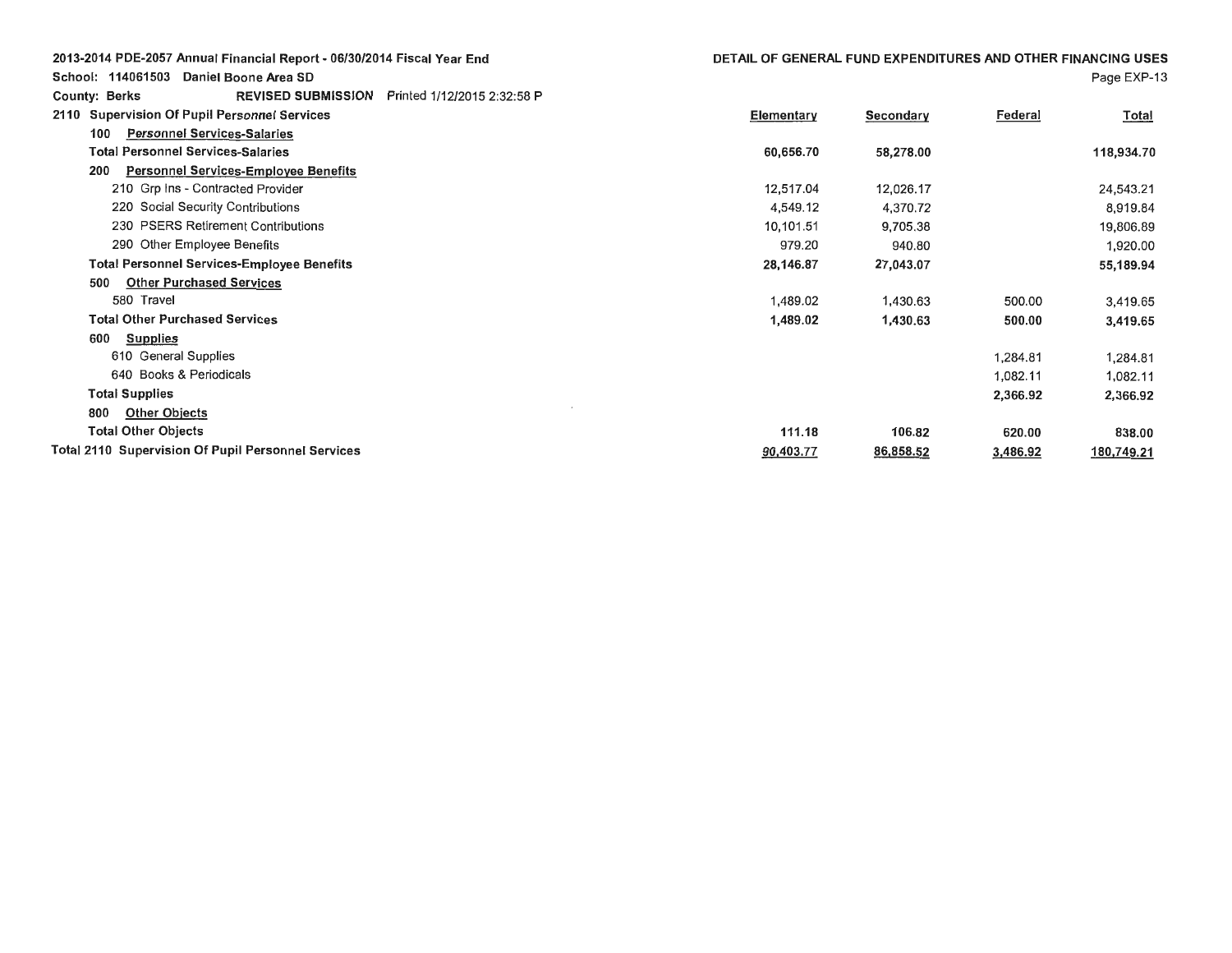2013-2014 PDE-2057 Annual Financial Report - 06/30/2014 Fiscal Year End

School: 114061503 Daniel Boone Area SD

County: Berks REVISED SUBMISSION Printed 1/12/2015 2:32:58 P

DETAIL OF GENERAL FUND EXPENDITURES AND OTHER FINANCING USES

| 2110 Supervision Of Pupil Personnel Services | Elementary | Secondary | Federal | Total |
|---|---|---|---|---|
| 100 Personnel Services-Salaries | | | | |
| Total Personnel Services-Salaries | 60,656.70 | 58,278.00 | | 118,934.70 |
| 200 Personnel Services-Employee Benefits | | | | |
| 210 Grp Ins - Contracted Provider | 12,517.04 | 12,026.17 | | 24,543.21 |
| 220 Social Security Contributions | 4,549.12 | 4,370.72 | | 8,919.84 |
| 230 PSERS Retirement Contributions | 10,101.51 | 9,705.38 | | 19,806.89 |
| 290 Other Employee Benefits | 979.20 | 940.80 | | 1,920.00 |
| Total Personnel Services-Employee Benefits | 28,146.87 | 27,043.07 | | 55,189.94 |
| 500 Other Purchased Services | | | | |
| 580 Travel | 1,489.02 | 1,430.63 | 500.00 | 3,419.65 |
| Total Other Purchased Services | 1,489.02 | 1,430.63 | 500.00 | 3,419.65 |
| 600 Supplies | | | | |
| 610 General Supplies | | | 1,284.81 | 1,284.81 |
| 640 Books & Periodicals | | | 1,082.11 | 1,082.11 |
| Total Supplies | | | 2,366.92 | 2,366.92 |
| 800 Other Objects | | | | |
| Total Other Objects | 111.18 | 106.82 | 620.00 | 838.00 |
| Total 2110 Supervision Of Pupil Personnel Services | 90,403.77 | 86,858.52 | 3,486.92 | 180,749.21 |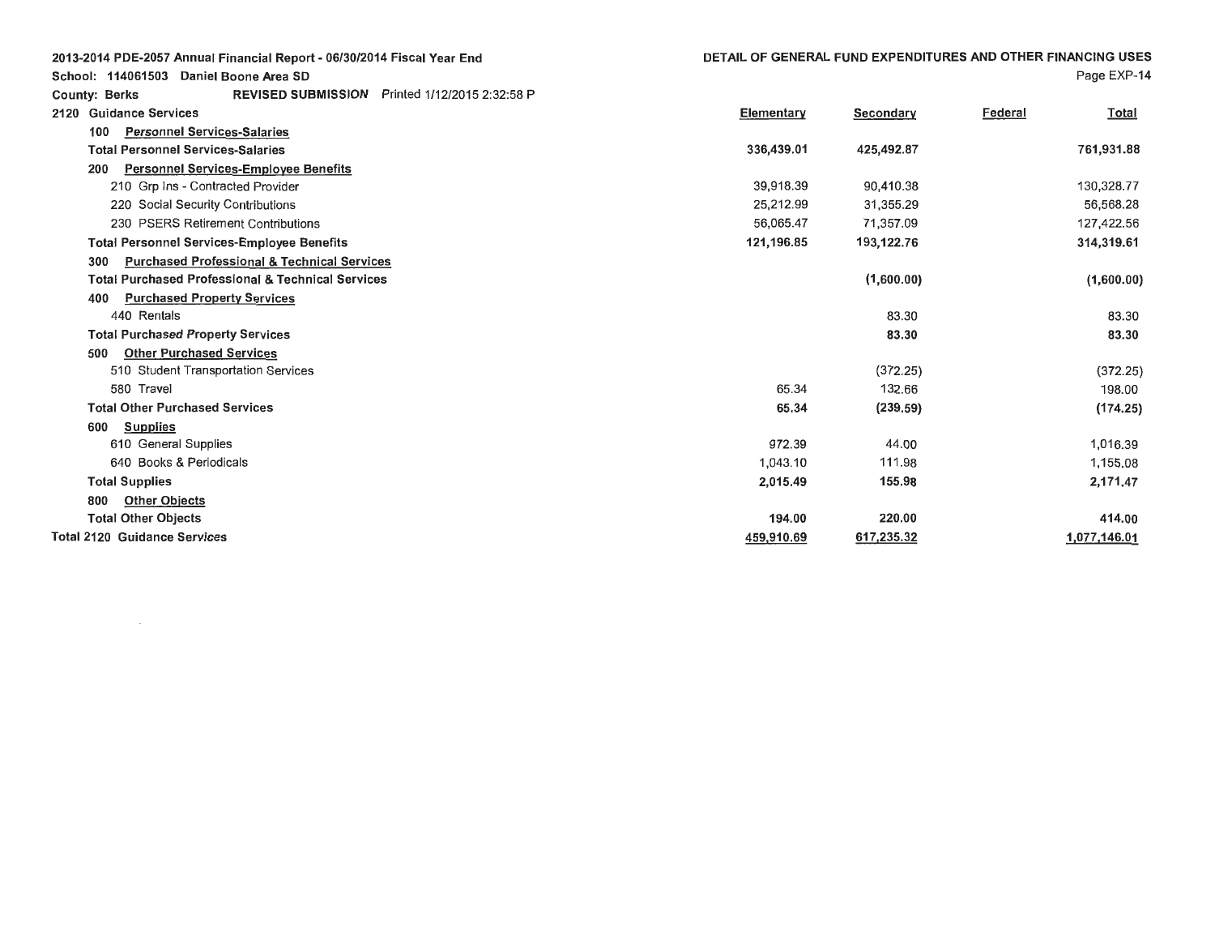**2013-2014 PDE-2057 Annual Financial Report - 06/30/2014 Fiscal Year End**

**School: 114061503 Daniel Boone Area SD**

**County: Berks** **REVISED SUBMISSION** Printed 1/12/2015 2:32:58 P

**DETAIL OF GENERAL FUND EXPENDITURES AND OTHER FINANCING USES**

| 2120 Guidance Services | Elementary | Secondary | Federal | Total |
|---|---|---|---|---|
| 100 Personnel Services-Salaries | | | | |
| **Total Personnel Services-Salaries** | **336,439.01** | **425,492.87** | | **761,931.88** |
| 200 Personnel Services-Employee Benefits | | | | |
| 210 Grp Ins - Contracted Provider | 39,918.39 | 90,410.38 | | 130,328.77 |
| 220 Social Security Contributions | 25,212.99 | 31,355.29 | | 56,568.28 |
| 230 PSERS Retirement Contributions | 56,065.47 | 71,357.09 | | 127,422.56 |
| **Total Personnel Services-Employee Benefits** | **121,196.85** | **193,122.76** | | **314,319.61** |
| 300 Purchased Professional & Technical Services | | | | |
| **Total Purchased Professional & Technical Services** | | **(1,600.00)** | | **(1,600.00)** |
| 400 Purchased Property Services | | | | |
| 440 Rentals | | 83.30 | | 83.30 |
| **Total Purchased Property Services** | | **83.30** | | **83.30** |
| 500 Other Purchased Services | | | | |
| 510 Student Transportation Services | | (372.25) | | (372.25) |
| 580 Travel | 65.34 | 132.66 | | 198.00 |
| **Total Other Purchased Services** | **65.34** | **(239.59)** | | **(174.25)** |
| 600 Supplies | | | | |
| 610 General Supplies | 972.39 | 44.00 | | 1,016.39 |
| 640 Books & Periodicals | 1,043.10 | 111.98 | | 1,155.08 |
| **Total Supplies** | **2,015.49** | **155.98** | | **2,171.47** |
| 800 Other Objects | | | | |
| **Total Other Objects** | **194.00** | **220.00** | | **414.00** |
| **Total 2120 Guidance Services** | **459,910.69** | **617,235.32** | | **1,077,146.01** |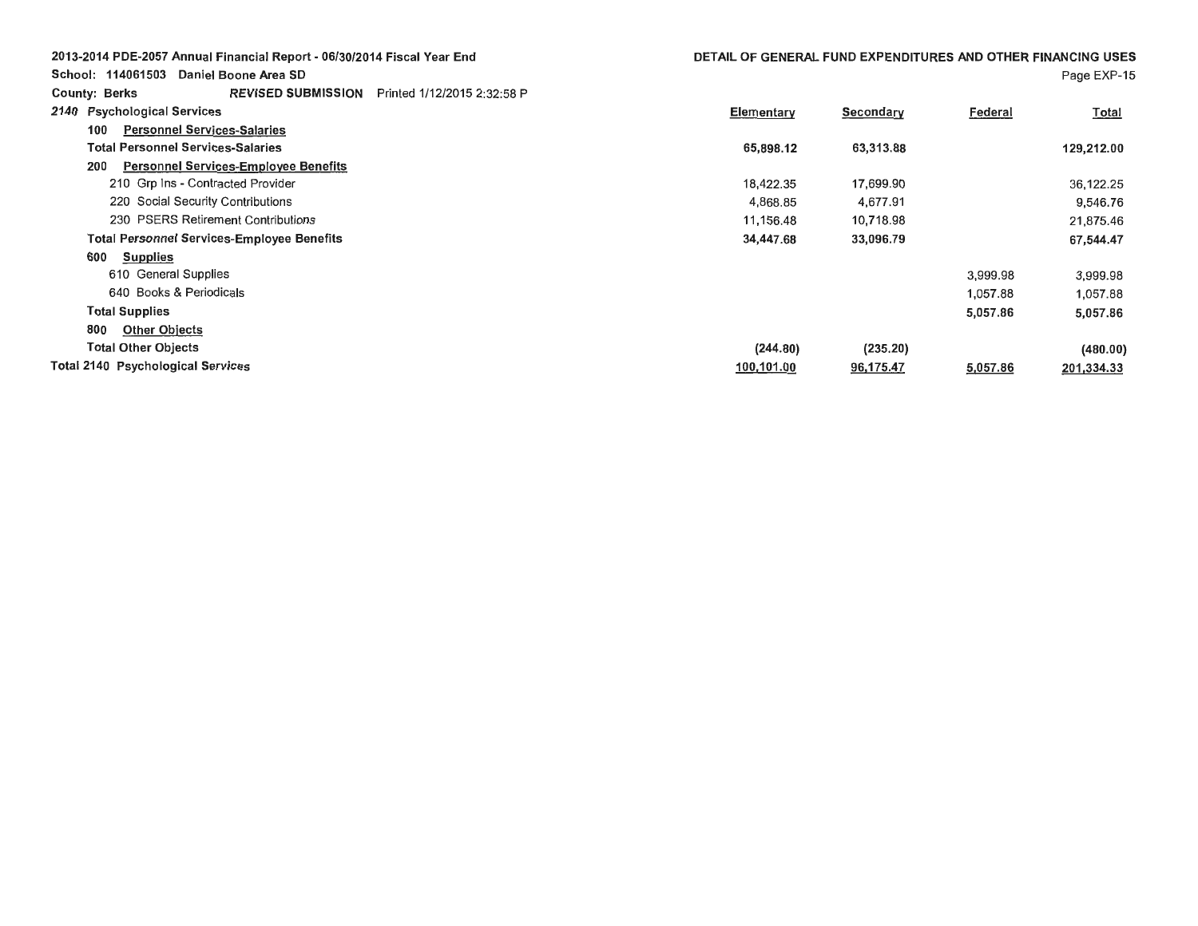2013-2014 PDE-2057 Annual Financial Report - 06/30/2014 Fiscal Year End

School: 114061503 Daniel Boone Area SD

County: Berks *REVISED SUBMISSION* Printed 1/12/2015 2:32:58 P

## DETAIL OF GENERAL FUND EXPENDITURES AND OTHER FINANCING USES

| 2140 Psychological Services | Elementary | Secondary | Federal | Total |
|---|---|---|---|---|
| 100 Personnel Services-Salaries | | | | |
| **Total Personnel Services-Salaries** | **65,898.12** | **63,313.88** | | **129,212.00** |
| 200 Personnel Services-Employee Benefits | | | | |
| 210 Grp Ins - Contracted Provider | 18,422.35 | 17,699.90 | | 36,122.25 |
| 220 Social Security Contributions | 4,868.85 | 4,677.91 | | 9,546.76 |
| 230 PSERS Retirement Contributions | 11,156.48 | 10,718.98 | | 21,875.46 |
| **Total Personnel Services-Employee Benefits** | **34,447.68** | **33,096.79** | | **67,544.47** |
| 600 Supplies | | | | |
| 610 General Supplies | | | 3,999.98 | 3,999.98 |
| 640 Books & Periodicals | | | 1,057.88 | 1,057.88 |
| **Total Supplies** | | | **5,057.86** | **5,057.86** |
| 800 Other Objects | | | | |
| **Total Other Objects** | **(244.80)** | **(235.20)** | | **(480.00)** |
| **Total 2140 Psychological Services** | **100,101.00** | **96,175.47** | **5,057.86** | **201,334.33** |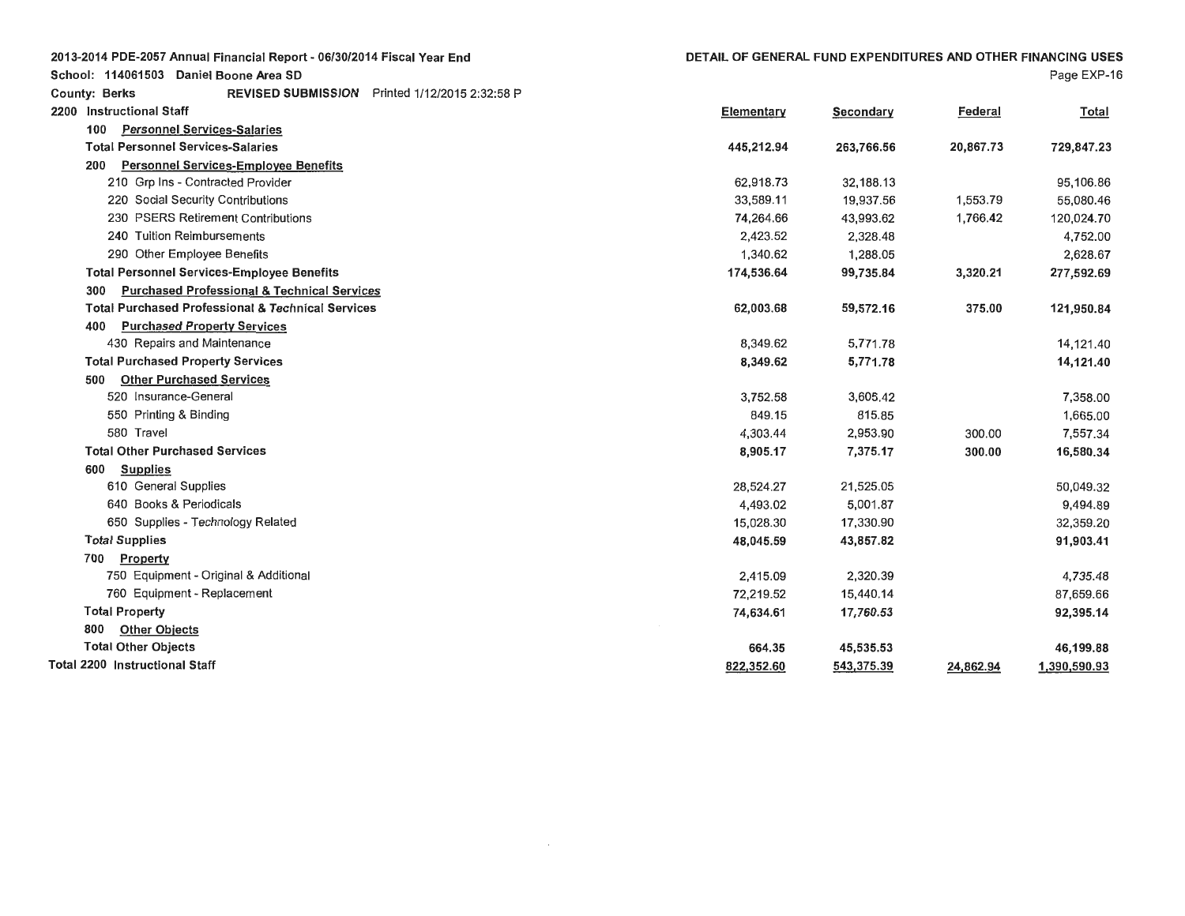2013-2014 PDE-2057 Annual Financial Report - 06/30/2014 Fiscal Year End

School: 114061503 Daniel Boone Area SD

County: Berks **REVISED SUBMISSION** Printed 1/12/2015 2:32:58 P

## DETAIL OF GENERAL FUND EXPENDITURES AND OTHER FINANCING USES

Page EXP-16

| 2200 Instructional Staff | Elementary | Secondary | Federal | Total |
|---|---|---|---|---|
| 100 Personnel Services-Salaries | | | | |
| **Total Personnel Services-Salaries** | **445,212.94** | **263,766.56** | **20,867.73** | **729,847.23** |
| 200 Personnel Services-Employee Benefits | | | | |
| 210 Grp Ins - Contracted Provider | 62,918.73 | 32,188.13 | | 95,106.86 |
| 220 Social Security Contributions | 33,589.11 | 19,937.56 | 1,553.79 | 55,080.46 |
| 230 PSERS Retirement Contributions | 74,264.66 | 43,993.62 | 1,766.42 | 120,024.70 |
| 240 Tuition Reimbursements | 2,423.52 | 2,328.48 | | 4,752.00 |
| 290 Other Employee Benefits | 1,340.62 | 1,288.05 | | 2,628.67 |
| **Total Personnel Services-Employee Benefits** | **174,536.64** | **99,735.84** | **3,320.21** | **277,592.69** |
| 300 Purchased Professional & Technical Services | | | | |
| **Total Purchased Professional & Technical Services** | **62,003.68** | **59,572.16** | **375.00** | **121,950.84** |
| 400 Purchased Property Services | | | | |
| 430 Repairs and Maintenance | 8,349.62 | 5,771.78 | | 14,121.40 |
| **Total Purchased Property Services** | **8,349.62** | **5,771.78** | | **14,121.40** |
| 500 Other Purchased Services | | | | |
| 520 Insurance-General | 3,752.58 | 3,605.42 | | 7,358.00 |
| 550 Printing & Binding | 849.15 | 815.85 | | 1,665.00 |
| 580 Travel | 4,303.44 | 2,953.90 | 300.00 | 7,557.34 |
| **Total Other Purchased Services** | **8,905.17** | **7,375.17** | **300.00** | **16,580.34** |
| 600 Supplies | | | | |
| 610 General Supplies | 28,524.27 | 21,525.05 | | 50,049.32 |
| 640 Books & Periodicals | 4,493.02 | 5,001.87 | | 9,494.89 |
| 650 Supplies - Technology Related | 15,028.30 | 17,330.90 | | 32,359.20 |
| **Total Supplies** | **48,045.59** | **43,857.82** | | **91,903.41** |
| 700 Property | | | | |
| 750 Equipment - Original & Additional | 2,415.09 | 2,320.39 | | 4,735.48 |
| 760 Equipment - Replacement | 72,219.52 | 15,440.14 | | 87,659.66 |
| **Total Property** | **74,634.61** | **17,760.53** | | **92,395.14** |
| 800 Other Objects | | | | |
| **Total Other Objects** | **664.35** | **45,535.53** | | **46,199.88** |
| **Total 2200 Instructional Staff** | **822,352.60** | **543,375.39** | **24,862.94** | **1,390,590.93** |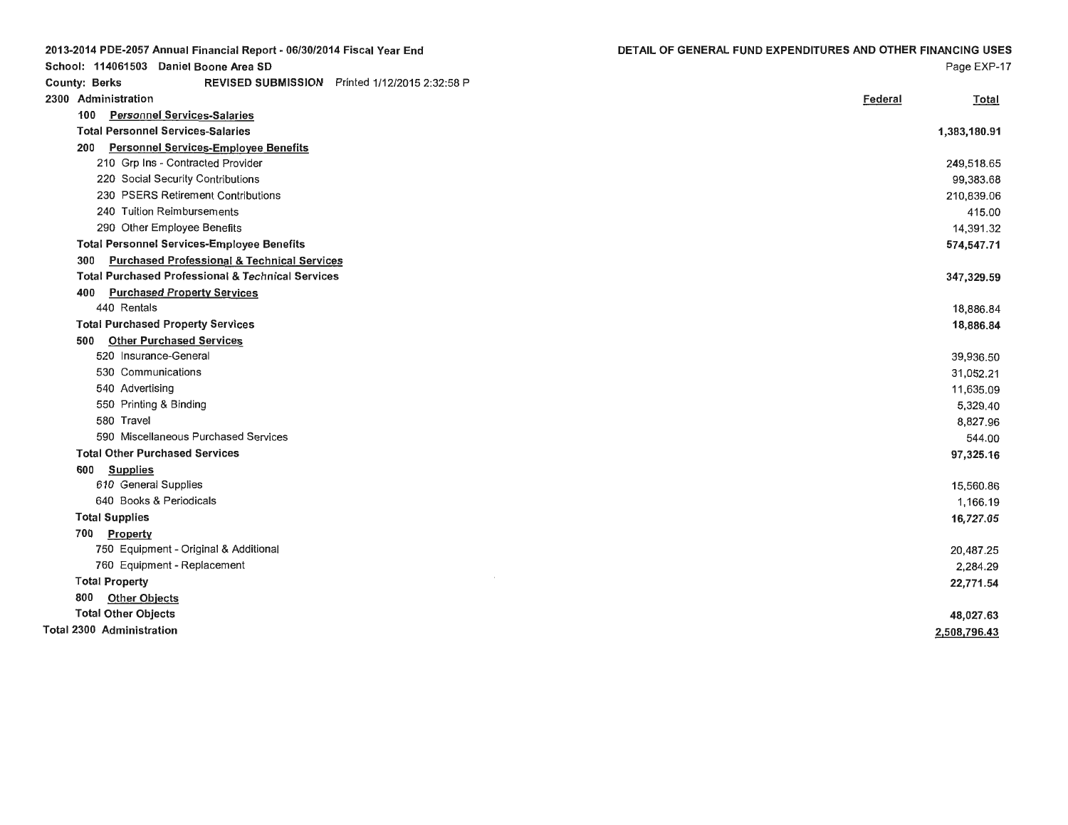2013-2014 PDE-2057 Annual Financial Report - 06/30/2014 Fiscal Year End

School: 114061503 Daniel Boone Area SD

County: Berks REVISED SUBMISSION Printed 1/12/2015 2:32:58 P

DETAIL OF GENERAL FUND EXPENDITURES AND OTHER FINANCING USES

| 2300 Administration | Federal | Total |
|---|---|---|
| **100 Personnel Services-Salaries** | | |
| **Total Personnel Services-Salaries** | | **1,383,180.91** |
| **200 Personnel Services-Employee Benefits** | | |
| 210 Grp Ins - Contracted Provider | | 249,518.65 |
| 220 Social Security Contributions | | 99,383.68 |
| 230 PSERS Retirement Contributions | | 210,839.06 |
| 240 Tuition Reimbursements | | 415.00 |
| 290 Other Employee Benefits | | 14,391.32 |
| **Total Personnel Services-Employee Benefits** | | **574,547.71** |
| **300 Purchased Professional & Technical Services** | | |
| **Total Purchased Professional & Technical Services** | | **347,329.59** |
| **400 Purchased Property Services** | | |
| 440 Rentals | | 18,886.84 |
| **Total Purchased Property Services** | | **18,886.84** |
| **500 Other Purchased Services** | | |
| 520 Insurance-General | | 39,936.50 |
| 530 Communications | | 31,052.21 |
| 540 Advertising | | 11,635.09 |
| 550 Printing & Binding | | 5,329.40 |
| 580 Travel | | 8,827.96 |
| 590 Miscellaneous Purchased Services | | 544.00 |
| **Total Other Purchased Services** | | **97,325.16** |
| **600 Supplies** | | |
| 610 General Supplies | | 15,560.86 |
| 640 Books & Periodicals | | 1,166.19 |
| **Total Supplies** | | **16,727.05** |
| **700 Property** | | |
| 750 Equipment - Original & Additional | | 20,487.25 |
| 760 Equipment - Replacement | | 2,284.29 |
| **Total Property** | | **22,771.54** |
| **800 Other Objects** | | |
| **Total Other Objects** | | **48,027.63** |
| **Total 2300 Administration** | | **2,508,796.43** |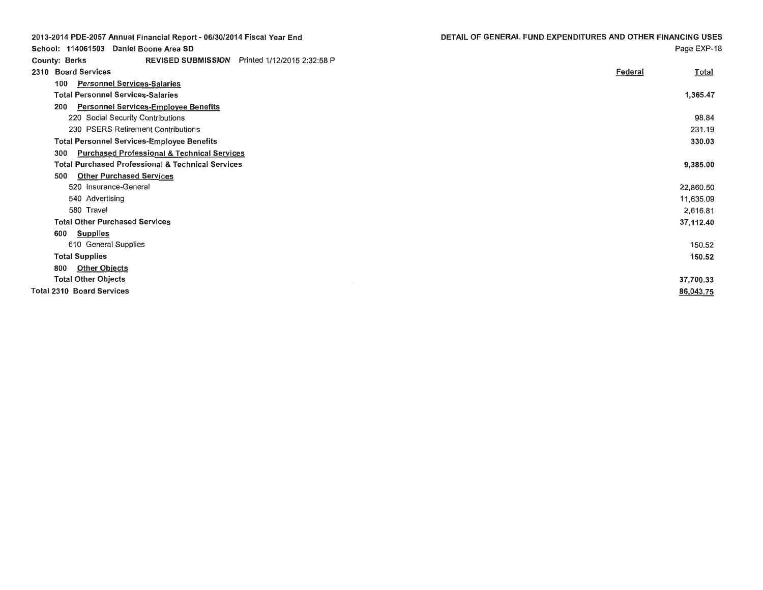2013-2014 PDE-2057 Annual Financial Report - 06/30/2014 Fiscal Year End

School: 114061503 Daniel Boone Area SD

County: Berks REVISED SUBMISSION Printed 1/12/2015 2:32:58 P

**DETAIL OF GENERAL FUND EXPENDITURES AND OTHER FINANCING USES**

Page EXP-18

| 2310 Board Services | Federal | Total |
|---|---|---|
| 100 Personnel Services-Salaries | | |
| **Total Personnel Services-Salaries** | | **1,365.47** |
| 200 Personnel Services-Employee Benefits | | |
| 220 Social Security Contributions | | 98.84 |
| 230 PSERS Retirement Contributions | | 231.19 |
| **Total Personnel Services-Employee Benefits** | | **330.03** |
| 300 Purchased Professional & Technical Services | | |
| **Total Purchased Professional & Technical Services** | | **9,385.00** |
| 500 Other Purchased Services | | |
| 520 Insurance-General | | 22,860.50 |
| 540 Advertising | | 11,635.09 |
| 580 Travel | | 2,616.81 |
| **Total Other Purchased Services** | | **37,112.40** |
| 600 Supplies | | |
| 610 General Supplies | | 150.52 |
| **Total Supplies** | | **150.52** |
| 800 Other Objects | | |
| **Total Other Objects** | | **37,700.33** |
| **Total 2310 Board Services** | | **86,043.75** |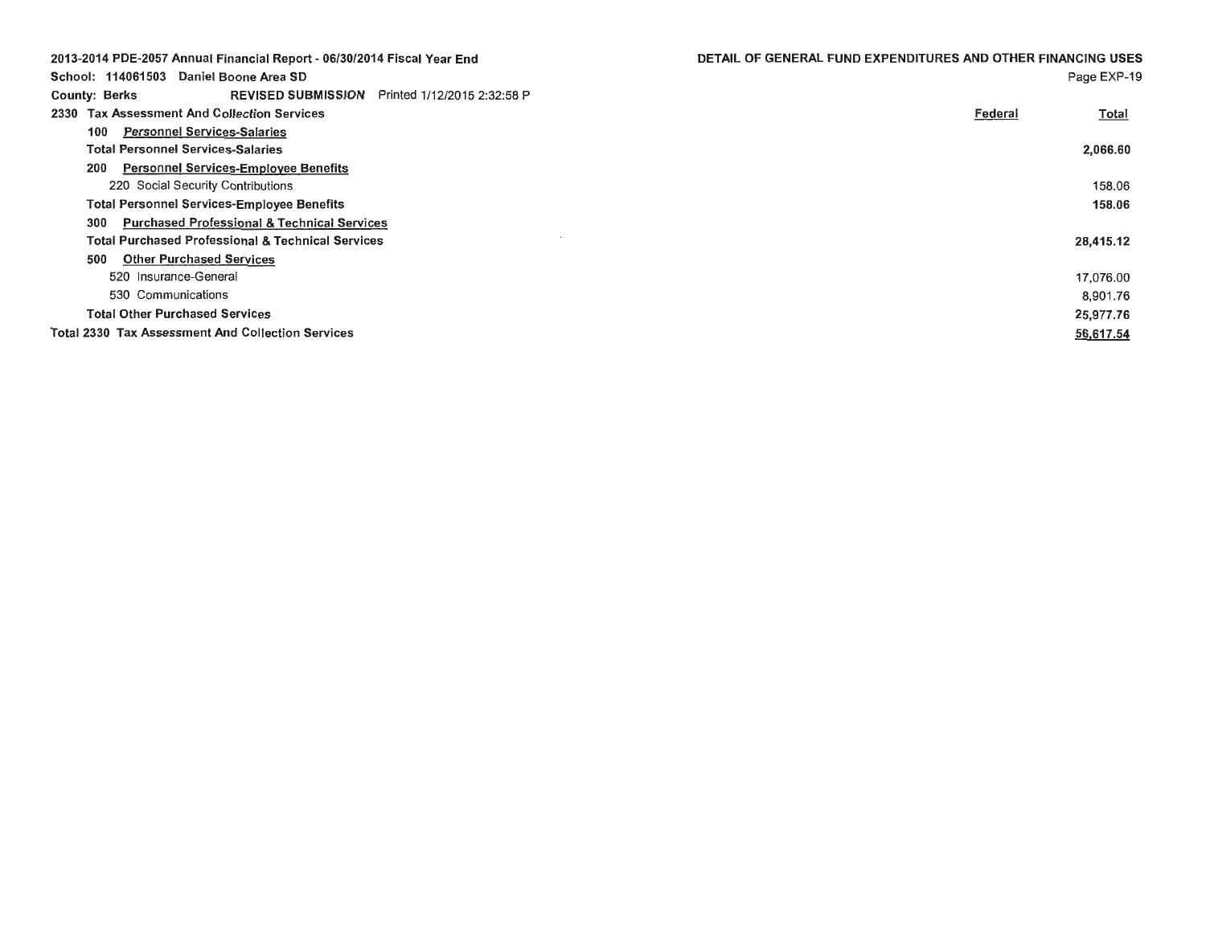2013-2014 PDE-2057 Annual Financial Report - 06/30/2014 Fiscal Year End

**DETAIL OF GENERAL FUND EXPENDITURES AND OTHER FINANCING USES**

School: 114061503 Daniel Boone Area SD

County: Berks REVISED SUBMISSION Printed 1/12/2015 2:32:58 P

| | Federal | Total |
|---|---|---|
| **2330 Tax Assessment And Collection Services** | | |
| **100 Personnel Services-Salaries** | | |
| **Total Personnel Services-Salaries** | | **2,066.60** |
| **200 Personnel Services-Employee Benefits** | | |
| 220 Social Security Contributions | | 158.06 |
| **Total Personnel Services-Employee Benefits** | | **158.06** |
| **300 Purchased Professional & Technical Services** | | |
| **Total Purchased Professional & Technical Services** | | **28,415.12** |
| **500 Other Purchased Services** | | |
| 520 Insurance-General | | 17,076.00 |
| 530 Communications | | 8,901.76 |
| **Total Other Purchased Services** | | **25,977.76** |
| **Total 2330 Tax Assessment And Collection Services** | | **56,617.54** |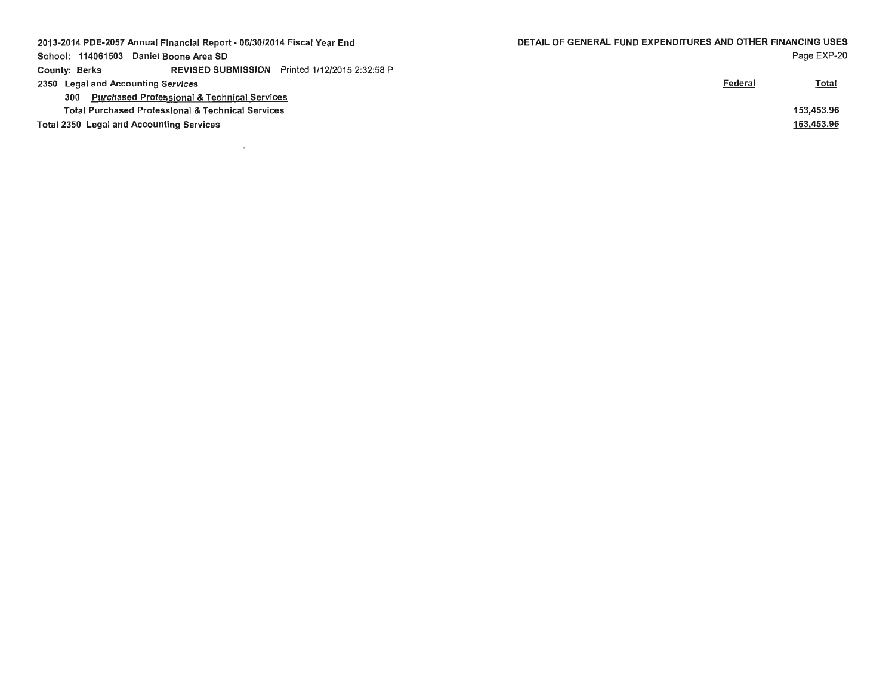2013-2014 PDE-2057 Annual Financial Report - 06/30/2014 Fiscal Year End

School: 114061503 Daniel Boone Area SD

County: Berks REVISED SUBMISSION Printed 1/12/2015 2:32:58 P

DETAIL OF GENERAL FUND EXPENDITURES AND OTHER FINANCING USES

| | Federal | Total |
|---|---|---|
| 2350 Legal and Accounting Services | | |
| 300 Purchased Professional & Technical Services | | |
| Total Purchased Professional & Technical Services | | 153,453.96 |
| Total 2350 Legal and Accounting Services | | 153,453.96 |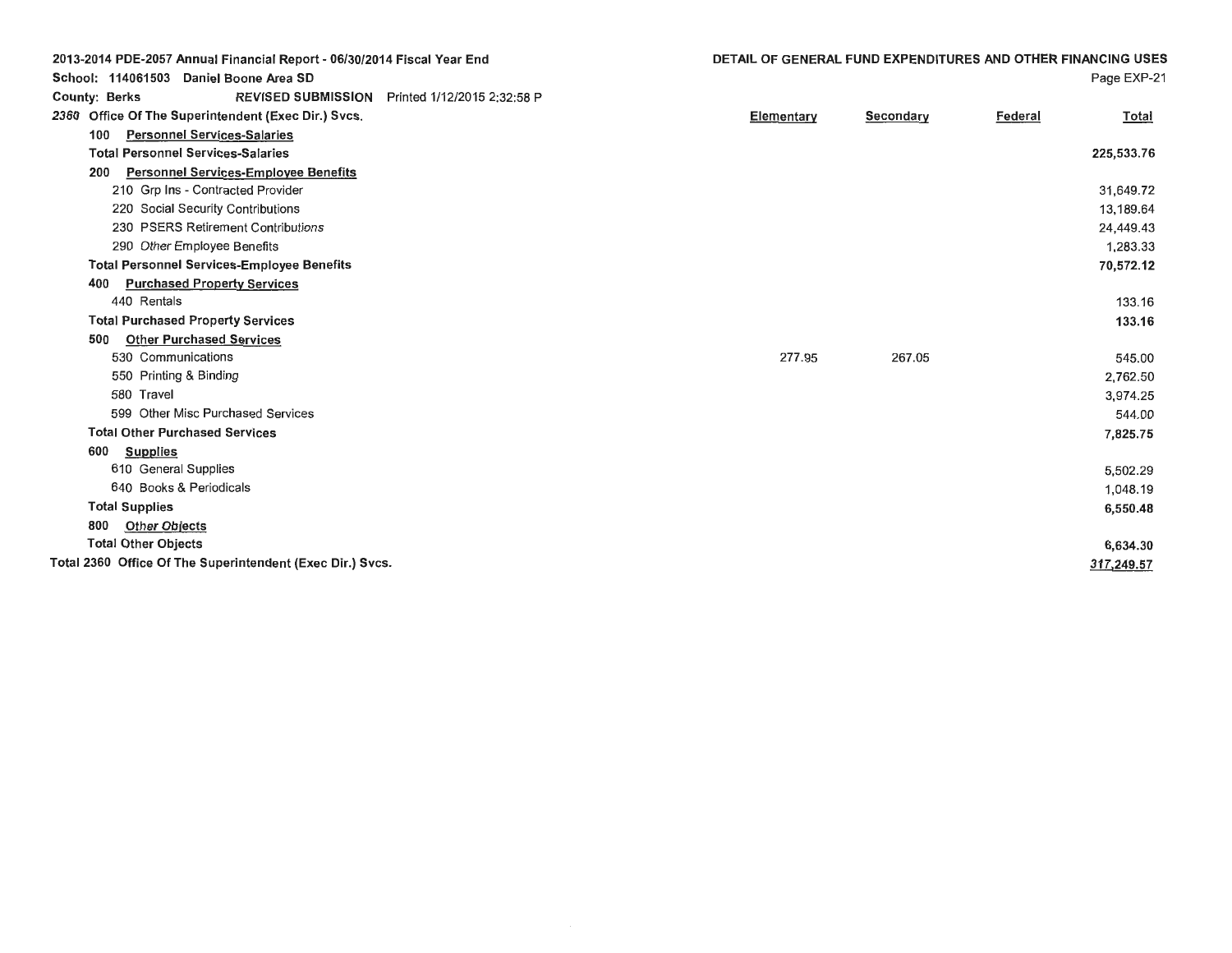2013-2014 PDE-2057 Annual Financial Report - 06/30/2014 Fiscal Year End

School: 114061503 Daniel Boone Area SD

County: Berks REVISED SUBMISSION Printed 1/12/2015 2:32:58 P

DETAIL OF GENERAL FUND EXPENDITURES AND OTHER FINANCING USES

| 2360 Office Of The Superintendent (Exec Dir.) Svcs. | Elementary | Secondary | Federal | Total |
|---|---|---|---|---|
| 100 Personnel Services-Salaries | | | | |
| Total Personnel Services-Salaries | | | | 225,533.76 |
| 200 Personnel Services-Employee Benefits | | | | |
| 210 Grp Ins - Contracted Provider | | | | 31,649.72 |
| 220 Social Security Contributions | | | | 13,189.64 |
| 230 PSERS Retirement Contributions | | | | 24,449.43 |
| 290 Other Employee Benefits | | | | 1,283.33 |
| Total Personnel Services-Employee Benefits | | | | 70,572.12 |
| 400 Purchased Property Services | | | | |
| 440 Rentals | | | | 133.16 |
| Total Purchased Property Services | | | | 133.16 |
| 500 Other Purchased Services | | | | |
| 530 Communications | 277.95 | 267.05 | | 545.00 |
| 550 Printing & Binding | | | | 2,762.50 |
| 580 Travel | | | | 3,974.25 |
| 599 Other Misc Purchased Services | | | | 544.00 |
| Total Other Purchased Services | | | | 7,825.75 |
| 600 Supplies | | | | |
| 610 General Supplies | | | | 5,502.29 |
| 640 Books & Periodicals | | | | 1,048.19 |
| Total Supplies | | | | 6,550.48 |
| 800 Other Objects | | | | |
| Total Other Objects | | | | 6,634.30 |
| Total 2360 Office Of The Superintendent (Exec Dir.) Svcs. | | | | 317,249.57 |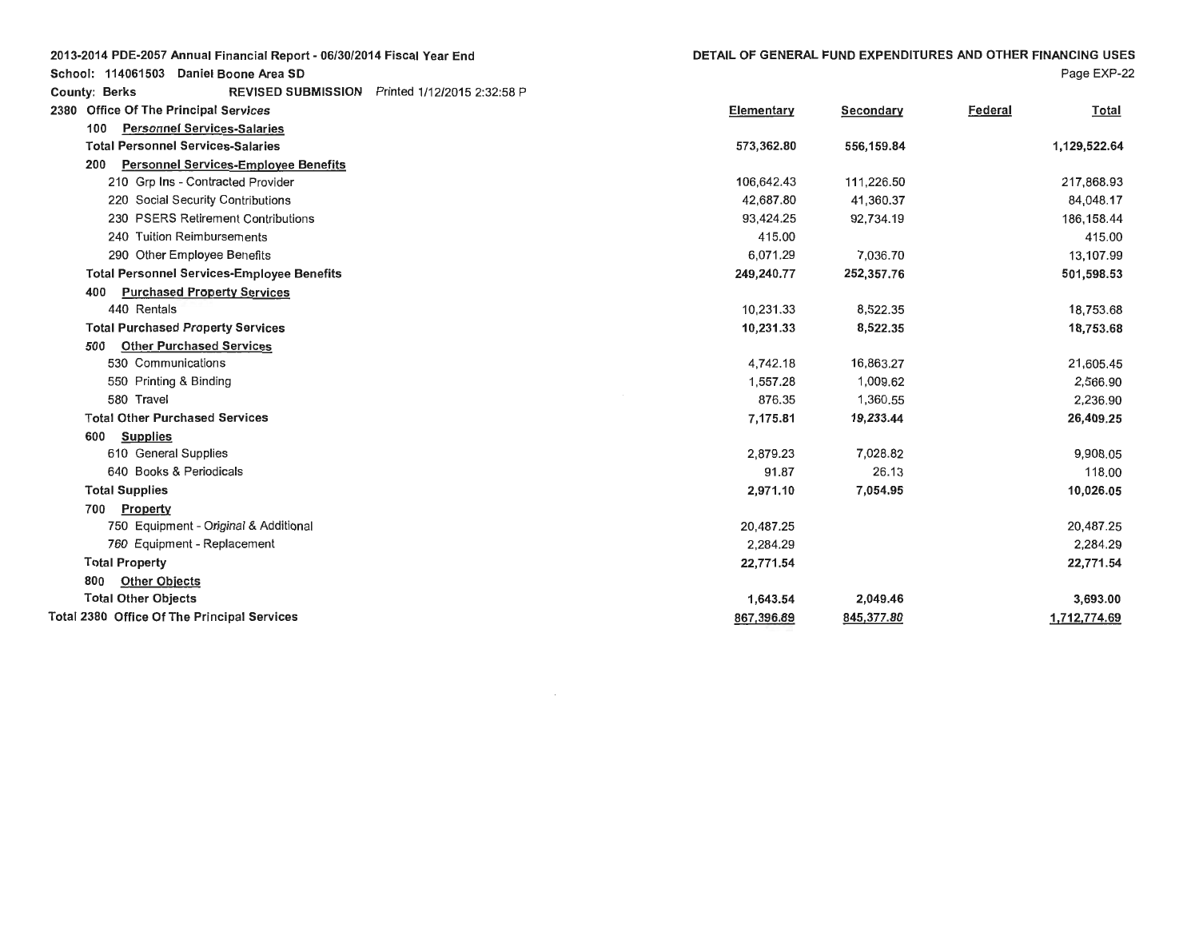2013-2014 PDE-2057 Annual Financial Report - 06/30/2014 Fiscal Year End

School: 114061503 Daniel Boone Area SD

County: Berks REVISED SUBMISSION Printed 1/12/2015 2:32:58 P

DETAIL OF GENERAL FUND EXPENDITURES AND OTHER FINANCING USES

Page EXP-22

| 2380 Office Of The Principal Services | Elementary | Secondary | Federal | Total |
|---|---|---|---|---|
| 100 Personnel Services-Salaries | | | | |
| Total Personnel Services-Salaries | 573,362.80 | 556,159.84 | | 1,129,522.64 |
| 200 Personnel Services-Employee Benefits | | | | |
| 210 Grp Ins - Contracted Provider | 106,642.43 | 111,226.50 | | 217,868.93 |
| 220 Social Security Contributions | 42,687.80 | 41,360.37 | | 84,048.17 |
| 230 PSERS Retirement Contributions | 93,424.25 | 92,734.19 | | 186,158.44 |
| 240 Tuition Reimbursements | 415.00 | | | 415.00 |
| 290 Other Employee Benefits | 6,071.29 | 7,036.70 | | 13,107.99 |
| Total Personnel Services-Employee Benefits | 249,240.77 | 252,357.76 | | 501,598.53 |
| 400 Purchased Property Services | | | | |
| 440 Rentals | 10,231.33 | 8,522.35 | | 18,753.68 |
| Total Purchased Property Services | 10,231.33 | 8,522.35 | | 18,753.68 |
| 500 Other Purchased Services | | | | |
| 530 Communications | 4,742.18 | 16,863.27 | | 21,605.45 |
| 550 Printing & Binding | 1,557.28 | 1,009.62 | | 2,566.90 |
| 580 Travel | 876.35 | 1,360.55 | | 2,236.90 |
| Total Other Purchased Services | 7,175.81 | 19,233.44 | | 26,409.25 |
| 600 Supplies | | | | |
| 610 General Supplies | 2,879.23 | 7,028.82 | | 9,908.05 |
| 640 Books & Periodicals | 91.87 | 26.13 | | 118.00 |
| Total Supplies | 2,971.10 | 7,054.95 | | 10,026.05 |
| 700 Property | | | | |
| 750 Equipment - Original & Additional | 20,487.25 | | | 20,487.25 |
| 760 Equipment - Replacement | 2,284.29 | | | 2,284.29 |
| Total Property | 22,771.54 | | | 22,771.54 |
| 800 Other Objects | | | | |
| Total Other Objects | 1,643.54 | 2,049.46 | | 3,693.00 |
| Total 2380 Office Of The Principal Services | 867,396.89 | 845,377.80 | | 1,712,774.69 |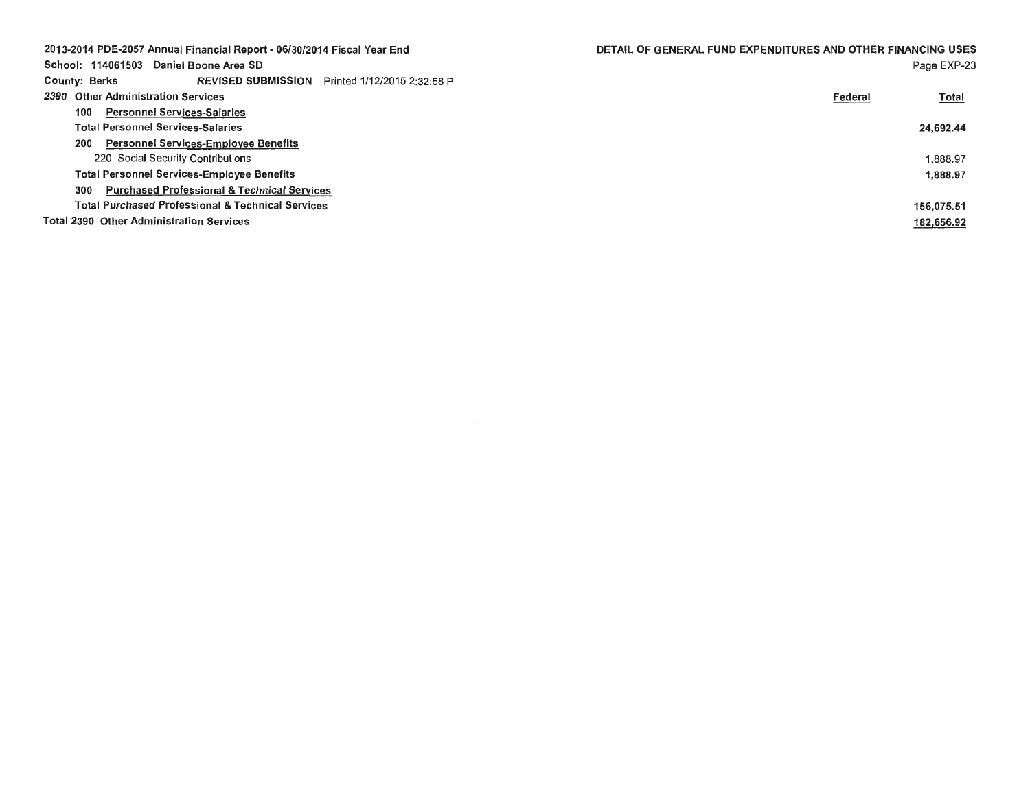2013-2014 PDE-2057 Annual Financial Report - 06/30/2014 Fiscal Year End

School: 114061503 Daniel Boone Area SD

County: Berks *REVISED SUBMISSION* Printed 1/12/2015 2:32:58 P

DETAIL OF GENERAL FUND EXPENDITURES AND OTHER FINANCING USES

| | Federal | Total |
|---|---|---|
| **2390 Other Administration Services** | | |
| **100 Personnel Services-Salaries** | | |
| **Total Personnel Services-Salaries** | | **24,692.44** |
| **200 Personnel Services-Employee Benefits** | | |
| 220 Social Security Contributions | | 1,888.97 |
| **Total Personnel Services-Employee Benefits** | | **1,888.97** |
| **300 Purchased Professional & Technical Services** | | |
| **Total Purchased Professional & Technical Services** | | **156,075.51** |
| **Total 2390 Other Administration Services** | | **182,656.92** |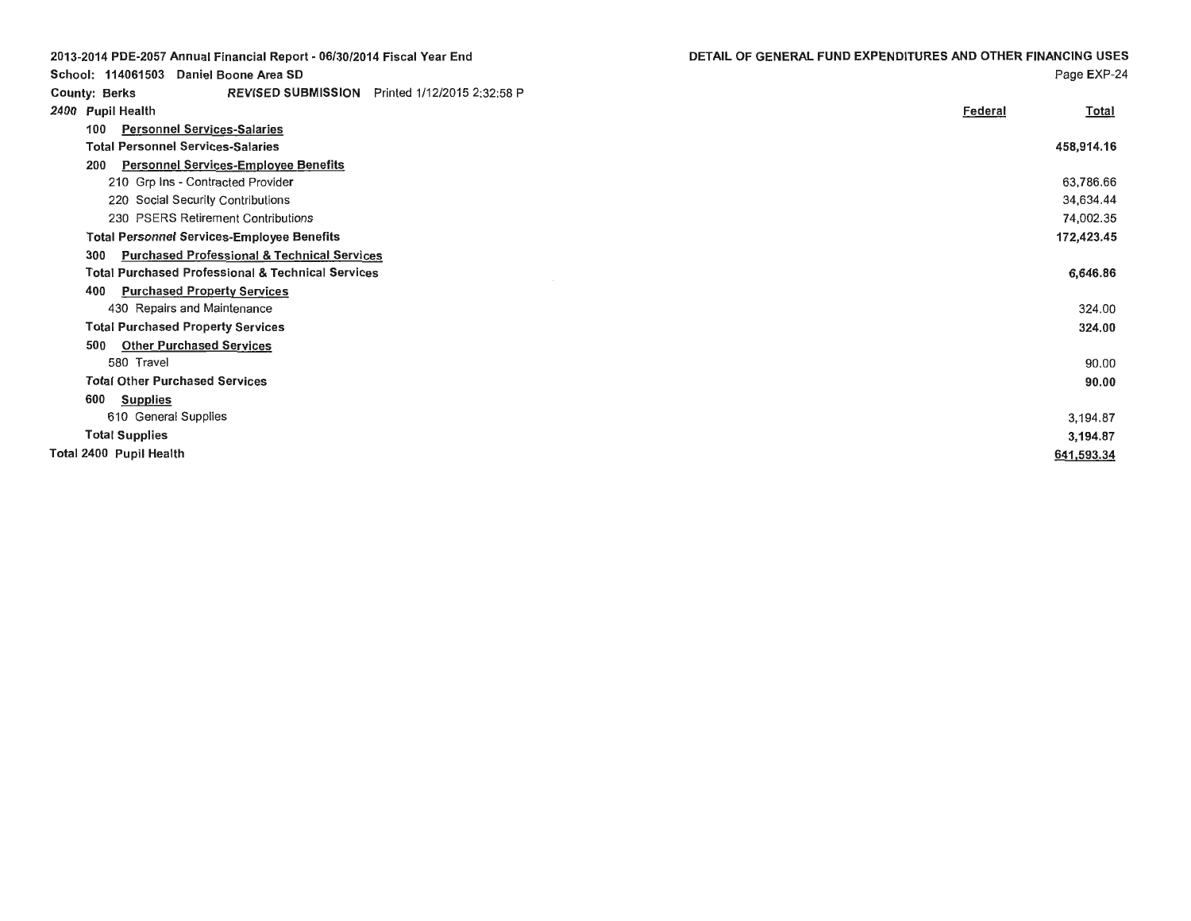2013-2014 PDE-2057 Annual Financial Report - 06/30/2014 Fiscal Year End

School: 114061503 Daniel Boone Area SD

County: Berks *REVISED SUBMISSION* Printed 1/12/2015 2:32:58 P

## DETAIL OF GENERAL FUND EXPENDITURES AND OTHER FINANCING USES

| 2400 Pupil Health | Federal | Total |
|---|---|---|
| 100 Personnel Services-Salaries | | |
| **Total Personnel Services-Salaries** | | **458,914.16** |
| 200 Personnel Services-Employee Benefits | | |
| 210 Grp Ins - Contracted Provider | | 63,786.66 |
| 220 Social Security Contributions | | 34,634.44 |
| 230 PSERS Retirement Contributions | | 74,002.35 |
| **Total Personnel Services-Employee Benefits** | | **172,423.45** |
| 300 Purchased Professional & Technical Services | | |
| **Total Purchased Professional & Technical Services** | | **6,646.86** |
| 400 Purchased Property Services | | |
| 430 Repairs and Maintenance | | 324.00 |
| **Total Purchased Property Services** | | **324.00** |
| 500 Other Purchased Services | | |
| 580 Travel | | 90.00 |
| **Total Other Purchased Services** | | **90.00** |
| 600 Supplies | | |
| 610 General Supplies | | 3,194.87 |
| **Total Supplies** | | **3,194.87** |
| **Total 2400 Pupil Health** | | **641,593.34** |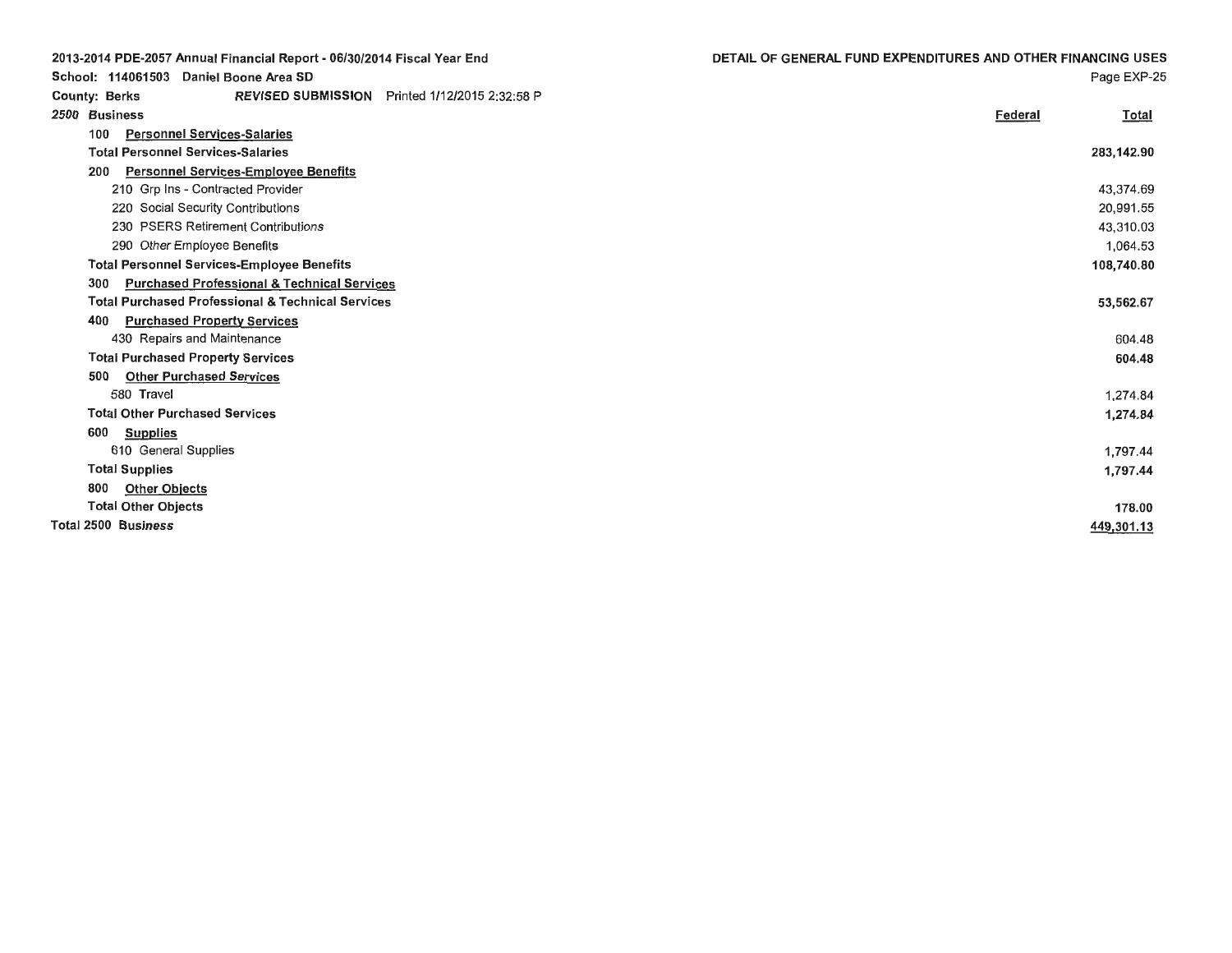2013-2014 PDE-2057 Annual Financial Report - 06/30/2014 Fiscal Year End

School: 114061503 Daniel Boone Area SD

County: Berks — *REVISED SUBMISSION* Printed 1/12/2015 2:32:58 P

## DETAIL OF GENERAL FUND EXPENDITURES AND OTHER FINANCING USES

Page EXP-25

| 2500 Business | Federal | Total |
|---|---|---|
| 100 Personnel Services-Salaries | | |
| **Total Personnel Services-Salaries** | | **283,142.90** |
| 200 Personnel Services-Employee Benefits | | |
| 210 Grp Ins - Contracted Provider | | 43,374.69 |
| 220 Social Security Contributions | | 20,991.55 |
| 230 PSERS Retirement Contributions | | 43,310.03 |
| 290 Other Employee Benefits | | 1,064.53 |
| **Total Personnel Services-Employee Benefits** | | **108,740.80** |
| 300 Purchased Professional & Technical Services | | |
| **Total Purchased Professional & Technical Services** | | **53,562.67** |
| 400 Purchased Property Services | | |
| 430 Repairs and Maintenance | | 604.48 |
| **Total Purchased Property Services** | | **604.48** |
| 500 Other Purchased Services | | |
| 580 Travel | | 1,274.84 |
| **Total Other Purchased Services** | | **1,274.84** |
| 600 Supplies | | |
| 610 General Supplies | | 1,797.44 |
| **Total Supplies** | | **1,797.44** |
| 800 Other Objects | | |
| **Total Other Objects** | | **178.00** |
| **Total 2500 Business** | | **449,301.13** |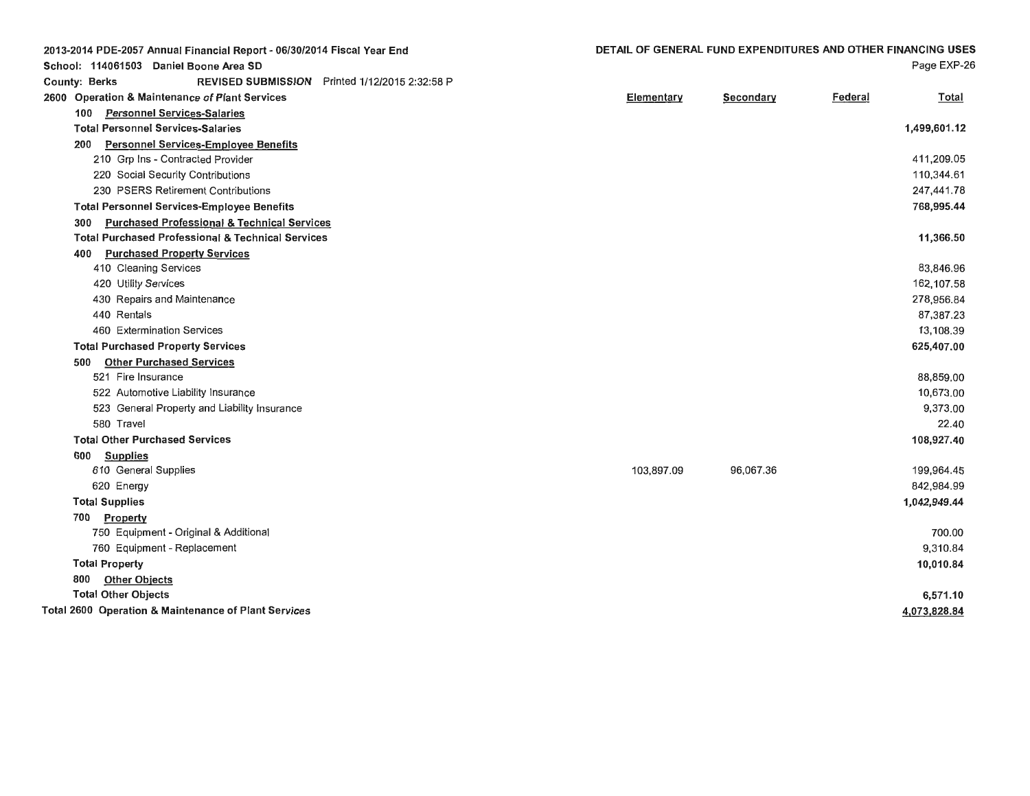2013-2014 PDE-2057 Annual Financial Report - 06/30/2014 Fiscal Year End

School: 114061503 Daniel Boone Area SD

County: Berks REVISED SUBMISSION Printed 1/12/2015 2:32:58 P

## DETAIL OF GENERAL FUND EXPENDITURES AND OTHER FINANCING USES

Page EXP-26

| 2600 Operation & Maintenance of Plant Services | Elementary | Secondary | Federal | Total |
|---|---|---|---|---|
| 100 Personnel Services-Salaries | | | | |
| **Total Personnel Services-Salaries** | | | | **1,499,601.12** |
| 200 Personnel Services-Employee Benefits | | | | |
| 210 Grp Ins - Contracted Provider | | | | 411,209.05 |
| 220 Social Security Contributions | | | | 110,344.61 |
| 230 PSERS Retirement Contributions | | | | 247,441.78 |
| **Total Personnel Services-Employee Benefits** | | | | **768,995.44** |
| 300 Purchased Professional & Technical Services | | | | |
| **Total Purchased Professional & Technical Services** | | | | **11,366.50** |
| 400 Purchased Property Services | | | | |
| 410 Cleaning Services | | | | 83,846.96 |
| 420 Utility Services | | | | 162,107.58 |
| 430 Repairs and Maintenance | | | | 278,956.84 |
| 440 Rentals | | | | 87,387.23 |
| 460 Extermination Services | | | | 13,108.39 |
| **Total Purchased Property Services** | | | | **625,407.00** |
| 500 Other Purchased Services | | | | |
| 521 Fire Insurance | | | | 88,859.00 |
| 522 Automotive Liability Insurance | | | | 10,673.00 |
| 523 General Property and Liability Insurance | | | | 9,373.00 |
| 580 Travel | | | | 22.40 |
| **Total Other Purchased Services** | | | | **108,927.40** |
| 600 Supplies | | | | |
| 610 General Supplies | 103,897.09 | 96,067.36 | | 199,964.45 |
| 620 Energy | | | | 842,984.99 |
| **Total Supplies** | | | | **1,042,949.44** |
| 700 Property | | | | |
| 750 Equipment - Original & Additional | | | | 700.00 |
| 760 Equipment - Replacement | | | | 9,310.84 |
| **Total Property** | | | | **10,010.84** |
| 800 Other Objects | | | | |
| **Total Other Objects** | | | | **6,571.10** |
| **Total 2600 Operation & Maintenance of Plant Services** | | | | **4,073,828.84** |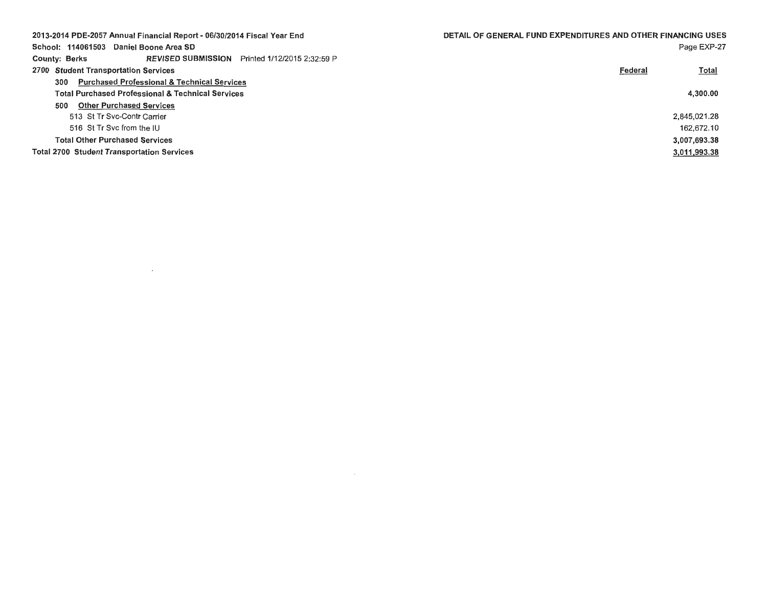2013-2014 PDE-2057 Annual Financial Report - 06/30/2014 Fiscal Year End

School: 114061503 Daniel Boone Area SD

County: Berks *REVISED* **SUBMISSION** Printed 1/12/2015 2:32:59 P

**DETAIL OF GENERAL FUND EXPENDITURES AND OTHER FINANCING USES**

| | Federal | Total |
|---|---|---|
| **2700 *Student* Transportation Services** | | |
| **300 Purchased Professional & Technical Services** | | |
| **Total Purchased Professional & Technical Services** | | **4,300.00** |
| **500 Other Purchased Services** | | |
| 513 St Tr Svc-Contr Carrier | | 2,845,021.28 |
| 516 St Tr Svc from the IU | | 162,672.10 |
| **Total Other Purchased Services** | | **3,007,693.38** |
| **Total 2700 Student *Transportation* Services** | | **3,011,993.38** |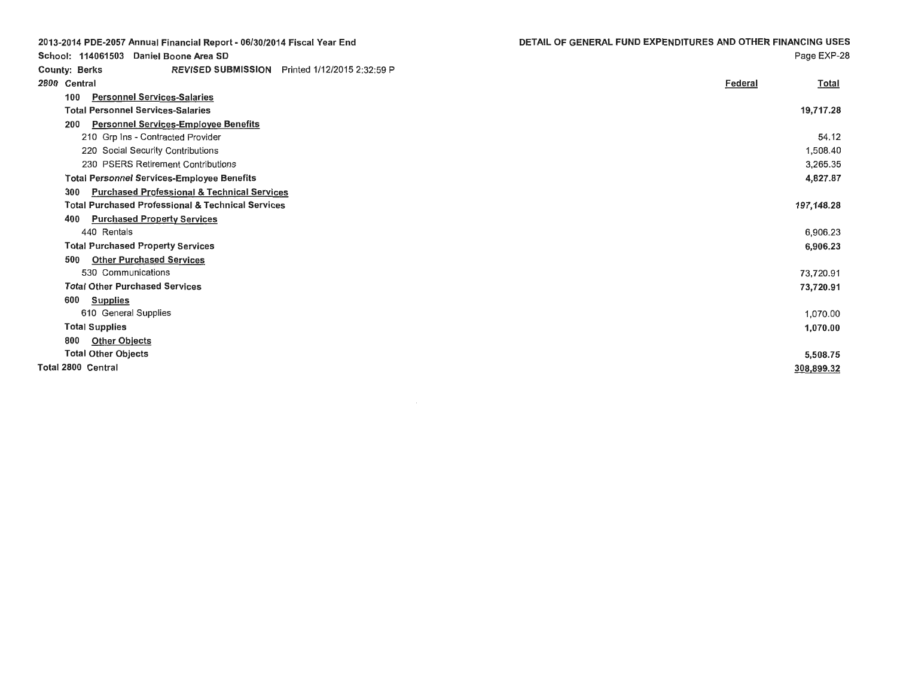2013-2014 PDE-2057 Annual Financial Report - 06/30/2014 Fiscal Year End

School: 114061503 Daniel Boone Area SD

County: Berks *REVISED SUBMISSION* Printed 1/12/2015 2:32:59 P

**DETAIL OF GENERAL FUND EXPENDITURES AND OTHER FINANCING USES**

| *2800* Central | Federal | Total |
|---|---|---|
| 100 **Personnel Services-Salaries** | | |
| **Total Personnel Services-Salaries** | | **19,717.28** |
| 200 **Personnel Services-Employee Benefits** | | |
| 210 Grp Ins - Contracted Provider | | 54.12 |
| 220 Social Security Contributions | | 1,508.40 |
| 230 PSERS Retirement Contributions | | 3,265.35 |
| **Total Personnel Services-Employee Benefits** | | **4,827.87** |
| 300 **Purchased Professional & Technical Services** | | |
| **Total Purchased Professional & Technical Services** | | **197,148.28** |
| 400 **Purchased Property Services** | | |
| 440 Rentals | | 6,906.23 |
| **Total Purchased Property Services** | | **6,906.23** |
| 500 **Other Purchased Services** | | |
| 530 Communications | | 73,720.91 |
| **Total Other Purchased Services** | | **73,720.91** |
| 600 **Supplies** | | |
| 610 General Supplies | | 1,070.00 |
| **Total Supplies** | | **1,070.00** |
| 800 **Other Objects** | | |
| **Total Other Objects** | | **5,508.75** |
| **Total 2800 Central** | | **308,899.32** |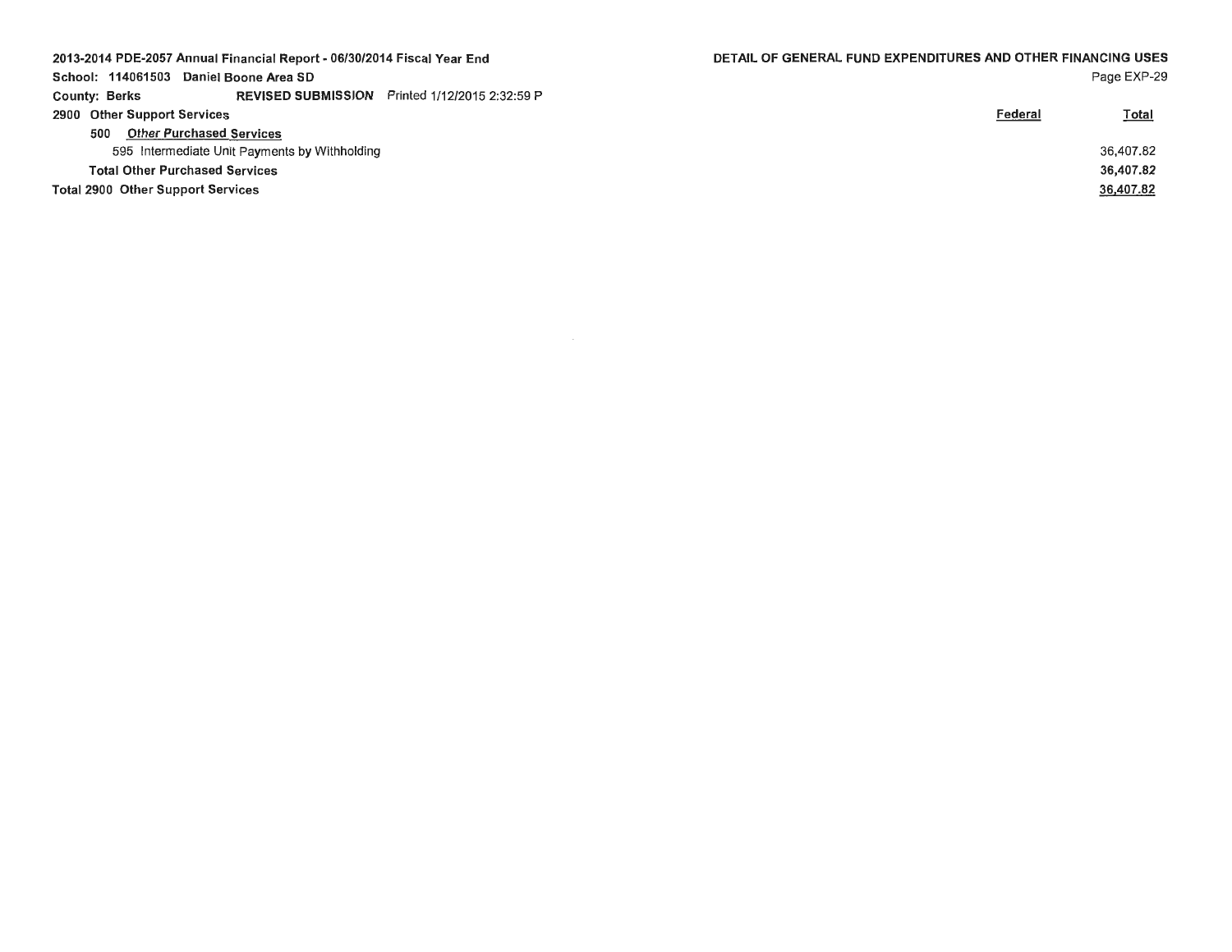2013-2014 PDE-2057 Annual Financial Report - 06/30/2014 Fiscal Year End

School: 114061503 Daniel Boone Area SD

County: Berks **REVISED SUBMISSION** Printed 1/12/2015 2:32:59 P

## DETAIL OF GENERAL FUND EXPENDITURES AND OTHER FINANCING USES

| | Federal | Total |
|---|---|---|
| **2900 Other Support Services** | | |
| **500 Other Purchased Services** | | |
| 595 Intermediate Unit Payments by Withholding | | 36,407.82 |
| **Total Other Purchased Services** | | **36,407.82** |
| **Total 2900 Other Support Services** | | **36,407.82** |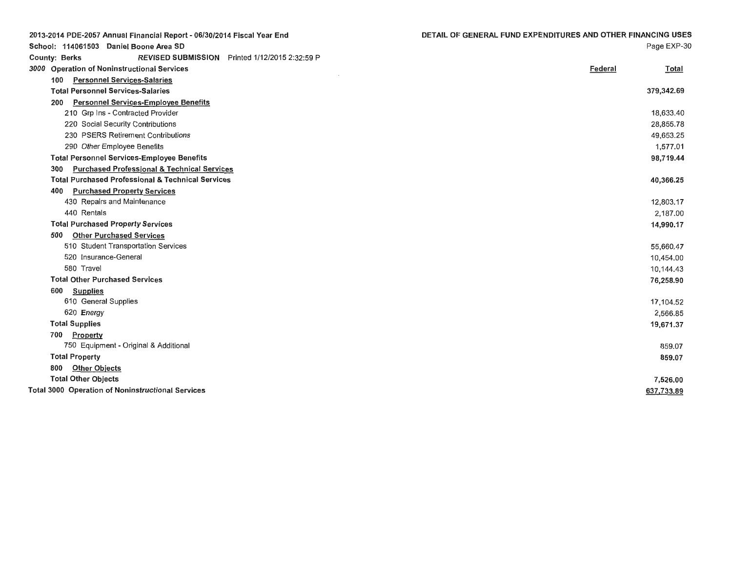2013-2014 PDE-2057 Annual Financial Report - 06/30/2014 Fiscal Year End

School: 114061503 Daniel Boone Area SD

County: Berks *REVISED SUBMISSION* Printed 1/12/2015 2:32:59 P

**DETAIL OF GENERAL FUND EXPENDITURES AND OTHER FINANCING USES**

Page EXP-30

| | Federal | Total |
|---|---|---|
| **3000 Operation of Noninstructional Services** | | |
| **100 Personnel Services-Salaries** | | |
| **Total Personnel Services-Salaries** | | **379,342.69** |
| **200 Personnel Services-Employee Benefits** | | |
| 210 Grp Ins - Contracted Provider | | 18,633.40 |
| 220 Social Security Contributions | | 28,855.78 |
| 230 PSERS Retirement Contributions | | 49,653.25 |
| 290 Other Employee Benefits | | 1,577.01 |
| **Total Personnel Services-Employee Benefits** | | **98,719.44** |
| **300 Purchased Professional & Technical Services** | | |
| **Total Purchased Professional & Technical Services** | | **40,366.25** |
| **400 Purchased Property Services** | | |
| 430 Repairs and Maintenance | | 12,803.17 |
| 440 Rentals | | 2,187.00 |
| **Total Purchased Property Services** | | **14,990.17** |
| **500 Other Purchased Services** | | |
| 510 Student Transportation Services | | 55,660.47 |
| 520 Insurance-General | | 10,454.00 |
| 580 Travel | | 10,144.43 |
| **Total Other Purchased Services** | | **76,258.90** |
| **600 Supplies** | | |
| 610 General Supplies | | 17,104.52 |
| 620 Energy | | 2,566.85 |
| **Total Supplies** | | **19,671.37** |
| **700 Property** | | |
| 750 Equipment - Original & Additional | | 859.07 |
| **Total Property** | | **859.07** |
| **800 Other Objects** | | |
| **Total Other Objects** | | **7,526.00** |
| **Total 3000 Operation of Noninstructional Services** | | **637,733.89** |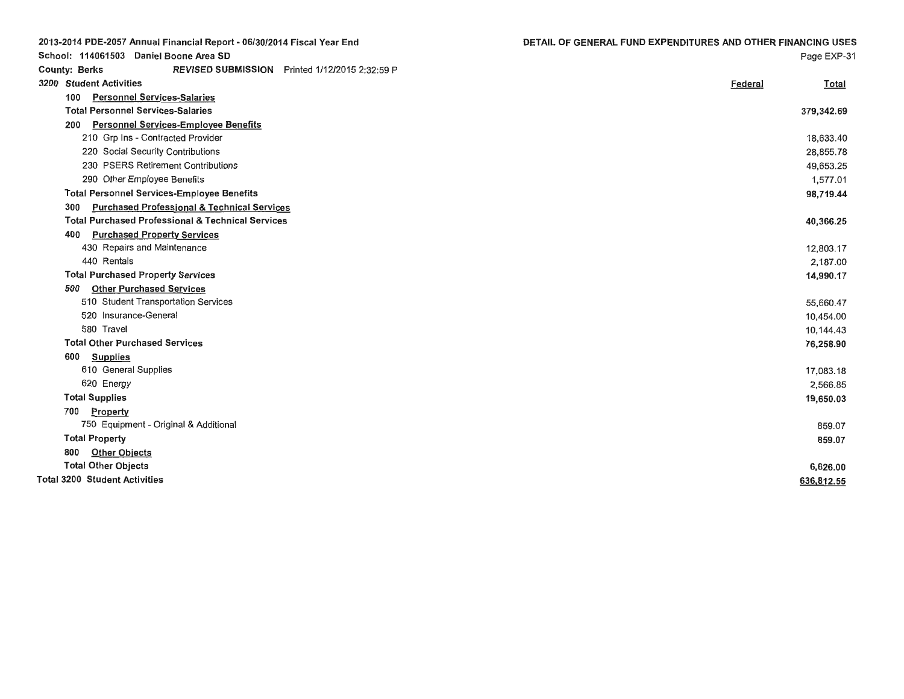2013-2014 PDE-2057 Annual Financial Report - 06/30/2014 Fiscal Year End

School: 114061503 Daniel Boone Area SD

County: Berks *REVISED SUBMISSION* Printed 1/12/2015 2:32:59 P

**DETAIL OF GENERAL FUND EXPENDITURES AND OTHER FINANCING USES**

| *3200 Student Activities* | Federal | Total |
|---|---|---|
| 100 Personnel Services-Salaries | | |
| **Total Personnel Services-Salaries** | | **379,342.69** |
| 200 Personnel Services-Employee Benefits | | |
| 210 Grp Ins - Contracted Provider | | 18,633.40 |
| 220 Social Security Contributions | | 28,855.78 |
| 230 PSERS Retirement Contributions | | 49,653.25 |
| 290 Other Employee Benefits | | 1,577.01 |
| **Total Personnel Services-Employee Benefits** | | **98,719.44** |
| 300 Purchased Professional & Technical Services | | |
| **Total Purchased Professional & Technical Services** | | **40,366.25** |
| 400 Purchased Property Services | | |
| 430 Repairs and Maintenance | | 12,803.17 |
| 440 Rentals | | 2,187.00 |
| **Total Purchased Property Services** | | **14,990.17** |
| 500 Other Purchased Services | | |
| 510 Student Transportation Services | | 55,660.47 |
| 520 Insurance-General | | 10,454.00 |
| 580 Travel | | 10,144.43 |
| **Total Other Purchased Services** | | **76,258.90** |
| 600 Supplies | | |
| 610 General Supplies | | 17,083.18 |
| 620 Energy | | 2,566.85 |
| **Total Supplies** | | **19,650.03** |
| 700 Property | | |
| 750 Equipment - Original & Additional | | 859.07 |
| **Total Property** | | **859.07** |
| 800 Other Objects | | |
| **Total Other Objects** | | **6,626.00** |
| **Total 3200 Student Activities** | | **636,812.55** |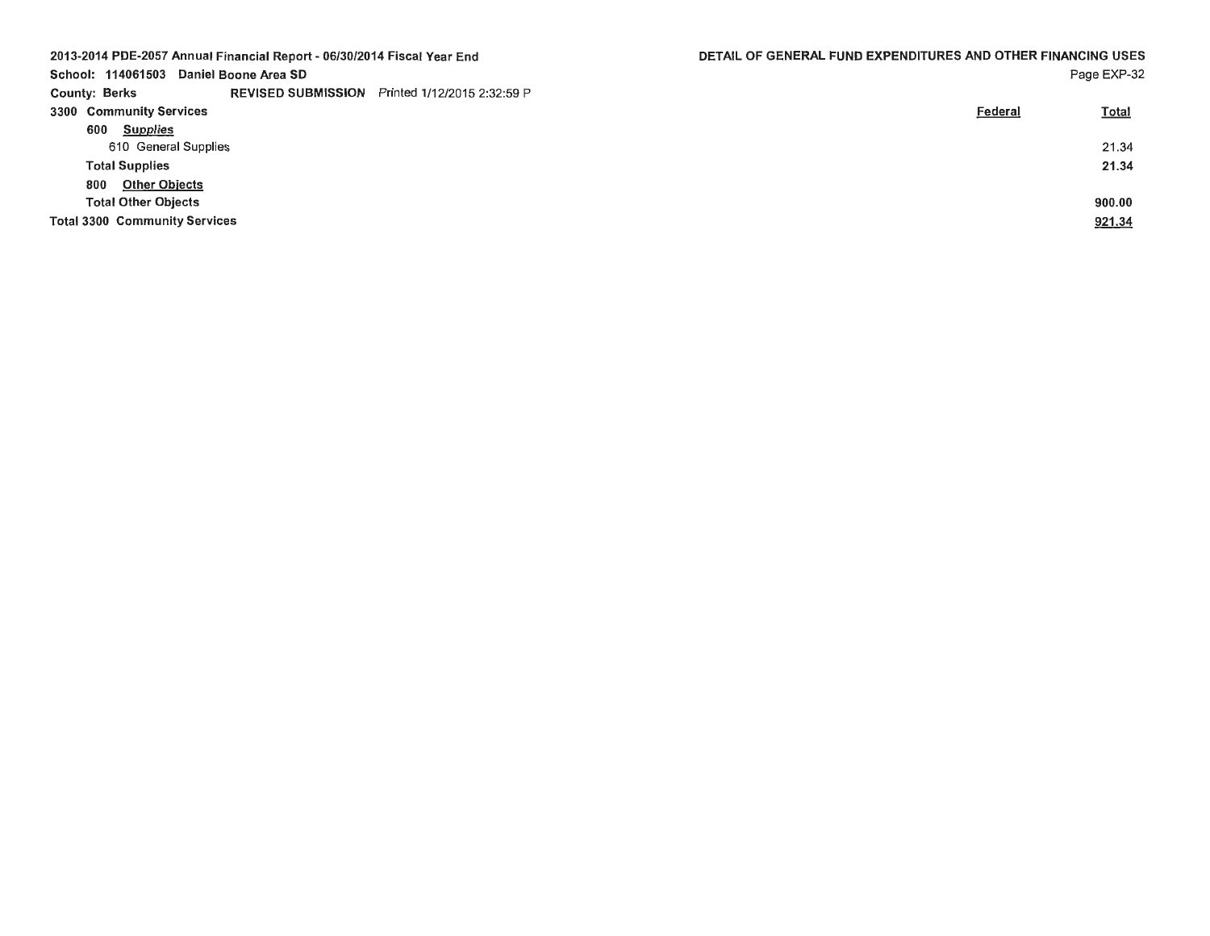2013-2014 PDE-2057 Annual Financial Report - 06/30/2014 Fiscal Year End
School: 114061503 Daniel Boone Area SD
County: Berks REVISED SUBMISSION Printed 1/12/2015 2:32:59 P

DETAIL OF GENERAL FUND EXPENDITURES AND OTHER FINANCING USES

| | Federal | Total |
|---|---|---|
| **3300 Community Services** | | |
| **600 *Supplies*** | | |
| 610 General Supplies | | 21.34 |
| **Total Supplies** | | **21.34** |
| **800 Other Objects** | | |
| **Total Other Objects** | | **900.00** |
| **Total 3300 Community Services** | | **921.34** |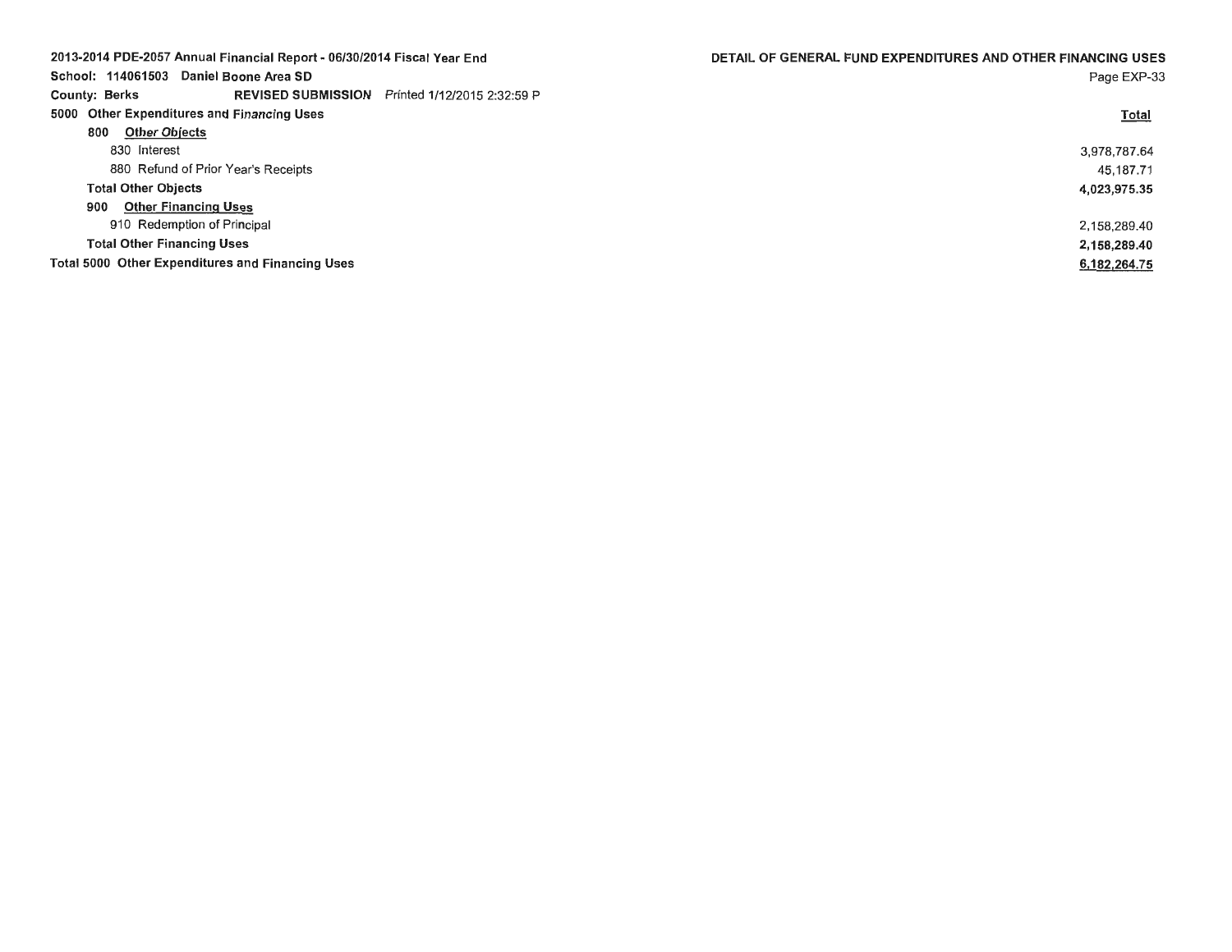2013-2014 PDE-2057 Annual Financial Report - 06/30/2014 Fiscal Year End

School: 114061503 Daniel Boone Area SD

County: Berks **REVISED SUBMISSION** Printed 1/12/2015 2:32:59 P

## DETAIL OF GENERAL FUND EXPENDITURES AND OTHER FINANCING USES

| | Total |
|---|---|
| **5000 Other Expenditures and Financing Uses** | |
| **800 Other Objects** | |
| 830 Interest | 3,978,787.64 |
| 880 Refund of Prior Year's Receipts | 45,187.71 |
| **Total Other Objects** | **4,023,975.35** |
| **900 Other Financing Uses** | |
| 910 Redemption of Principal | 2,158,289.40 |
| **Total Other Financing Uses** | **2,158,289.40** |
| **Total 5000 Other Expenditures and Financing Uses** | **6,182,264.75** |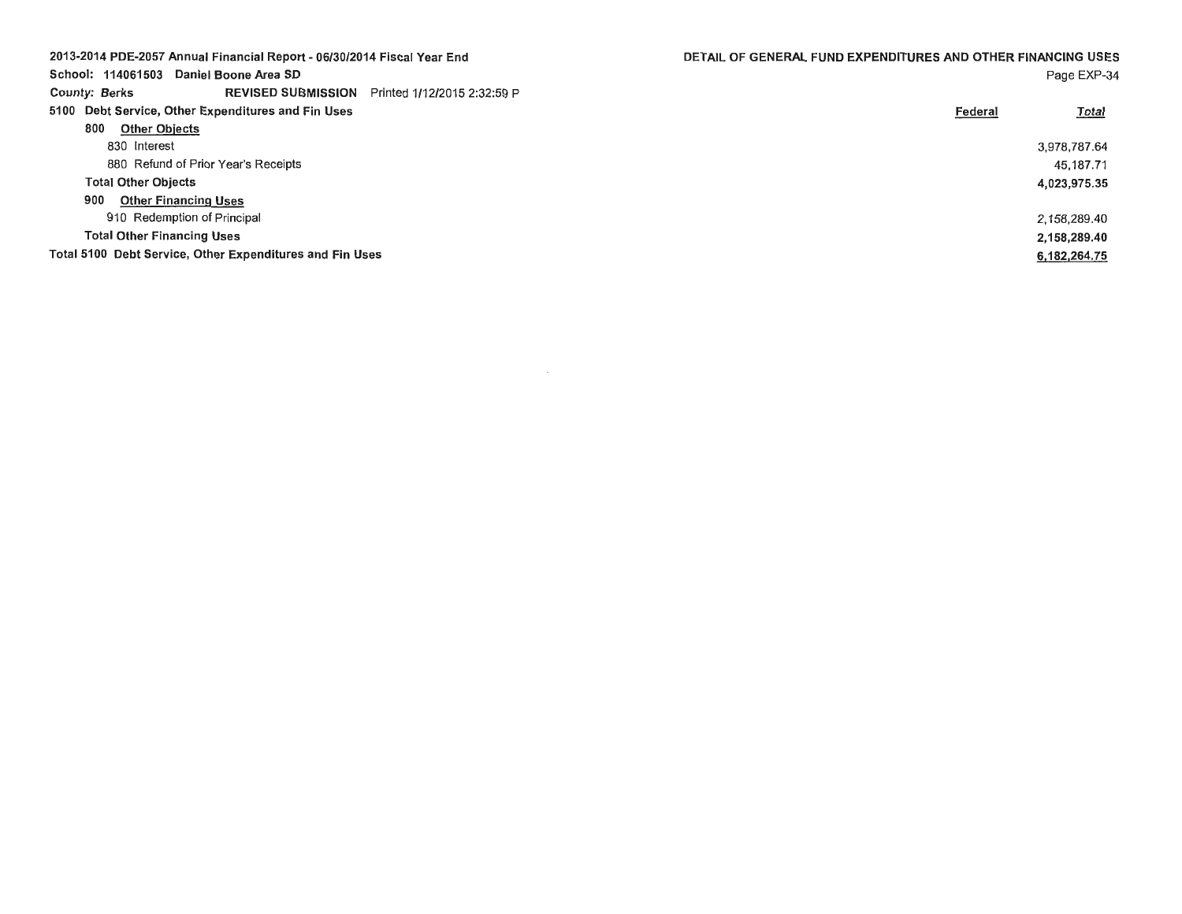2013-2014 PDE-2057 Annual Financial Report - 06/30/2014 Fiscal Year End

School: 114061503 Daniel Boone Area SD

County: Berks REVISED SUBMISSION Printed 1/12/2015 2:32:59 P

DETAIL OF GENERAL FUND EXPENDITURES AND OTHER FINANCING USES

| | Federal | Total |
|---|---|---|
| **5100 Debt Service, Other Expenditures and Fin Uses** | | |
| **800 Other Objects** | | |
| 830 Interest | | 3,978,787.64 |
| 880 Refund of Prior Year's Receipts | | 45,187.71 |
| **Total Other Objects** | | **4,023,975.35** |
| **900 Other Financing Uses** | | |
| 910 Redemption of Principal | | 2,158,289.40 |
| **Total Other Financing Uses** | | **2,158,289.40** |
| **Total 5100 Debt Service, Other Expenditures and Fin Uses** | | **6,182,264.75** |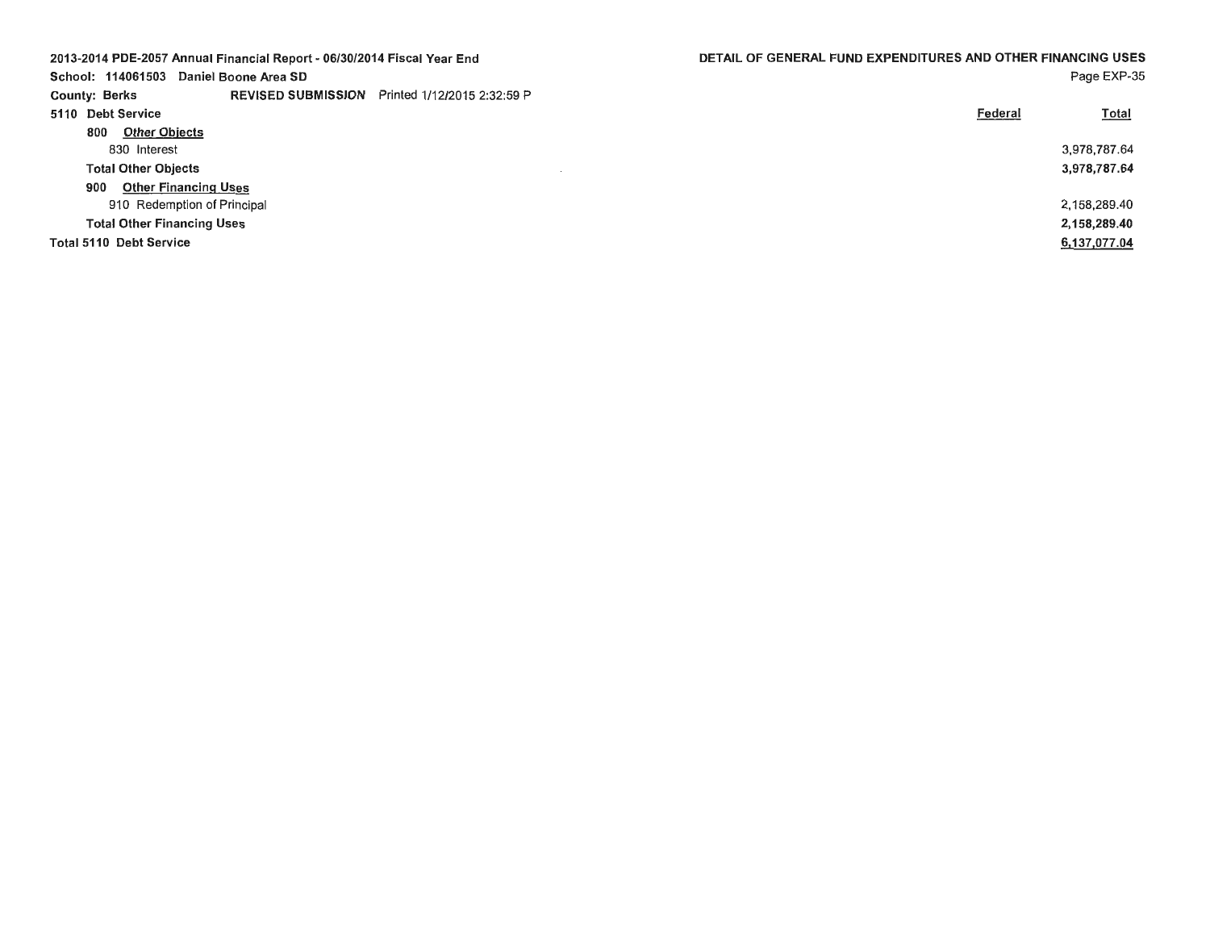2013-2014 PDE-2057 Annual Financial Report - 06/30/2014 Fiscal Year End

School: 114061503 Daniel Boone Area SD

County: Berks **REVISED SUBMISSION** Printed 1/12/2015 2:32:59 P

DETAIL OF GENERAL FUND EXPENDITURES AND OTHER FINANCING USES

| | Federal | Total |
|---|---|---|
| **5110 Debt Service** | | |
| **800 *Other Objects*** | | |
| 830 Interest | | 3,978,787.64 |
| **Total Other Objects** | | **3,978,787.64** |
| **900 Other Financing Uses** | | |
| 910 Redemption of Principal | | 2,158,289.40 |
| **Total Other Financing Uses** | | **2,158,289.40** |
| **Total 5110 Debt Service** | | **6,137,077.04** |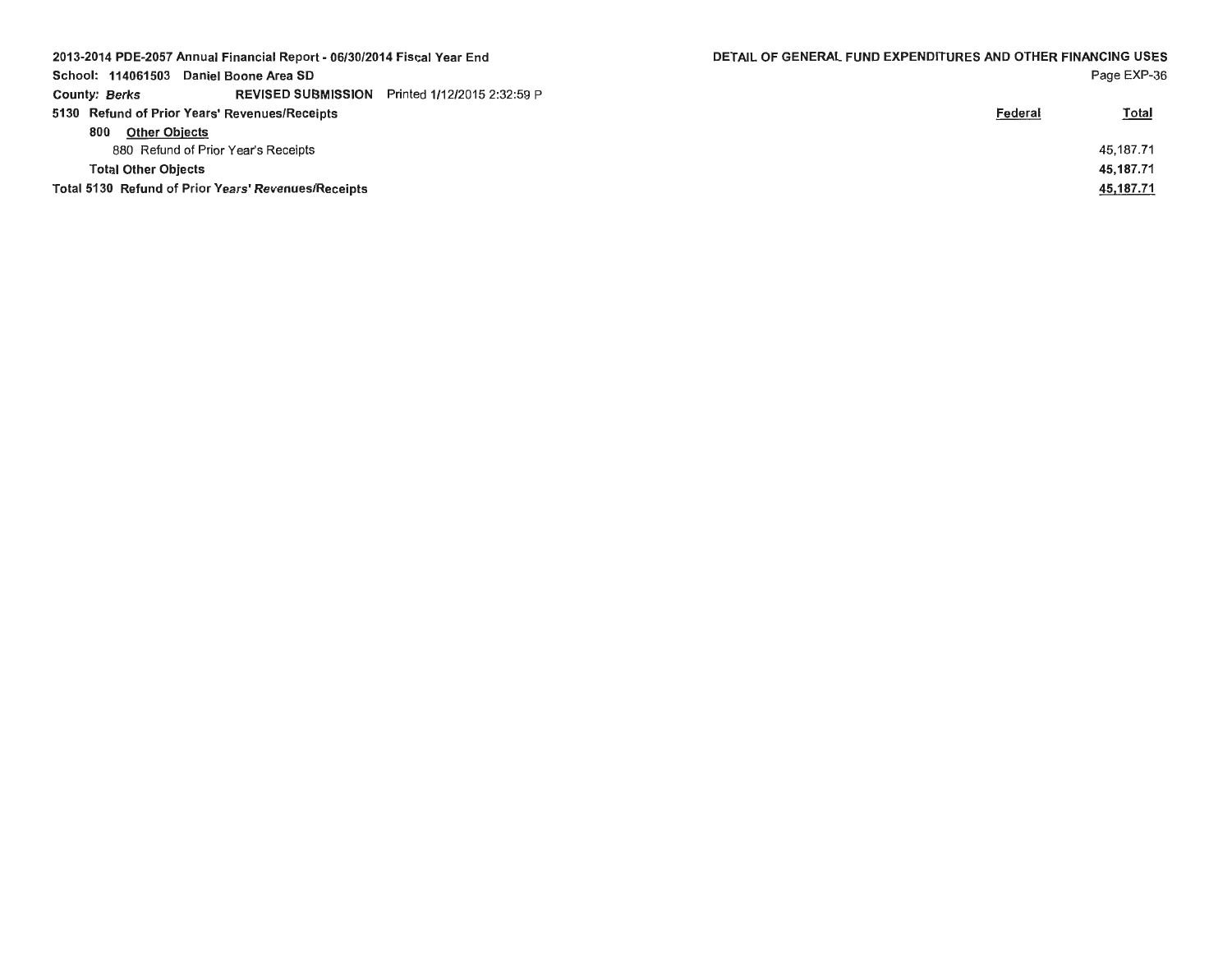2013-2014 PDE-2057 Annual Financial Report - 06/30/2014 Fiscal Year End

School: 114061503 Daniel Boone Area SD

County: *Berks* **REVISED SUBMISSION** Printed 1/12/2015 2:32:59 P

**DETAIL OF GENERAL FUND EXPENDITURES AND OTHER FINANCING USES**

| | Federal | Total |
|---|---|---|
| **5130 Refund of Prior Years' Revenues/Receipts** | | |
| **800 Other Objects** | | |
| 880 Refund of Prior Year's Receipts | | 45,187.71 |
| **Total Other Objects** | | **45,187.71** |
| **Total 5130 Refund of Prior Years' Revenues/Receipts** | | **45,187.71** |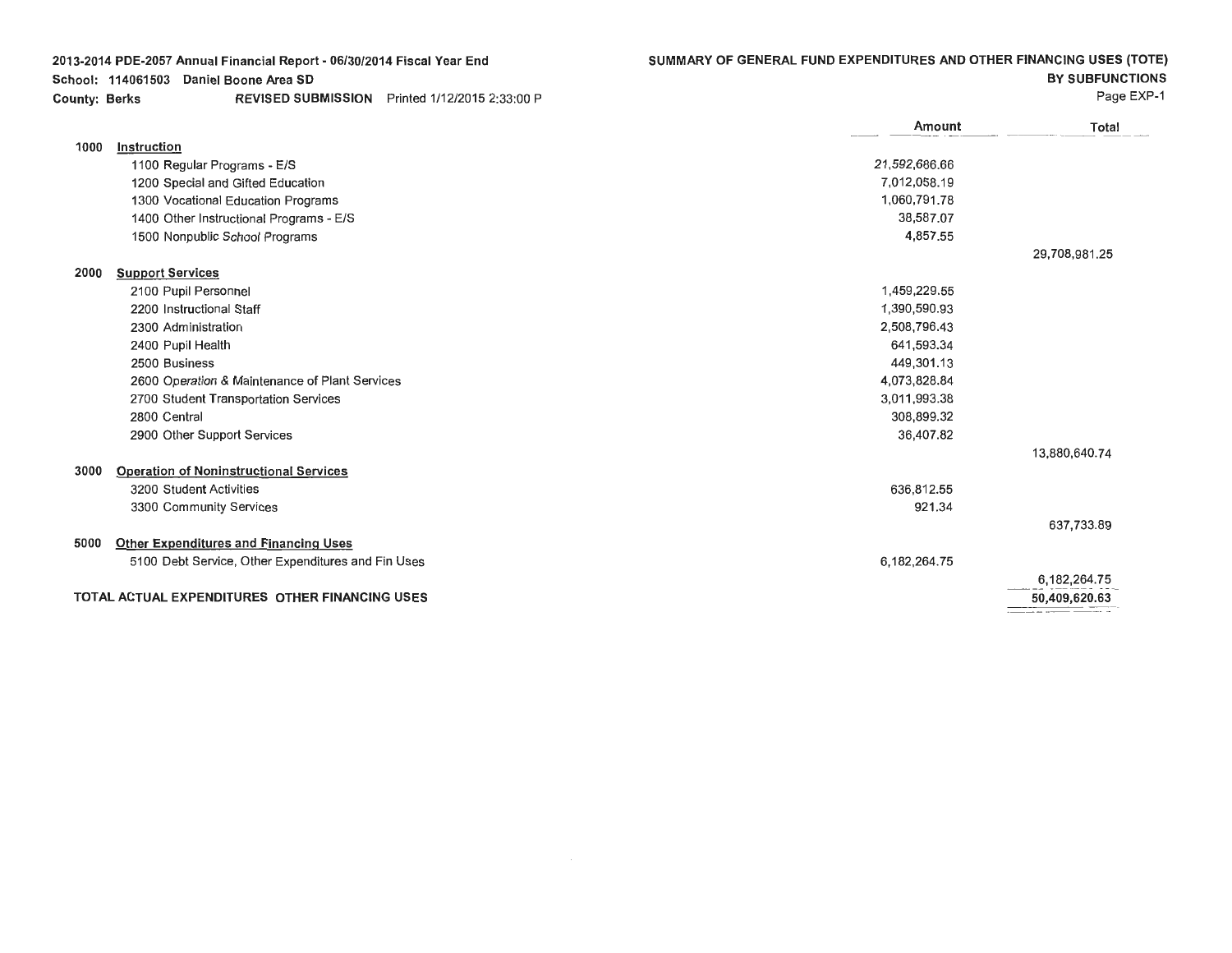2013-2014 PDE-2057 Annual Financial Report - 06/30/2014 Fiscal Year End
School: 114061503 Daniel Boone Area SD
County: Berks REVISED SUBMISSION Printed 1/12/2015 2:33:00 P

## SUMMARY OF GENERAL FUND EXPENDITURES AND OTHER FINANCING USES (TOTE) BY SUBFUNCTIONS

Page EXP-1

| | | Amount | Total |
|---|---|---|---|
| 1000 | **Instruction** | | |
| | 1100 Regular Programs - E/S | 21,592,686.66 | |
| | 1200 Special and Gifted Education | 7,012,058.19 | |
| | 1300 Vocational Education Programs | 1,060,791.78 | |
| | 1400 Other Instructional Programs - E/S | 38,587.07 | |
| | 1500 Nonpublic School Programs | 4,857.55 | |
| | | | 29,708,981.25 |
| 2000 | **Support Services** | | |
| | 2100 Pupil Personnel | 1,459,229.55 | |
| | 2200 Instructional Staff | 1,390,590.93 | |
| | 2300 Administration | 2,508,796.43 | |
| | 2400 Pupil Health | 641,593.34 | |
| | 2500 Business | 449,301.13 | |
| | 2600 Operation & Maintenance of Plant Services | 4,073,828.84 | |
| | 2700 Student Transportation Services | 3,011,993.38 | |
| | 2800 Central | 308,899.32 | |
| | 2900 Other Support Services | 36,407.82 | |
| | | | 13,880,640.74 |
| 3000 | **Operation of Noninstructional Services** | | |
| | 3200 Student Activities | 636,812.55 | |
| | 3300 Community Services | 921.34 | |
| | | | 637,733.89 |
| 5000 | **Other Expenditures and Financing Uses** | | |
| | 5100 Debt Service, Other Expenditures and Fin Uses | 6,182,264.75 | |
| | | | 6,182,264.75 |
| | **TOTAL ACTUAL EXPENDITURES OTHER FINANCING USES** | | **50,409,620.63** |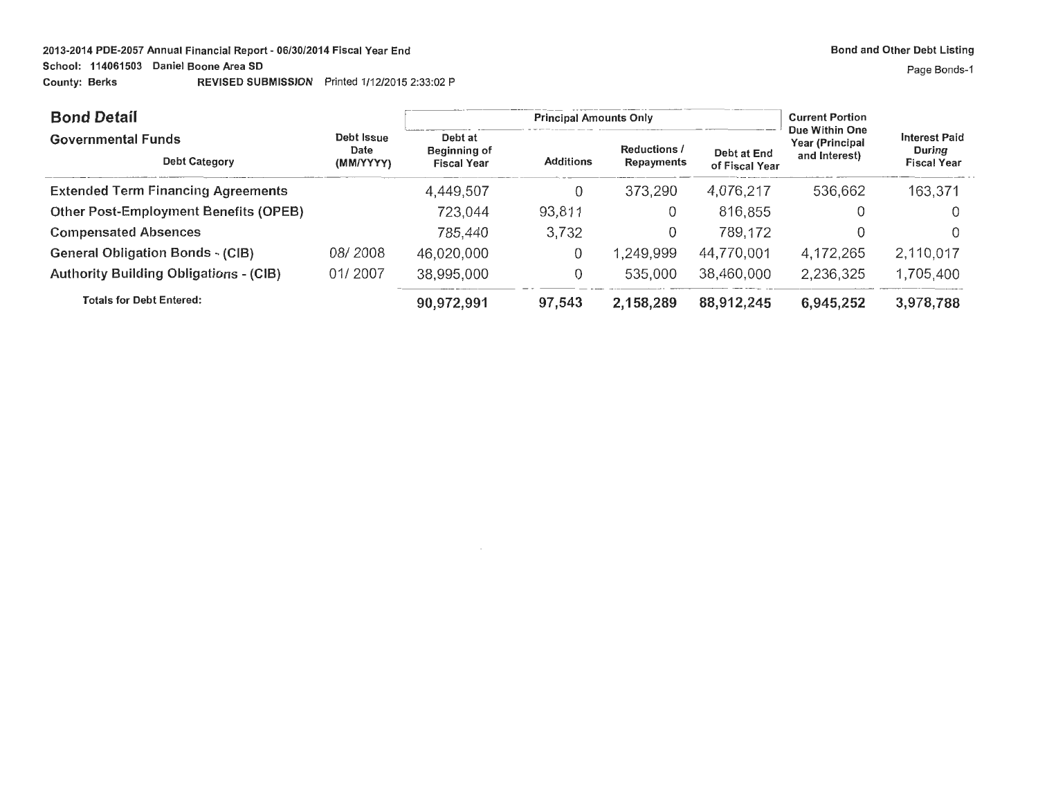2013-2014 PDE-2057 Annual Financial Report - 06/30/2014 Fiscal Year End
School: 114061503 Daniel Boone Area SD
County: Berks REVISED SUBMISSION Printed 1/12/2015 2:33:02 P

Bond and Other Debt Listing

## Bond Detail

| Governmental Funds<br>Debt Category | Debt Issue Date (MM/YYYY) | Principal Amounts Only | | | | Current Portion Due Within One Year (Principal and Interest) | Interest Paid During Fiscal Year |
|---|---|---|---|---|---|---|---|
| | | Debt at Beginning of Fiscal Year | Additions | Reductions / Repayments | Debt at End of Fiscal Year | | |
| Extended Term Financing Agreements | | 4,449,507 | 0 | 373,290 | 4,076,217 | 536,662 | 163,371 |
| Other Post-Employment Benefits (OPEB) | | 723,044 | 93,811 | 0 | 816,855 | 0 | 0 |
| Compensated Absences | | 785,440 | 3,732 | 0 | 789,172 | 0 | 0 |
| General Obligation Bonds - (CIB) | 08/ 2008 | 46,020,000 | 0 | 1,249,999 | 44,770,001 | 4,172,265 | 2,110,017 |
| Authority Building Obligations - (CIB) | 01/ 2007 | 38,995,000 | 0 | 535,000 | 38,460,000 | 2,236,325 | 1,705,400 |
| **Totals for Debt Entered:** | | **90,972,991** | **97,543** | **2,158,289** | **88,912,245** | **6,945,252** | **3,978,788** |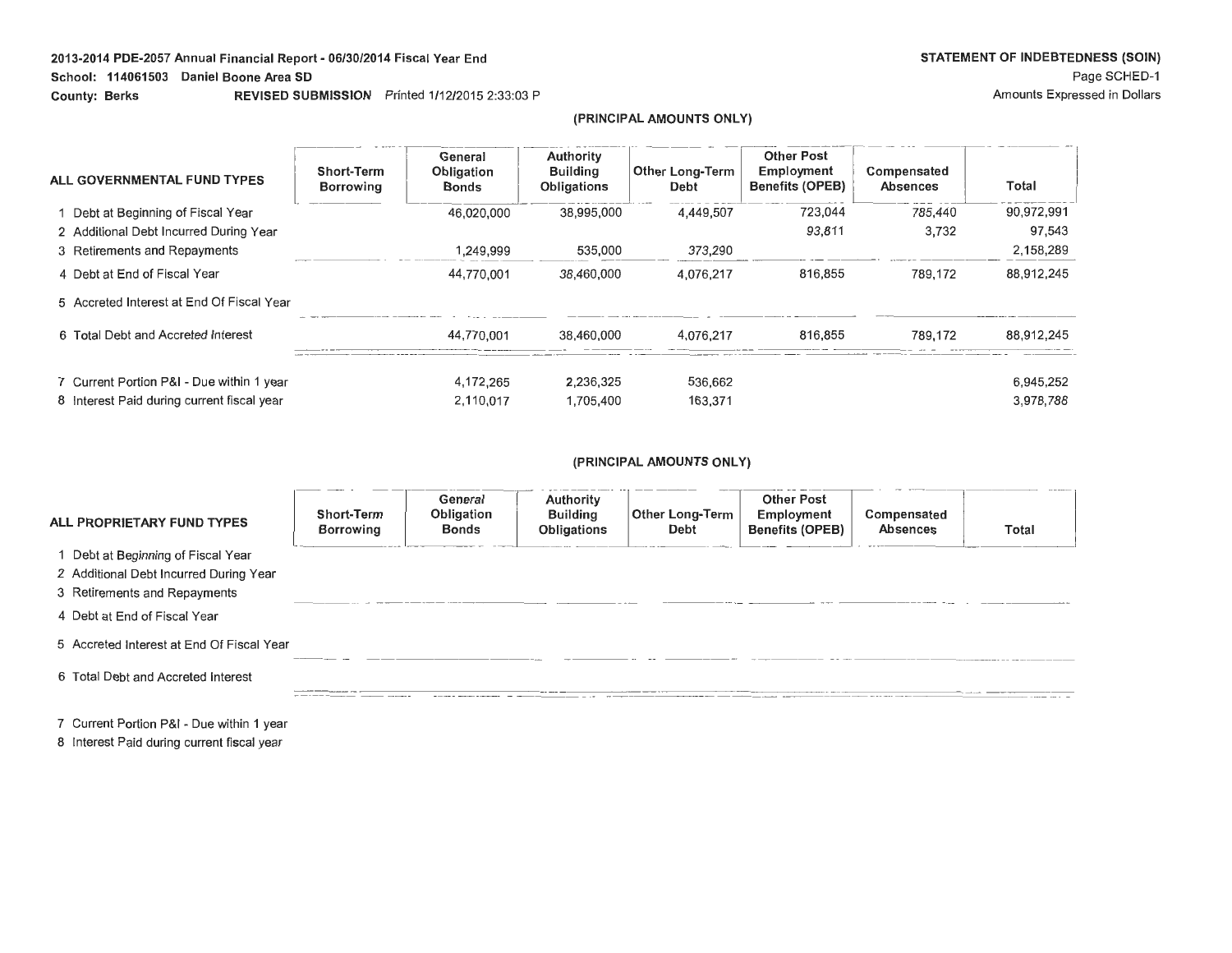2013-2014 PDE-2057 Annual Financial Report - 06/30/2014 Fiscal Year End

School: 114061503 Daniel Boone Area SD

County: Berks REVISED SUBMISSION Printed 1/12/2015 2:33:03 P

# STATEMENT OF INDEBTEDNESS (SOIN)

Page SCHED-1

Amounts Expressed in Dollars

(PRINCIPAL AMOUNTS ONLY)

| ALL GOVERNMENTAL FUND TYPES | Short-Term Borrowing | General Obligation Bonds | Authority Building Obligations | Other Long-Term Debt | Other Post Employment Benefits (OPEB) | Compensated Absences | Total |
|---|---|---|---|---|---|---|---|
| 1 Debt at Beginning of Fiscal Year | | 46,020,000 | 38,995,000 | 4,449,507 | 723,044 | 785,440 | 90,972,991 |
| 2 Additional Debt Incurred During Year | | | | | 93,811 | 3,732 | 97,543 |
| 3 Retirements and Repayments | | 1,249,999 | 535,000 | 373,290 | | | 2,158,289 |
| 4 Debt at End of Fiscal Year | | 44,770,001 | 38,460,000 | 4,076,217 | 816,855 | 789,172 | 88,912,245 |
| 5 Accreted Interest at End Of Fiscal Year | | | | | | | |
| 6 Total Debt and Accreted Interest | | 44,770,001 | 38,460,000 | 4,076,217 | 816,855 | 789,172 | 88,912,245 |
| 7 Current Portion P&I - Due within 1 year | | 4,172,265 | 2,236,325 | 536,662 | | | 6,945,252 |
| 8 Interest Paid during current fiscal year | | 2,110,017 | 1,705,400 | 163,371 | | | 3,978,788 |

(PRINCIPAL AMOUNTS ONLY)

| ALL PROPRIETARY FUND TYPES | Short-Term Borrowing | General Obligation Bonds | Authority Building Obligations | Other Long-Term Debt | Other Post Employment Benefits (OPEB) | Compensated Absences | Total |
|---|---|---|---|---|---|---|---|
| 1 Debt at Beginning of Fiscal Year | | | | | | | |
| 2 Additional Debt Incurred During Year | | | | | | | |
| 3 Retirements and Repayments | | | | | | | |
| 4 Debt at End of Fiscal Year | | | | | | | |
| 5 Accreted Interest at End Of Fiscal Year | | | | | | | |
| 6 Total Debt and Accreted Interest | | | | | | | |
| 7 Current Portion P&I - Due within 1 year | | | | | | | |
| 8 Interest Paid during current fiscal year | | | | | | | |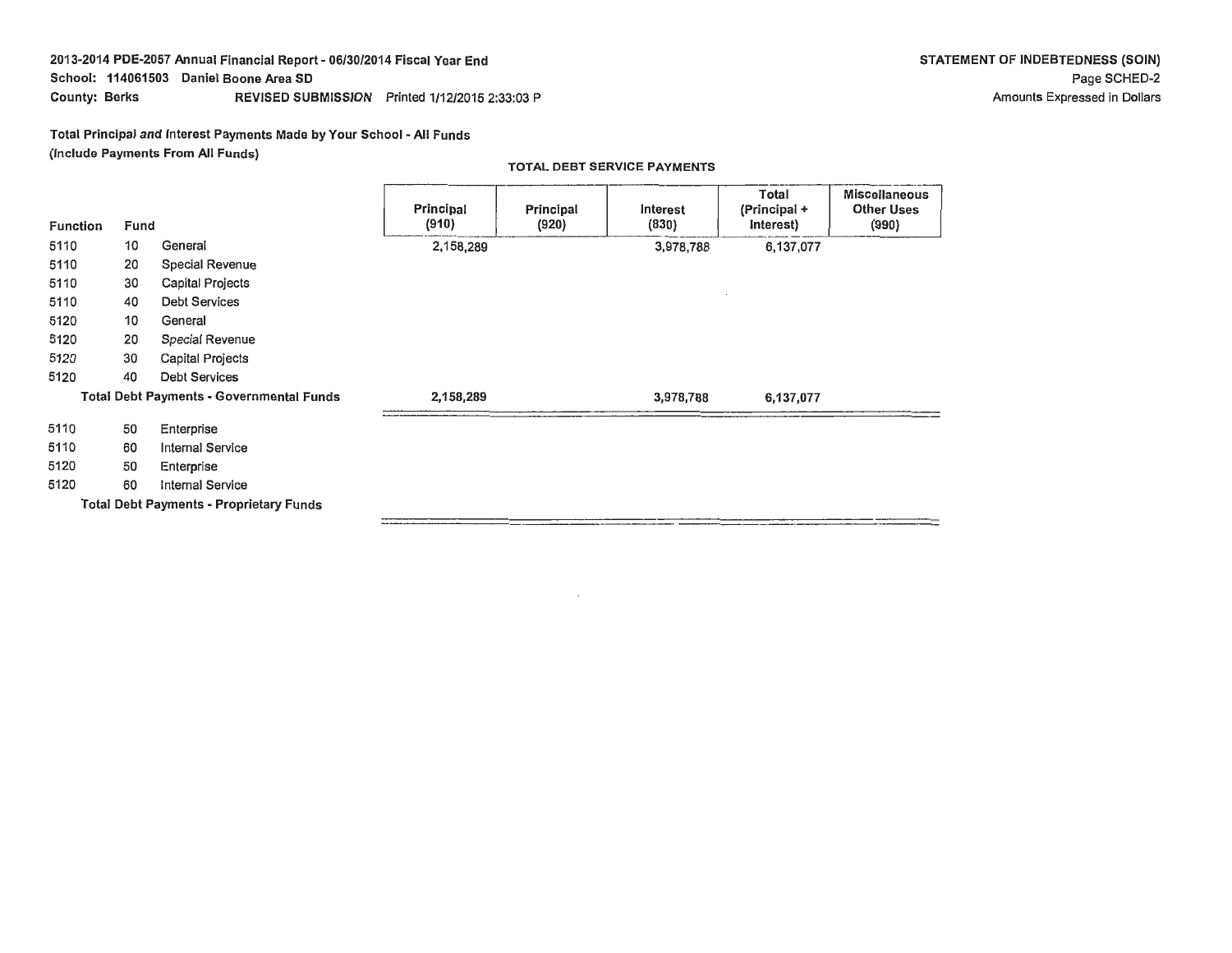**2013-2014 PDE-2057 Annual Financial Report - 06/30/2014 Fiscal Year End**
**School: 114061503 Daniel Boone Area SD**
**County: Berks** **REVISED SUBMISSION** Printed 1/12/2015 2:33:03 P

**STATEMENT OF INDEBTEDNESS (SOIN)**
Page SCHED-2
Amounts Expressed in Dollars

**Total Principal and Interest Payments Made by Your School - All Funds**
**(Include Payments From All Funds)**

**TOTAL DEBT SERVICE PAYMENTS**

| Function | Fund | | Principal (910) | Principal (920) | Interest (830) | Total (Principal + Interest) | Miscellaneous Other Uses (990) |
|---|---|---|---|---|---|---|---|
| 5110 | 10 | General | 2,158,289 | | 3,978,788 | 6,137,077 | |
| 5110 | 20 | Special Revenue | | | | | |
| 5110 | 30 | Capital Projects | | | | | |
| 5110 | 40 | Debt Services | | | | | |
| 5120 | 10 | General | | | | | |
| 5120 | 20 | Special Revenue | | | | | |
| 5120 | 30 | Capital Projects | | | | | |
| 5120 | 40 | Debt Services | | | | | |
| | | **Total Debt Payments - Governmental Funds** | 2,158,289 | | 3,978,788 | 6,137,077 | |
| 5110 | 50 | Enterprise | | | | | |
| 5110 | 60 | Internal Service | | | | | |
| 5120 | 50 | Enterprise | | | | | |
| 5120 | 60 | Internal Service | | | | | |
| | | **Total Debt Payments - Proprietary Funds** | | | | | |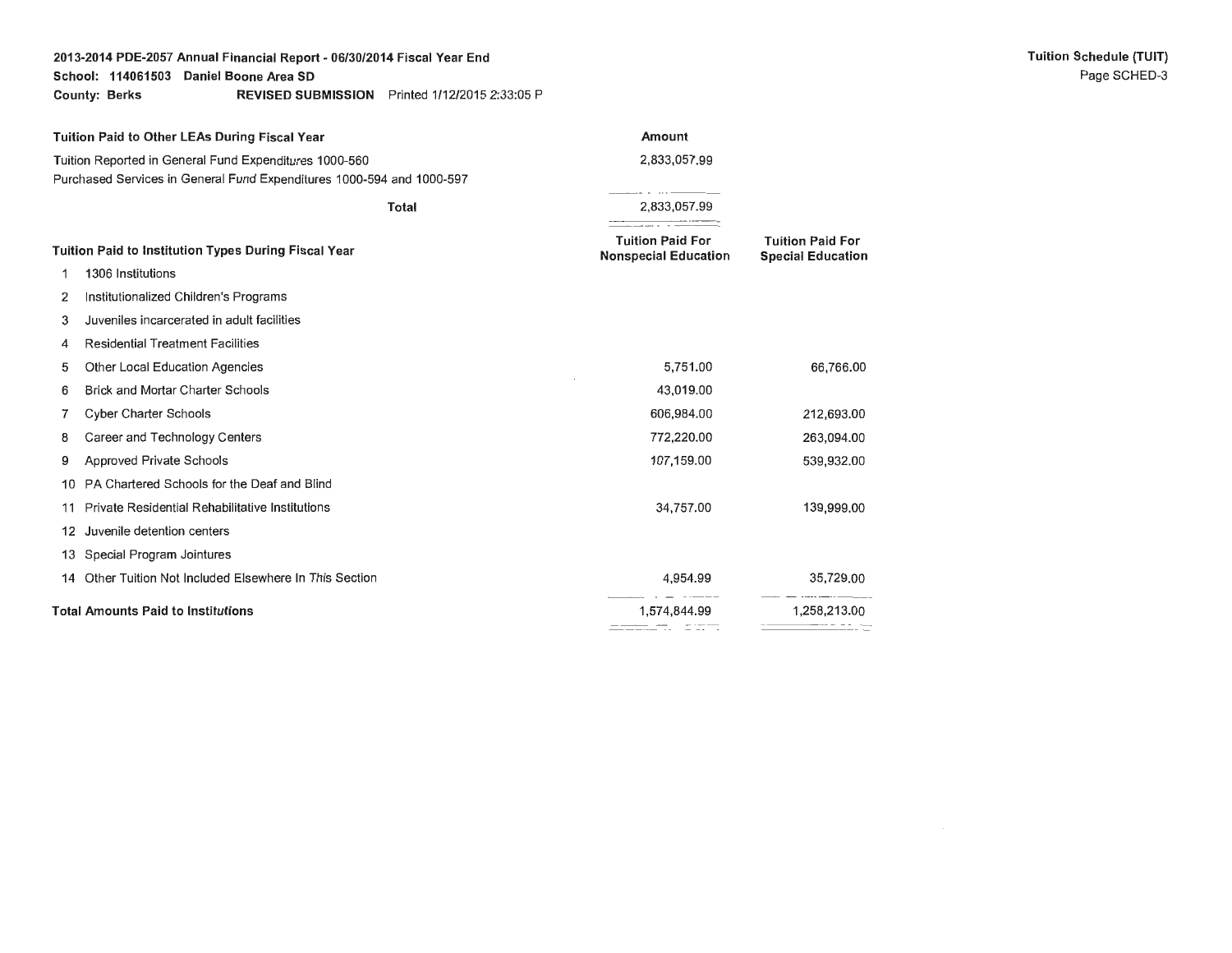2013-2014 PDE-2057 Annual Financial Report - 06/30/2014 Fiscal Year End
School: 114061503 Daniel Boone Area SD
County: Berks REVISED SUBMISSION Printed 1/12/2015 2:33:05 P

**Tuition Schedule (TUIT)**

| Tuition Paid to Other LEAs During Fiscal Year | Amount |
|---|---|
| Tuition Reported in General Fund Expenditures 1000-560 | 2,833,057.99 |
| Purchased Services in General Fund Expenditures 1000-594 and 1000-597 | |
| **Total** | 2,833,057.99 |

| | Tuition Paid to Institution Types During Fiscal Year | Tuition Paid For Nonspecial Education | Tuition Paid For Special Education |
|---|---|---|---|
| 1 | 1306 Institutions | | |
| 2 | Institutionalized Children's Programs | | |
| 3 | Juveniles incarcerated in adult facilities | | |
| 4 | Residential Treatment Facilities | | |
| 5 | Other Local Education Agencies | 5,751.00 | 66,766.00 |
| 6 | Brick and Mortar Charter Schools | 43,019.00 | |
| 7 | Cyber Charter Schools | 606,984.00 | 212,693.00 |
| 8 | Career and Technology Centers | 772,220.00 | 263,094.00 |
| 9 | Approved Private Schools | 107,159.00 | 539,932.00 |
| 10 | PA Chartered Schools for the Deaf and Blind | | |
| 11 | Private Residential Rehabilitative Institutions | 34,757.00 | 139,999.00 |
| 12 | Juvenile detention centers | | |
| 13 | Special Program Jointures | | |
| 14 | Other Tuition Not Included Elsewhere In This Section | 4,954.99 | 35,729.00 |
| | **Total Amounts Paid to Institutions** | 1,574,844.99 | 1,258,213.00 |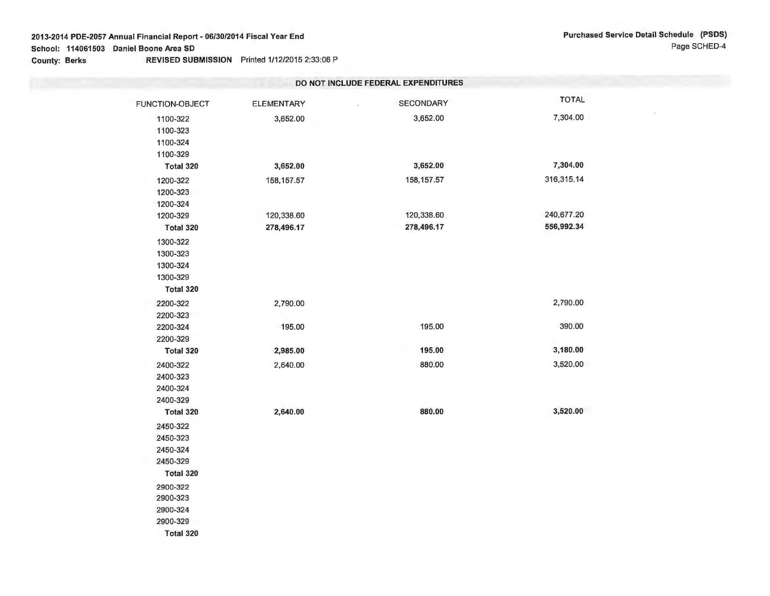**2013-2014 PDE-2057 Annual Financial Report - 06/30/2014 Fiscal Year End**
**School: 114061503 Daniel Boone Area SD**
**County: Berks** **REVISED SUBMISSION** Printed 1/12/2015 2:33:06 P

**Purchased Service Detail Schedule (PSDS)**
Page SCHED-4

**DO NOT INCLUDE FEDERAL EXPENDITURES**

| FUNCTION-OBJECT | ELEMENTARY | SECONDARY | TOTAL |
|---|---|---|---|
| 1100-322 | 3,652.00 | 3,652.00 | 7,304.00 |
| 1100-323 | | | |
| 1100-324 | | | |
| 1100-329 | | | |
| **Total 320** | **3,652.00** | **3,652.00** | **7,304.00** |
| 1200-322 | 158,157.57 | 158,157.57 | 316,315.14 |
| 1200-323 | | | |
| 1200-324 | | | |
| 1200-329 | 120,338.60 | 120,338.60 | 240,677.20 |
| **Total 320** | **278,496.17** | **278,496.17** | **556,992.34** |
| 1300-322 | | | |
| 1300-323 | | | |
| 1300-324 | | | |
| 1300-329 | | | |
| **Total 320** | | | |
| 2200-322 | 2,790.00 | | 2,790.00 |
| 2200-323 | | | |
| 2200-324 | 195.00 | 195.00 | 390.00 |
| 2200-329 | | | |
| **Total 320** | **2,985.00** | **195.00** | **3,180.00** |
| 2400-322 | 2,640.00 | 880.00 | 3,520.00 |
| 2400-323 | | | |
| 2400-324 | | | |
| 2400-329 | | | |
| **Total 320** | **2,640.00** | **880.00** | **3,520.00** |
| 2450-322 | | | |
| 2450-323 | | | |
| 2450-324 | | | |
| 2450-329 | | | |
| **Total 320** | | | |
| 2900-322 | | | |
| 2900-323 | | | |
| 2900-324 | | | |
| 2900-329 | | | |
| **Total 320** | | | |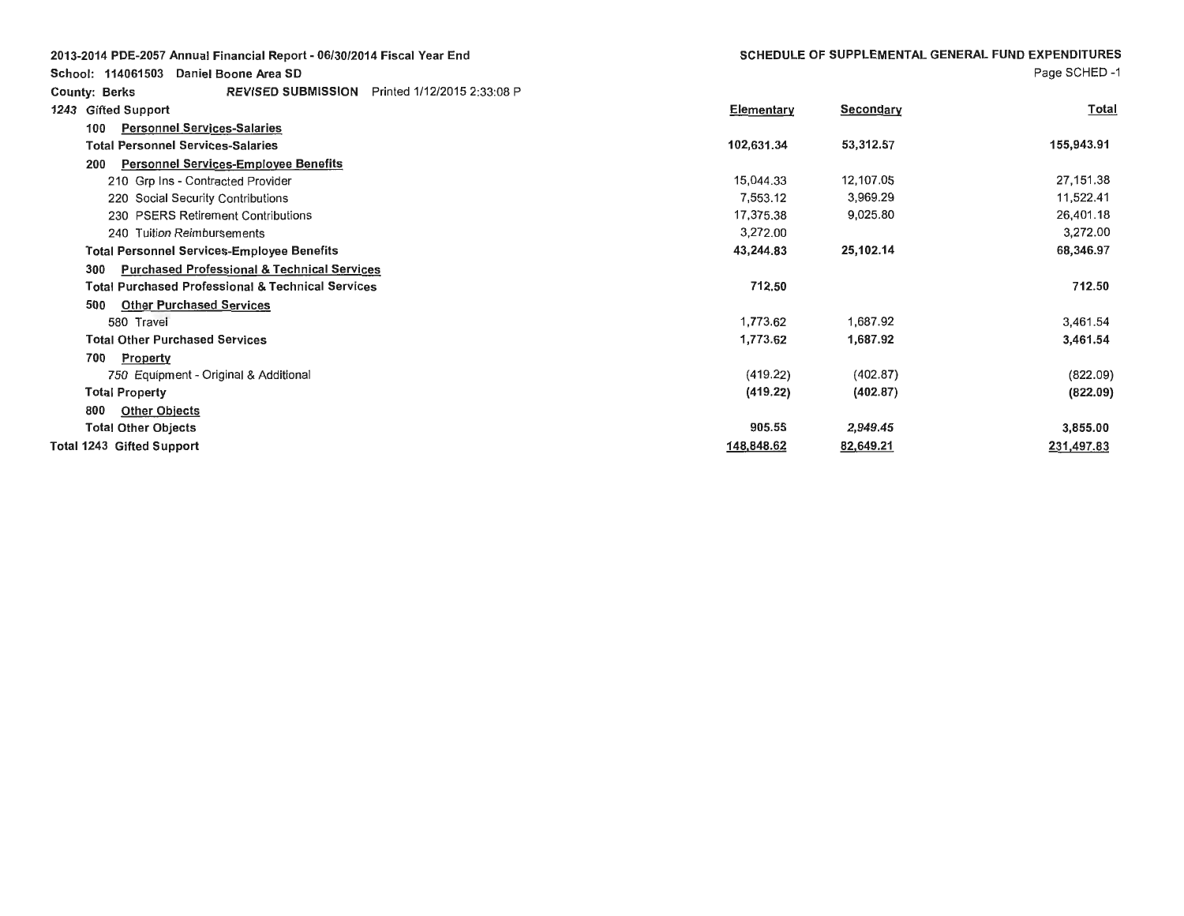2013-2014 PDE-2057 Annual Financial Report - 06/30/2014 Fiscal Year End

School: 114061503 Daniel Boone Area SD

County: Berks *REVISED SUBMISSION* Printed 1/12/2015 2:33:08 P

## SCHEDULE OF SUPPLEMENTAL GENERAL FUND EXPENDITURES

| 1243 Gifted Support | Elementary | Secondary | Total |
|---|---|---|---|
| 100 Personnel Services-Salaries | | | |
| **Total Personnel Services-Salaries** | **102,631.34** | **53,312.57** | **155,943.91** |
| 200 Personnel Services-Employee Benefits | | | |
| 210 Grp Ins - Contracted Provider | 15,044.33 | 12,107.05 | 27,151.38 |
| 220 Social Security Contributions | 7,553.12 | 3,969.29 | 11,522.41 |
| 230 PSERS Retirement Contributions | 17,375.38 | 9,025.80 | 26,401.18 |
| 240 Tuition Reimbursements | 3,272.00 | | 3,272.00 |
| **Total Personnel Services-Employee Benefits** | **43,244.83** | **25,102.14** | **68,346.97** |
| 300 Purchased Professional & Technical Services | | | |
| **Total Purchased Professional & Technical Services** | **712.50** | | **712.50** |
| 500 Other Purchased Services | | | |
| 580 Travel | 1,773.62 | 1,687.92 | 3,461.54 |
| **Total Other Purchased Services** | **1,773.62** | **1,687.92** | **3,461.54** |
| 700 Property | | | |
| 750 Equipment - Original & Additional | (419.22) | (402.87) | (822.09) |
| **Total Property** | **(419.22)** | **(402.87)** | **(822.09)** |
| 800 Other Objects | | | |
| **Total Other Objects** | **905.55** | **2,949.45** | **3,855.00** |
| **Total 1243 Gifted Support** | **148,848.62** | **82,649.21** | **231,497.83** |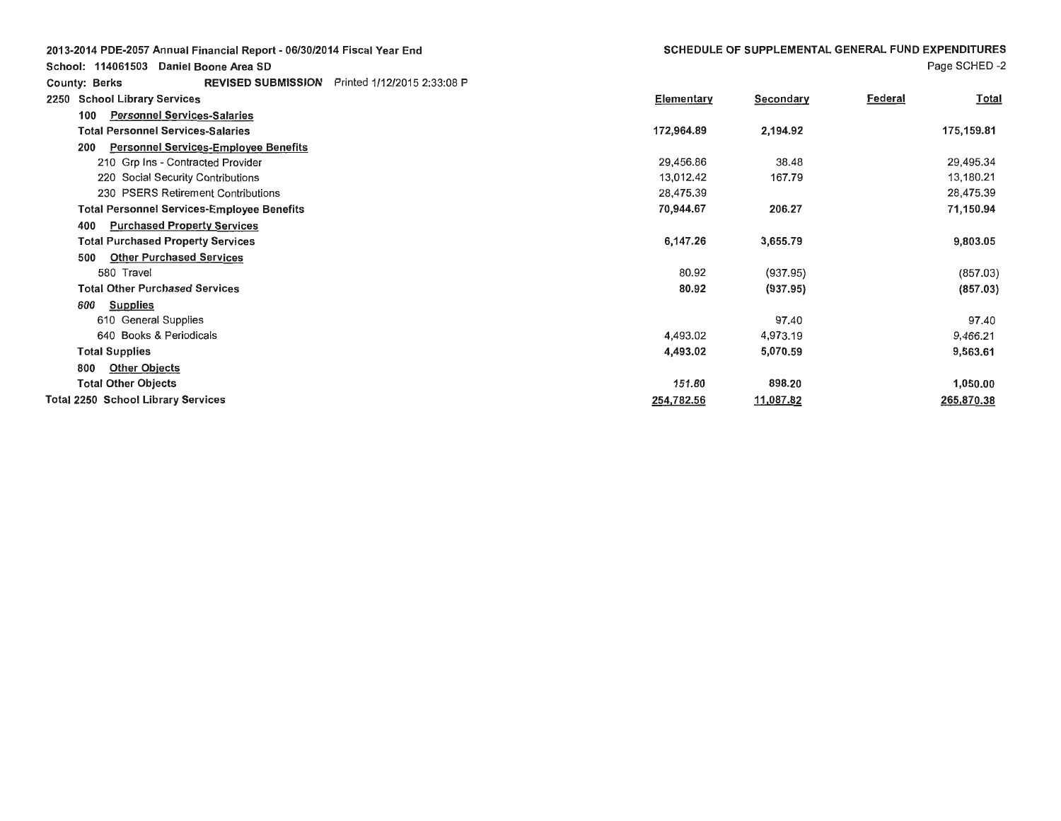2013-2014 PDE-2057 Annual Financial Report - 06/30/2014 Fiscal Year End

School: 114061503 Daniel Boone Area SD

County: Berks **REVISED SUBMISSION** Printed 1/12/2015 2:33:08 P

## SCHEDULE OF SUPPLEMENTAL GENERAL FUND EXPENDITURES

Page SCHED -2

| 2250 School Library Services | Elementary | Secondary | Federal | Total |
|---|---|---|---|---|
| 100 *Personnel Services-Salaries* | | | | |
| **Total Personnel Services-Salaries** | **172,964.89** | **2,194.92** | | **175,159.81** |
| 200 Personnel Services-Employee Benefits | | | | |
| 210 Grp Ins - Contracted Provider | 29,456.86 | 38.48 | | 29,495.34 |
| 220 Social Security Contributions | 13,012.42 | 167.79 | | 13,180.21 |
| 230 PSERS Retirement Contributions | 28,475.39 | | | 28,475.39 |
| **Total Personnel Services-Employee Benefits** | **70,944.67** | **206.27** | | **71,150.94** |
| 400 Purchased Property Services | | | | |
| **Total Purchased Property Services** | **6,147.26** | **3,655.79** | | **9,803.05** |
| 500 Other Purchased Services | | | | |
| 580 Travel | 80.92 | (937.95) | | (857.03) |
| **Total Other Purchased Services** | **80.92** | **(937.95)** | | **(857.03)** |
| 600 Supplies | | | | |
| 610 General Supplies | | 97.40 | | 97.40 |
| 640 Books & Periodicals | 4,493.02 | 4,973.19 | | 9,466.21 |
| **Total Supplies** | **4,493.02** | **5,070.59** | | **9,563.61** |
| 800 Other Objects | | | | |
| **Total Other Objects** | **151.80** | **898.20** | | **1,050.00** |
| **Total 2250 School Library Services** | **254,782.56** | **11,087.82** | | **265,870.38** |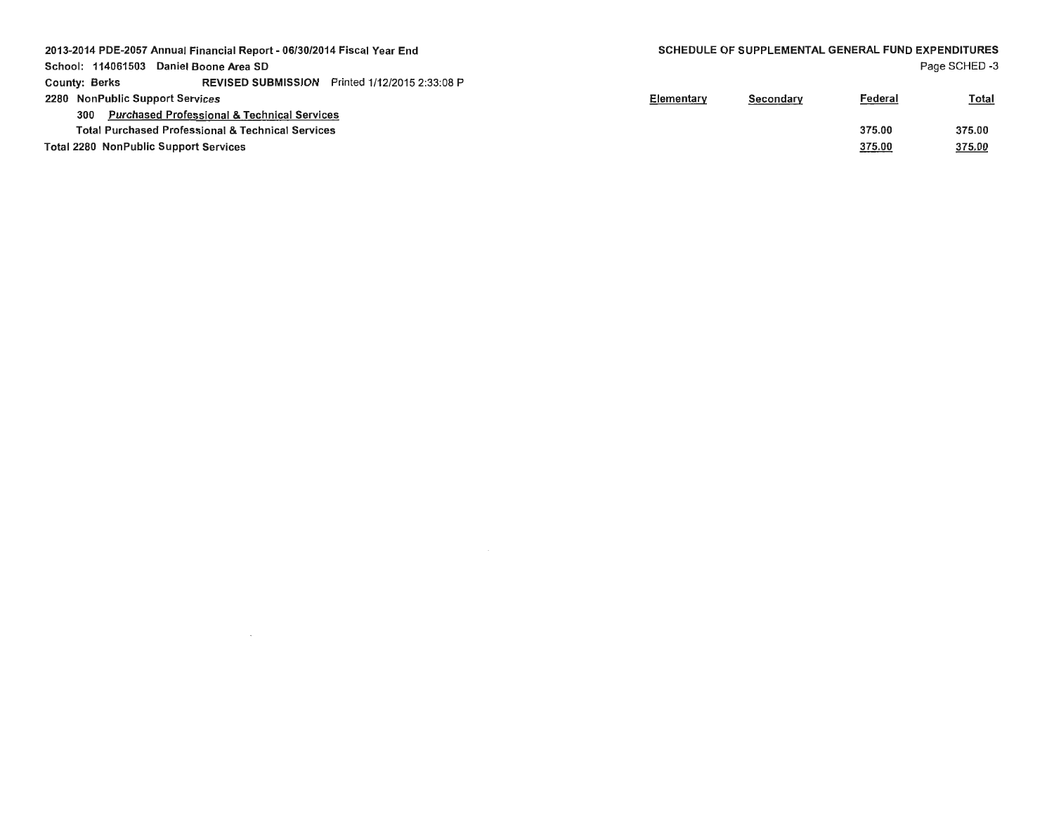2013-2014 PDE-2057 Annual Financial Report - 06/30/2014 Fiscal Year End
School: 114061503 Daniel Boone Area SD
County: Berks REVISED SUBMISSION Printed 1/12/2015 2:33:08 P

## SCHEDULE OF SUPPLEMENTAL GENERAL FUND EXPENDITURES

Page SCHED -3

| | Elementary | Secondary | Federal | Total |
|---|---|---|---|---|
| 2280 NonPublic Support Services | | | | |
| 300 Purchased Professional & Technical Services | | | | |
| Total Purchased Professional & Technical Services | | | 375.00 | 375.00 |
| Total 2280 NonPublic Support Services | | | 375.00 | 375.00 |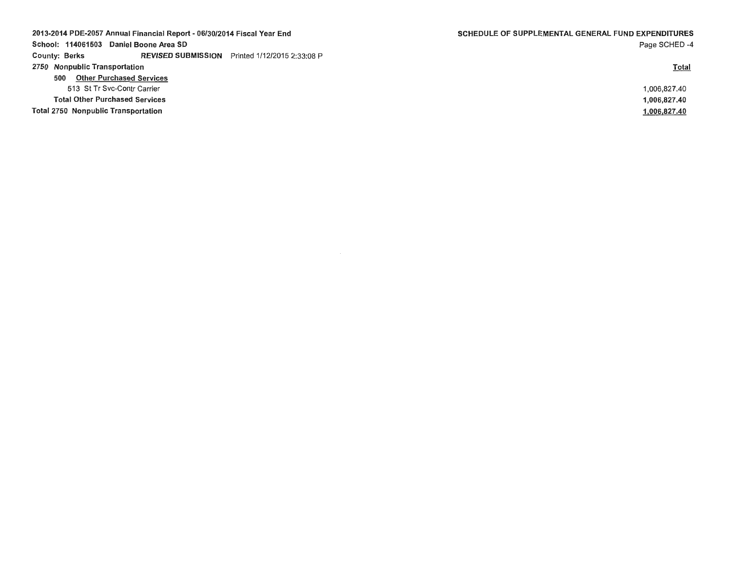2013-2014 PDE-2057 Annual Financial Report - 06/30/2014 Fiscal Year End
School: 114061503 Daniel Boone Area SD
County: Berks *REVISED* **SUBMISSION** Printed 1/12/2015 2:33:08 P

**SCHEDULE OF SUPPLEMENTAL GENERAL FUND EXPENDITURES**
Page SCHED -4

| | Total |
|---|---|
| **2750 Nonpublic Transportation** | |
| **500 Other Purchased Services** | |
| 513 St Tr Svc-Contr Carrier | 1,006,827.40 |
| **Total Other Purchased Services** | **1,006,827.40** |
| **Total 2750 Nonpublic Transportation** | **1,006,827.40** |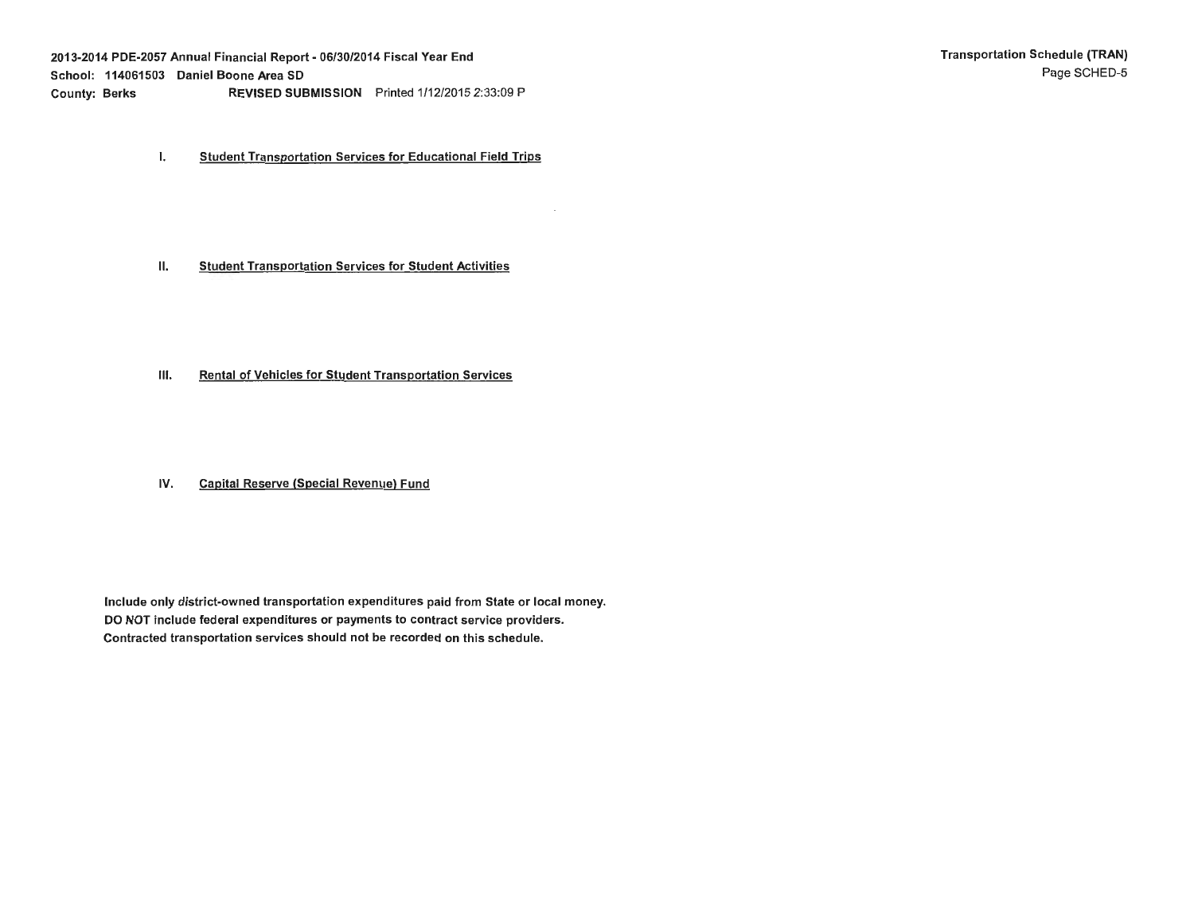I. **Student Transportation Services for Educational Field Trips**

II. **Student Transportation Services for Student Activities**

III. **Rental of Vehicles for Student Transportation Services**

IV. **Capital Reserve (Special Revenue) Fund**

**Include only district-owned transportation expenditures paid from State or local money.**
**DO NOT include federal expenditures or payments to contract service providers.**
**Contracted transportation services should not be recorded on this schedule.**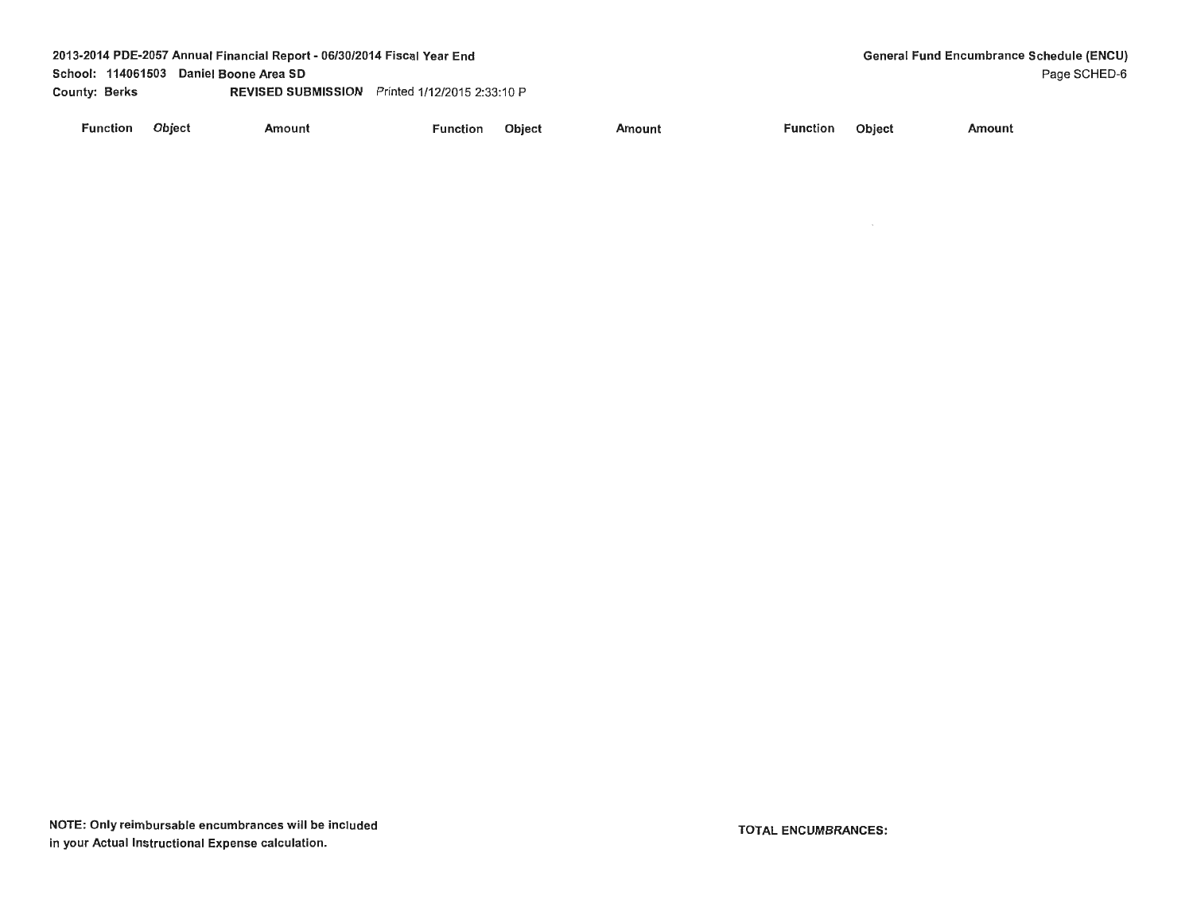2013-2014 PDE-2057 Annual Financial Report - 06/30/2014 Fiscal Year End
School: 114061503 Daniel Boone Area SD
County: Berks REVISED SUBMISSION Printed 1/12/2015 2:33:10 P

**General Fund Encumbrance Schedule (ENCU)**

| Function | Object | Amount | Function | Object | Amount | Function | Object | Amount |
|---|---|---|---|---|---|---|---|---|

**NOTE: Only reimbursable encumbrances will be included in your Actual Instructional Expense calculation.**

**TOTAL ENCUMBRANCES:**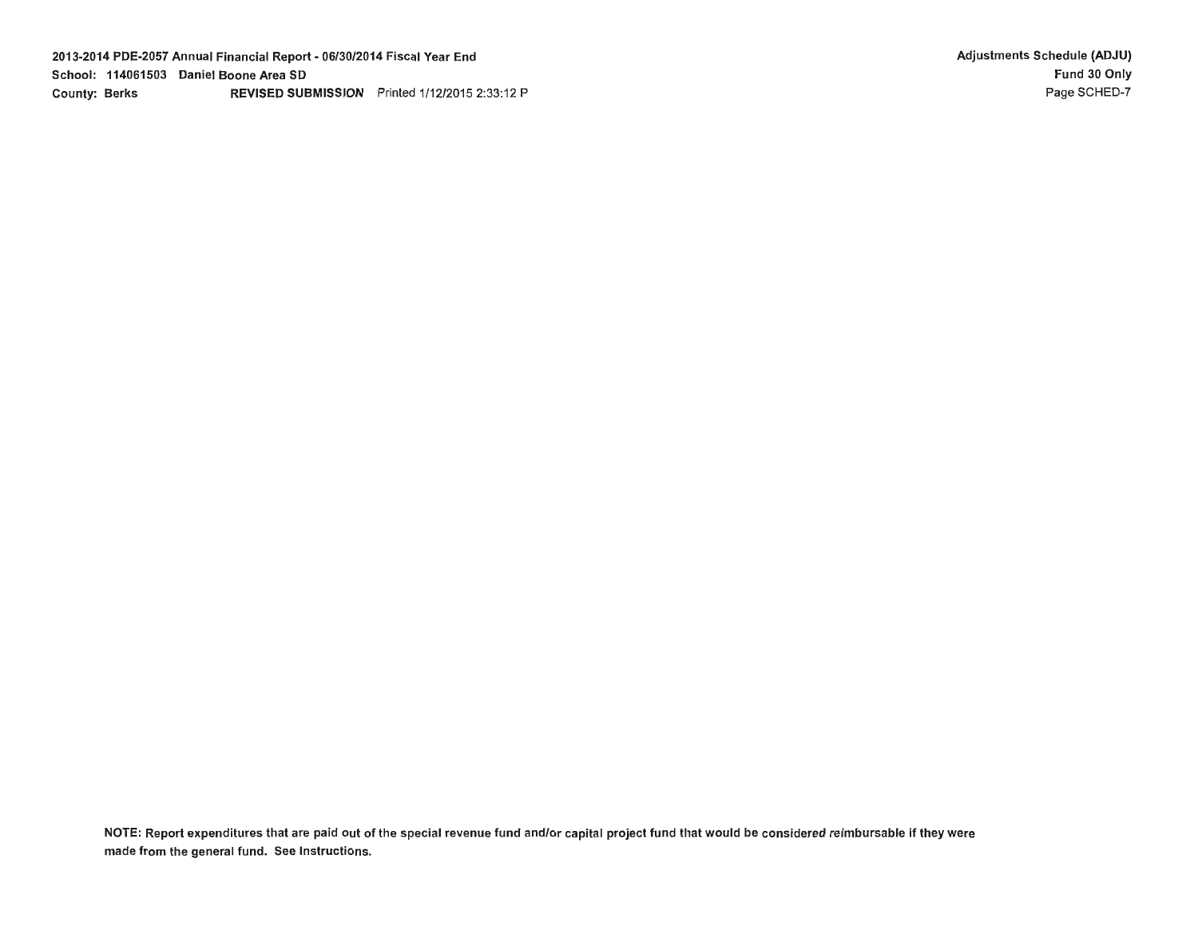NOTE: Report expenditures that are paid out of the special revenue fund and/or capital project fund that would be considered reimbursable if they were made from the general fund. See Instructions.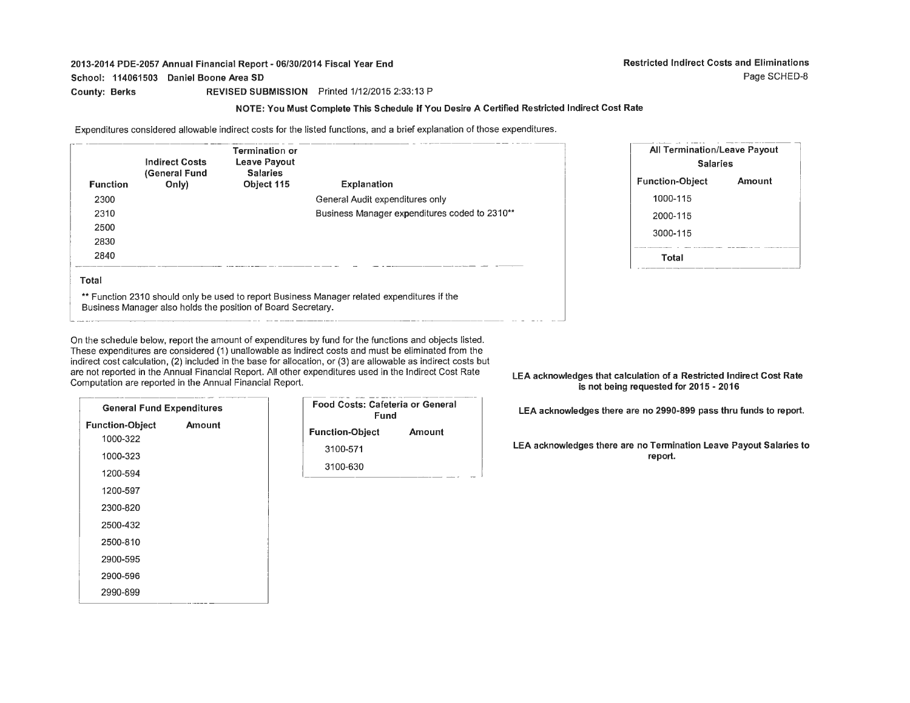2013-2014 PDE-2057 Annual Financial Report - 06/30/2014 Fiscal Year End

School: 114061503 Daniel Boone Area SD

County: Berks REVISED SUBMISSION Printed 1/12/2015 2:33:13 P

**Restricted Indirect Costs and Eliminations**

Page SCHED-8

**NOTE: You Must Complete This Schedule If You Desire A Certified Restricted Indirect Cost Rate**

Expenditures considered allowable indirect costs for the listed functions, and a brief explanation of those expenditures.

| Function | Indirect Costs (General Fund Only) | Termination or Leave Payout Salaries Object 115 | Explanation |
|---|---|---|---|
| 2300 | | | General Audit expenditures only |
| 2310 | | | Business Manager expenditures coded to 2310** |
| 2500 | | | |
| 2830 | | | |
| 2840 | | | |
| Total | | | |

** Function 2310 should only be used to report Business Manager related expenditures if the Business Manager also holds the position of Board Secretary.

| All Termination/Leave Payout Salaries | |
|---|---|
| Function-Object | Amount |
| 1000-115 | |
| 2000-115 | |
| 3000-115 | |
| Total | |

On the schedule below, report the amount of expenditures by fund for the functions and objects listed. These expenditures are considered (1) unallowable as indirect costs and must be eliminated from the indirect cost calculation, (2) included in the base for allocation, or (3) are allowable as indirect costs but are not reported in the Annual Financial Report. All other expenditures used in the Indirect Cost Rate Computation are reported in the Annual Financial Report.

| General Fund Expenditures | |
|---|---|
| Function-Object | Amount |
| 1000-322 | |
| 1000-323 | |
| 1200-594 | |
| 1200-597 | |
| 2300-820 | |
| 2500-432 | |
| 2500-810 | |
| 2900-595 | |
| 2900-596 | |
| 2990-899 | |

| Food Costs: Cafeteria or General Fund | |
|---|---|
| Function-Object | Amount |
| 3100-571 | |
| 3100-630 | |

**LEA acknowledges that calculation of a Restricted Indirect Cost Rate is not being requested for 2015 - 2016**

**LEA acknowledges there are no 2990-899 pass thru funds to report.**

**LEA acknowledges there are no Termination Leave Payout Salaries to report.**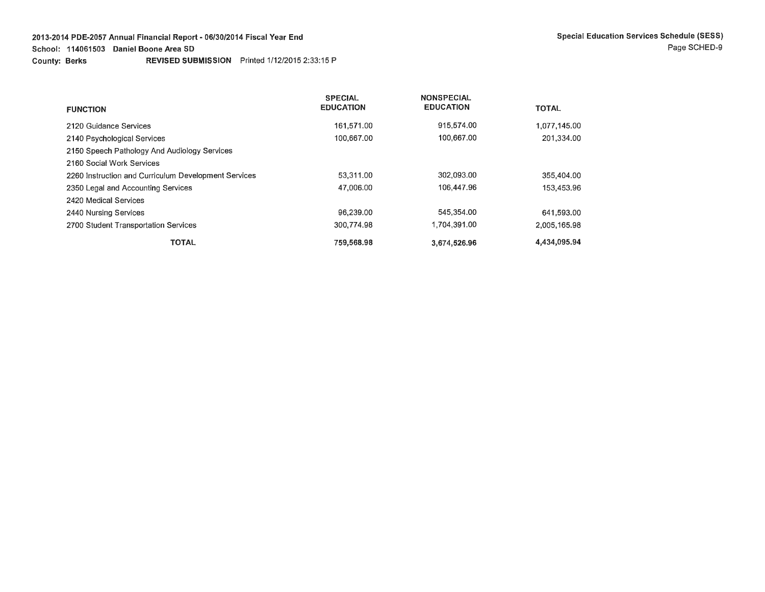2013-2014 PDE-2057 Annual Financial Report - 06/30/2014 Fiscal Year End
School: 114061503 Daniel Boone Area SD
County: Berks REVISED SUBMISSION Printed 1/12/2015 2:33:15 P

Special Education Services Schedule (SESS)

| FUNCTION | SPECIAL EDUCATION | NONSPECIAL EDUCATION | TOTAL |
|---|---|---|---|
| 2120 Guidance Services | 161,571.00 | 915,574.00 | 1,077,145.00 |
| 2140 Psychological Services | 100,667.00 | 100,667.00 | 201,334.00 |
| 2150 Speech Pathology And Audiology Services | | | |
| 2160 Social Work Services | | | |
| 2260 Instruction and Curriculum Development Services | 53,311.00 | 302,093.00 | 355,404.00 |
| 2350 Legal and Accounting Services | 47,006.00 | 106,447.96 | 153,453.96 |
| 2420 Medical Services | | | |
| 2440 Nursing Services | 96,239.00 | 545,354.00 | 641,593.00 |
| 2700 Student Transportation Services | 300,774.98 | 1,704,391.00 | 2,005,165.98 |
| **TOTAL** | **759,568.98** | **3,674,526.96** | **4,434,095.94** |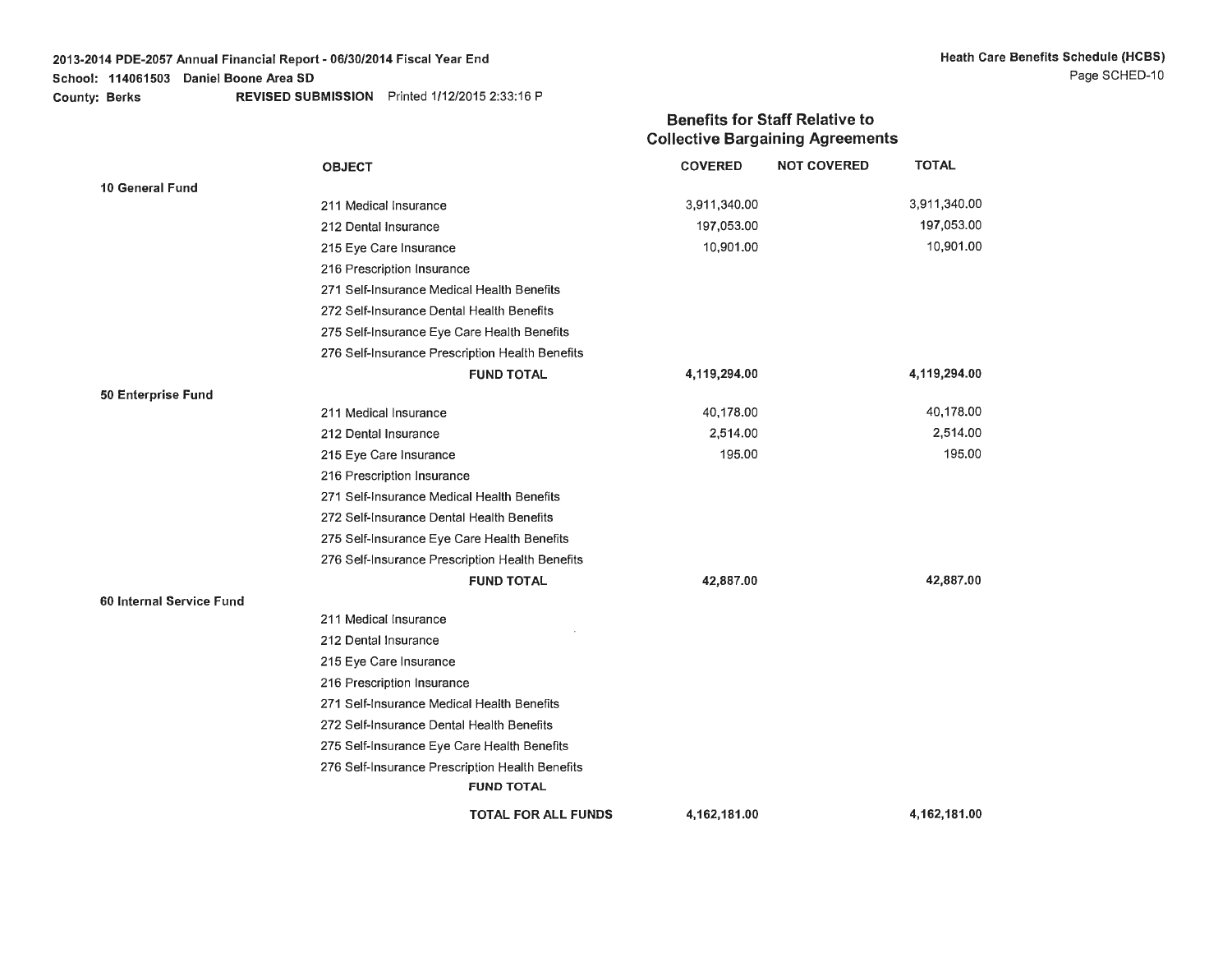2013-2014 PDE-2057 Annual Financial Report - 06/30/2014 Fiscal Year End
School: 114061503 Daniel Boone Area SD
County: Berks REVISED SUBMISSION Printed 1/12/2015 2:33:16 P

Heath Care Benefits Schedule (HCBS)
Page SCHED-10

## Benefits for Staff Relative to Collective Bargaining Agreements

| | OBJECT | COVERED | NOT COVERED | TOTAL |
|---|---|---|---|---|
| **10 General Fund** | | | | |
| | 211 Medical Insurance | 3,911,340.00 | | 3,911,340.00 |
| | 212 Dental Insurance | 197,053.00 | | 197,053.00 |
| | 215 Eye Care Insurance | 10,901.00 | | 10,901.00 |
| | 216 Prescription Insurance | | | |
| | 271 Self-Insurance Medical Health Benefits | | | |
| | 272 Self-Insurance Dental Health Benefits | | | |
| | 275 Self-Insurance Eye Care Health Benefits | | | |
| | 276 Self-Insurance Prescription Health Benefits | | | |
| | **FUND TOTAL** | **4,119,294.00** | | **4,119,294.00** |
| **50 Enterprise Fund** | | | | |
| | 211 Medical Insurance | 40,178.00 | | 40,178.00 |
| | 212 Dental Insurance | 2,514.00 | | 2,514.00 |
| | 215 Eye Care Insurance | 195.00 | | 195.00 |
| | 216 Prescription Insurance | | | |
| | 271 Self-Insurance Medical Health Benefits | | | |
| | 272 Self-Insurance Dental Health Benefits | | | |
| | 275 Self-Insurance Eye Care Health Benefits | | | |
| | 276 Self-Insurance Prescription Health Benefits | | | |
| | **FUND TOTAL** | **42,887.00** | | **42,887.00** |
| **60 Internal Service Fund** | | | | |
| | 211 Medical Insurance | | | |
| | 212 Dental Insurance | | | |
| | 215 Eye Care Insurance | | | |
| | 216 Prescription Insurance | | | |
| | 271 Self-Insurance Medical Health Benefits | | | |
| | 272 Self-Insurance Dental Health Benefits | | | |
| | 275 Self-Insurance Eye Care Health Benefits | | | |
| | 276 Self-Insurance Prescription Health Benefits | | | |
| | **FUND TOTAL** | | | |
| | **TOTAL FOR ALL FUNDS** | **4,162,181.00** | | **4,162,181.00** |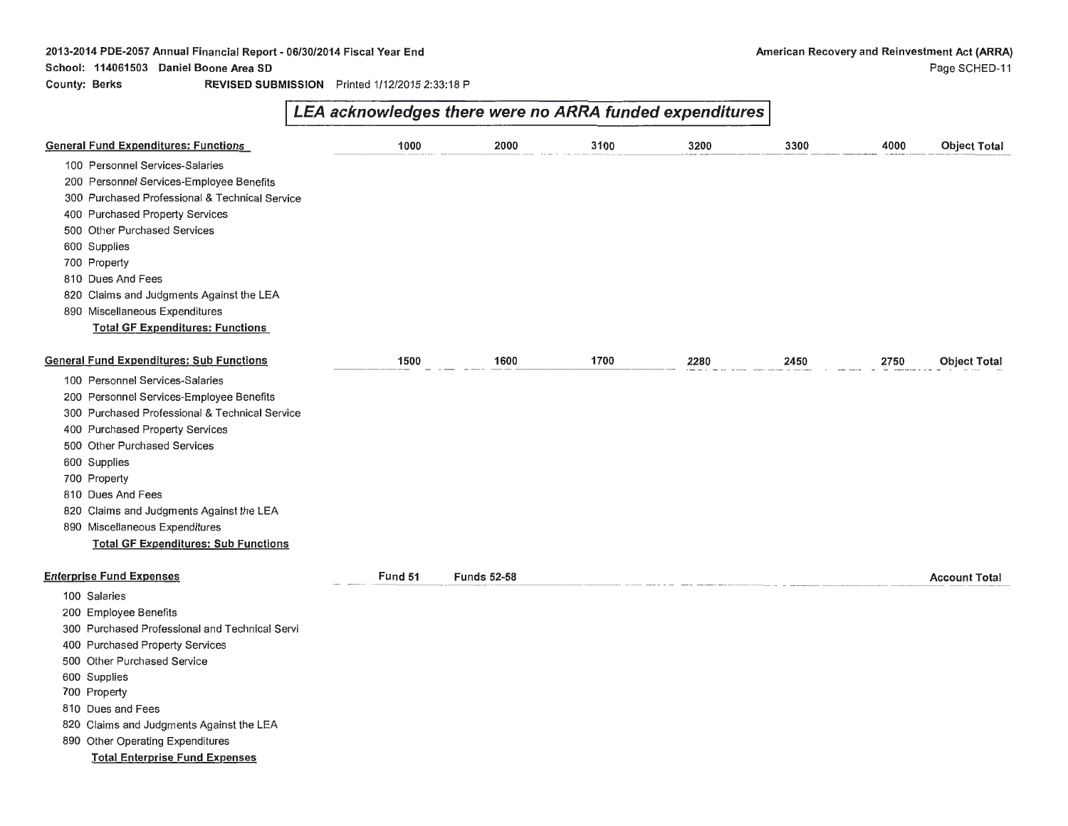2013-2014 PDE-2057 Annual Financial Report - 06/30/2014 Fiscal Year End
School: 114061503 Daniel Boone Area SD
County: Berks REVISED SUBMISSION Printed 1/12/2015 2:33:18 P

American Recovery and Reinvestment Act (ARRA)

## *LEA acknowledges there were no ARRA funded expenditures*

| General Fund Expenditures: Functions | 1000 | 2000 | 3100 | 3200 | 3300 | 4000 | Object Total |
|---|---|---|---|---|---|---|---|
| 100 Personnel Services-Salaries | | | | | | | |
| 200 Personnel Services-Employee Benefits | | | | | | | |
| 300 Purchased Professional & Technical Service | | | | | | | |
| 400 Purchased Property Services | | | | | | | |
| 500 Other Purchased Services | | | | | | | |
| 600 Supplies | | | | | | | |
| 700 Property | | | | | | | |
| 810 Dues And Fees | | | | | | | |
| 820 Claims and Judgments Against the LEA | | | | | | | |
| 890 Miscellaneous Expenditures | | | | | | | |
| **Total GF Expenditures: Functions** | | | | | | | |

| General Fund Expenditures: Sub Functions | 1500 | 1600 | 1700 | 2280 | 2450 | 2750 | Object Total |
|---|---|---|---|---|---|---|---|
| 100 Personnel Services-Salaries | | | | | | | |
| 200 Personnel Services-Employee Benefits | | | | | | | |
| 300 Purchased Professional & Technical Service | | | | | | | |
| 400 Purchased Property Services | | | | | | | |
| 500 Other Purchased Services | | | | | | | |
| 600 Supplies | | | | | | | |
| 700 Property | | | | | | | |
| 810 Dues And Fees | | | | | | | |
| 820 Claims and Judgments Against the LEA | | | | | | | |
| 890 Miscellaneous Expenditures | | | | | | | |
| **Total GF Expenditures: Sub Functions** | | | | | | | |

| Enterprise Fund Expenses | Fund 51 | Funds 52-58 | Account Total |
|---|---|---|---|
| 100 Salaries | | | |
| 200 Employee Benefits | | | |
| 300 Purchased Professional and Technical Servi | | | |
| 400 Purchased Property Services | | | |
| 500 Other Purchased Service | | | |
| 600 Supplies | | | |
| 700 Property | | | |
| 810 Dues and Fees | | | |
| 820 Claims and Judgments Against the LEA | | | |
| 890 Other Operating Expenditures | | | |
| **Total Enterprise Fund Expenses** | | | |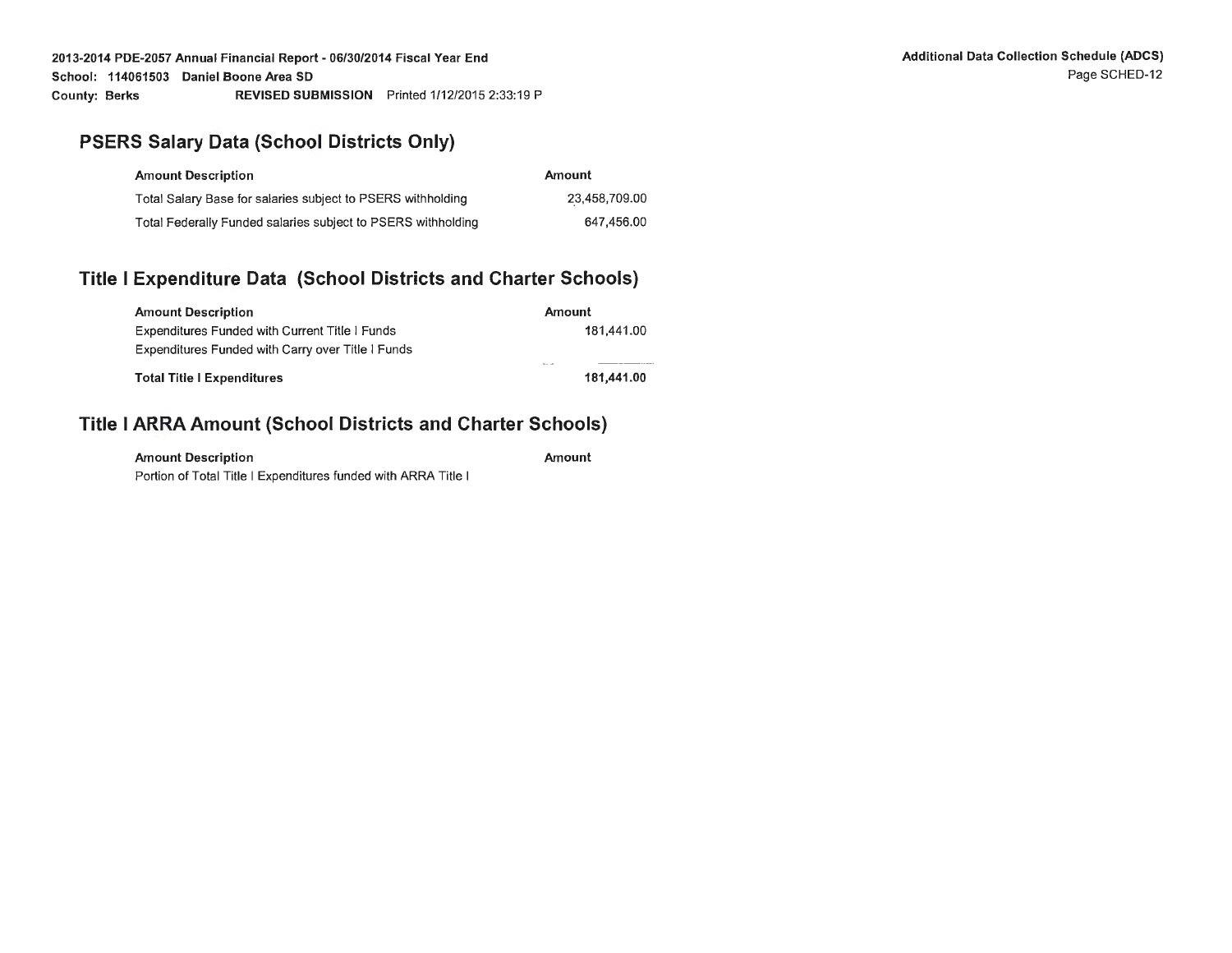## PSERS Salary Data (School Districts Only)

| Amount Description | Amount |
|---|---|
| Total Salary Base for salaries subject to PSERS withholding | 23,458,709.00 |
| Total Federally Funded salaries subject to PSERS withholding | 647,456.00 |

## Title I Expenditure Data (School Districts and Charter Schools)

| Amount Description | Amount |
|---|---|
| Expenditures Funded with Current Title I Funds | 181,441.00 |
| Expenditures Funded with Carry over Title I Funds | |
| **Total Title I Expenditures** | **181,441.00** |

## Title I ARRA Amount (School Districts and Charter Schools)

| Amount Description | Amount |
|---|---|
| Portion of Total Title I Expenditures funded with ARRA Title I | |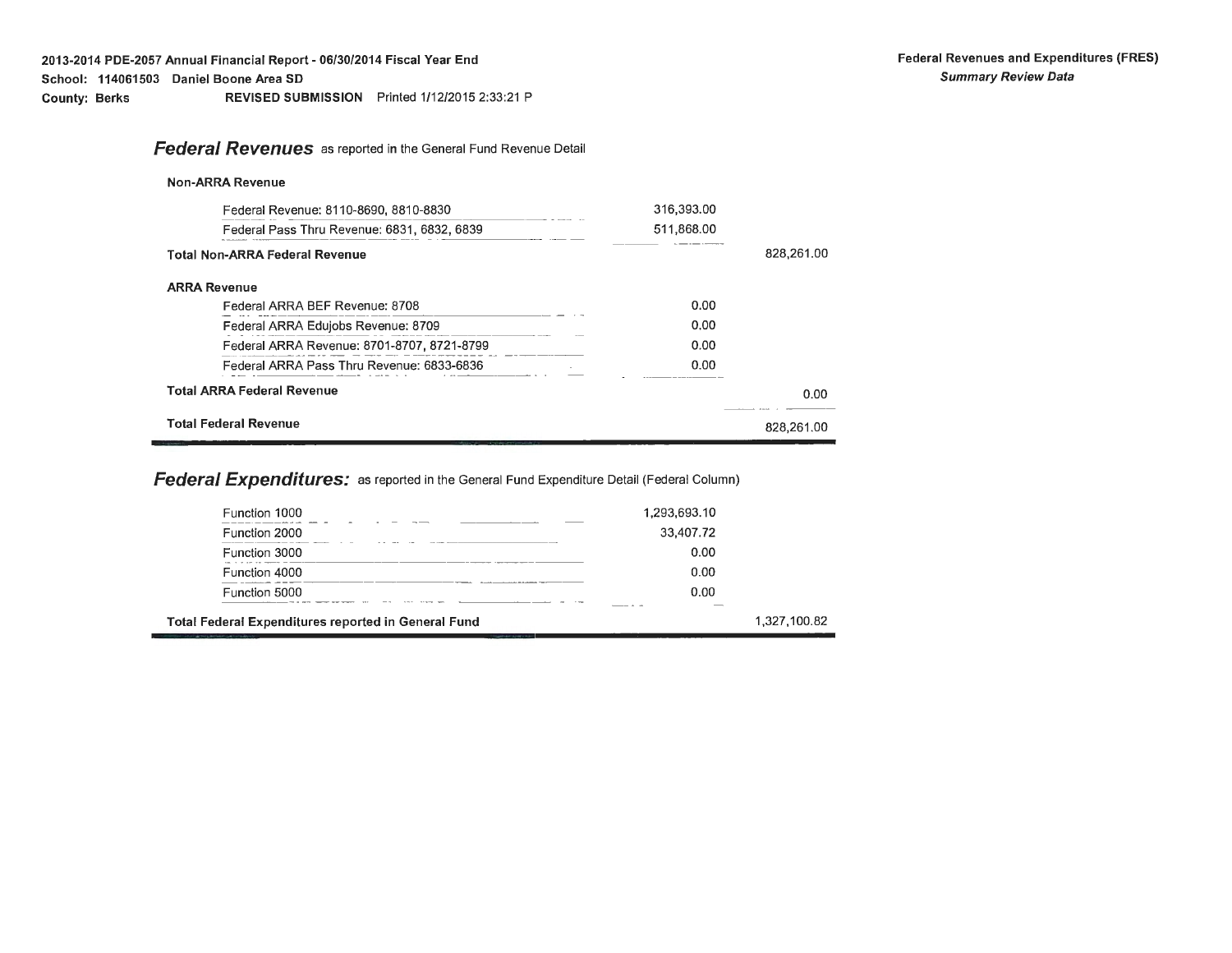**2013-2014 PDE-2057 Annual Financial Report - 06/30/2014 Fiscal Year End**
**School: 114061503 Daniel Boone Area SD**
**County: Berks** **REVISED SUBMISSION** Printed 1/12/2015 2:33:21 P

**Federal Revenues and Expenditures (FRES)**
***Summary Review Data***

## *Federal Revenues* as reported in the General Fund Revenue Detail

| | | |
|---|---|---|
| **Non-ARRA Revenue** | | |
| Federal Revenue: 8110-8690, 8810-8830 | 316,393.00 | |
| Federal Pass Thru Revenue: 6831, 6832, 6839 | 511,868.00 | |
| **Total Non-ARRA Federal Revenue** | | 828,261.00 |
| **ARRA Revenue** | | |
| Federal ARRA BEF Revenue: 8708 | 0.00 | |
| Federal ARRA Edujobs Revenue: 8709 | 0.00 | |
| Federal ARRA Revenue: 8701-8707, 8721-8799 | 0.00 | |
| Federal ARRA Pass Thru Revenue: 6833-6836 | 0.00 | |
| **Total ARRA Federal Revenue** | | 0.00 |
| **Total Federal Revenue** | | 828,261.00 |

## *Federal Expenditures:* as reported in the General Fund Expenditure Detail (Federal Column)

| | | |
|---|---|---|
| Function 1000 | 1,293,693.10 | |
| Function 2000 | 33,407.72 | |
| Function 3000 | 0.00 | |
| Function 4000 | 0.00 | |
| Function 5000 | 0.00 | |
| **Total Federal Expenditures reported in General Fund** | | 1,327,100.82 |